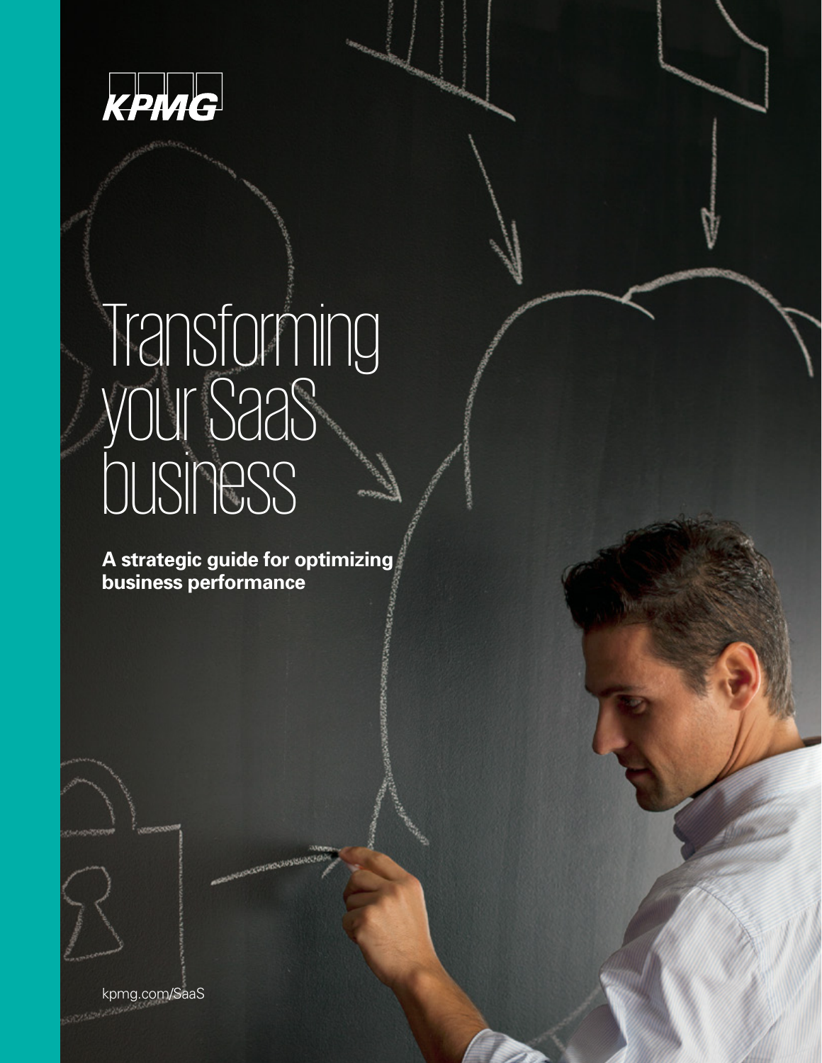KPMG

# Transforming your SaaS business

**A strategic guide for optimizing business performance**

kpmg.com/SaaS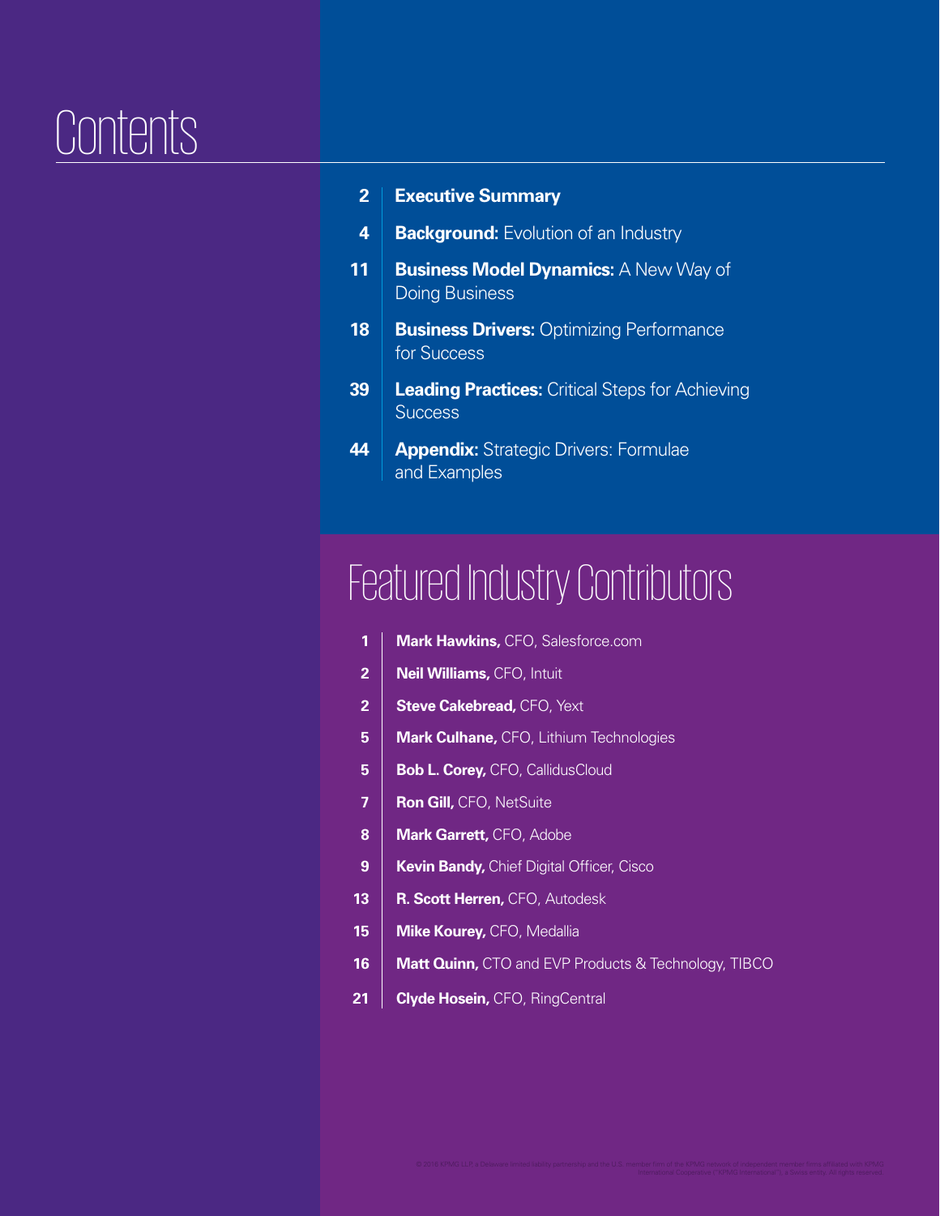# Contents

- **2** | **Executive Summary**
- **4** | **Background:** Evolution of an Industry
- **11** | **Business Model Dynamics:** A New Way of Doing Business
- **18** | **Business Drivers:** Optimizing Performance for Success
- **39** | **Leading Practices:** Critical Steps for Achieving Success
- **44** | **Appendix:** Strategic Drivers: Formulae and Examples

# Featured Industry Contributors

- **1** | **Mark Hawkins,** CFO, Salesforce.com
- **2** | **Neil Williams,** CFO, Intuit
- **2** | **Steve Cakebread,** CFO, Yext
- **5** | **Mark Culhane,** CFO, Lithium Technologies
- **5** | **Bob L. Corey,** CFO, CallidusCloud
- **7** | **Ron Gill,** CFO, NetSuite
- **8** | **Mark Garrett,** CFO, Adobe
- **9** | **Kevin Bandy,** Chief Digital Officer, Cisco
- **13** | **R. Scott Herren,** CFO, Autodesk
- **15** | **Mike Kourey,** CFO, Medallia
- **16** | **Matt Quinn,** CTO and EVP Products & Technology, TIBCO
- **21** | **Clyde Hosein,** CFO, RingCentral

© 2016 KPMG LLP, a Delaware limited liability partnership and the U.S. member firm of the KPMG network of independent member firms affiliated with KPMG International Cooperative ("KPMG International"), a Swiss entity. All rights reserved.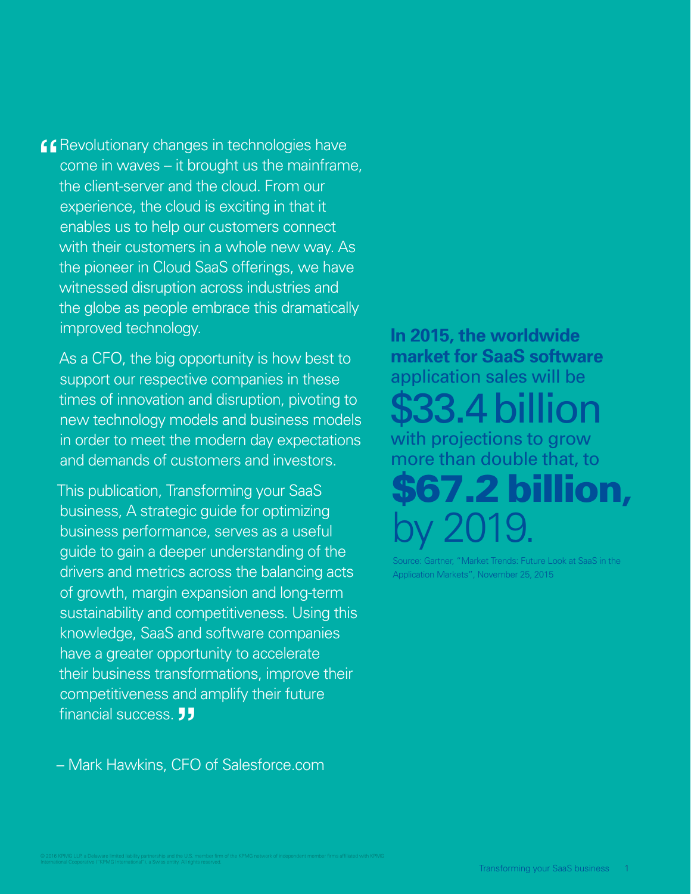"Revolutionary changes in technologies have come in waves – it brought us the mainframe, the client-server and the cloud. From our experience, the cloud is exciting in that it enables us to help our customers connect with their customers in a whole new way. As the pioneer in Cloud SaaS offerings, we have witnessed disruption across industries and the globe as people embrace this dramatically improved technology.

As a CFO, the big opportunity is how best to support our respective companies in these times of innovation and disruption, pivoting to new technology models and business models in order to meet the modern day expectations and demands of customers and investors.

This publication, Transforming your SaaS business, A strategic guide for optimizing business performance, serves as a useful guide to gain a deeper understanding of the drivers and metrics across the balancing acts of growth, margin expansion and long-term sustainability and competitiveness. Using this knowledge, SaaS and software companies have a greater opportunity to accelerate their business transformations, improve their competitiveness and amplify their future financial success."

– Mark Hawkins, CFO of Salesforce.com

**In 2015, the worldwide market for SaaS software** application sales will be $33.4 billion with projections to grow more than double that, to **$67.2 billion,** by 2019.

Source: Gartner, "Market Trends: Future Look at SaaS in the Application Markets", November 25, 2015

© 2016 KPMG LLP, a Delaware limited liability partnership and the U.S. member firm of the KPMG network of independent member firms affiliated with KPMG International Cooperative ("KPMG International"), a Swiss entity. All rights reserved.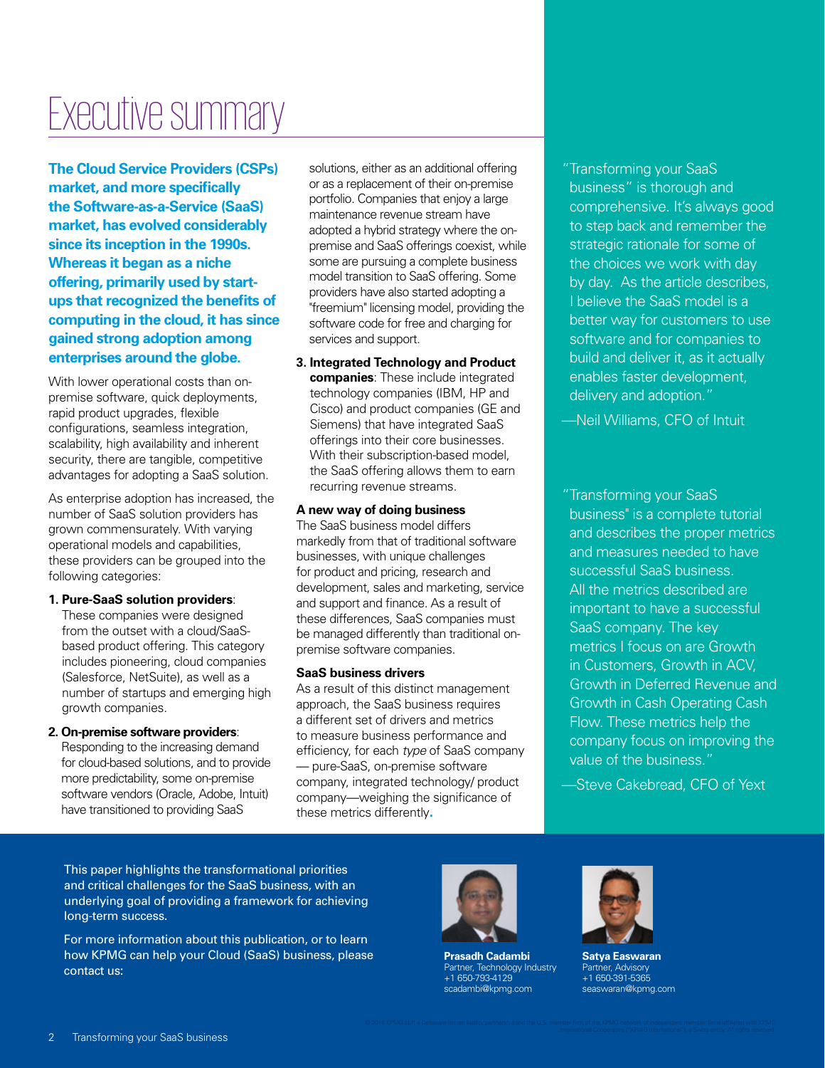# Executive summary

**The Cloud Service Providers (CSPs) market, and more specifically the Software-as-a-Service (SaaS) market, has evolved considerably since its inception in the 1990s. Whereas it began as a niche offering, primarily used by start-ups that recognized the benefits of computing in the cloud, it has since gained strong adoption among enterprises around the globe.**

With lower operational costs than on-premise software, quick deployments, rapid product upgrades, flexible configurations, seamless integration, scalability, high availability and inherent security, there are tangible, competitive advantages for adopting a SaaS solution.

As enterprise adoption has increased, the number of SaaS solution providers has grown commensurately. With varying operational models and capabilities, these providers can be grouped into the following categories:

1. **Pure-SaaS solution providers**: These companies were designed from the outset with a cloud/SaaS-based product offering. This category includes pioneering, cloud companies (Salesforce, NetSuite), as well as a number of startups and emerging high growth companies.
2. **On-premise software providers**: Responding to the increasing demand for cloud-based solutions, and to provide more predictability, some on-premise software vendors (Oracle, Adobe, Intuit) have transitioned to providing SaaS solutions, either as an additional offering or as a replacement of their on-premise portfolio. Companies that enjoy a large maintenance revenue stream have adopted a hybrid strategy where the on-premise and SaaS offerings coexist, while some are pursuing a complete business model transition to SaaS offering. Some providers have also started adopting a "freemium" licensing model, providing the software code for free and charging for services and support.
3. **Integrated Technology and Product companies**: These include integrated technology companies (IBM, HP and Cisco) and product companies (GE and Siemens) that have integrated SaaS offerings into their core businesses. With their subscription-based model, the SaaS offering allows them to earn recurring revenue streams.

**A new way of doing business**

The SaaS business model differs markedly from that of traditional software businesses, with unique challenges for product and pricing, research and development, sales and marketing, service and support and finance. As a result of these differences, SaaS companies must be managed differently than traditional on-premise software companies.

**SaaS business drivers**

As a result of this distinct management approach, the SaaS business requires a different set of drivers and metrics to measure business performance and efficiency, for each *type* of SaaS company — pure-SaaS, on-premise software company, integrated technology/ product company—weighing the significance of these metrics differently.

"Transforming your SaaS business" is thorough and comprehensive. It's always good to step back and remember the strategic rationale for some of the choices we work with day by day. As the article describes, I believe the SaaS model is a better way for customers to use software and for companies to build and deliver it, as it actually enables faster development, delivery and adoption."

—Neil Williams, CFO of Intuit

"Transforming your SaaS business" is a complete tutorial and describes the proper metrics and measures needed to have successful SaaS business. All the metrics described are important to have a successful SaaS company. The key metrics I focus on are Growth in Customers, Growth in ACV, Growth in Deferred Revenue and Growth in Cash Operating Cash Flow. These metrics help the company focus on improving the value of the business."

—Steve Cakebread, CFO of Yext

This paper highlights the transformational priorities and critical challenges for the SaaS business, with an underlying goal of providing a framework for achieving long-term success.

For more information about this publication, or to learn how KPMG can help your Cloud (SaaS) business, please contact us:

**Prasadh Cadambi**
Partner, Technology Industry
+1 650-793-4129
scadambi@kpmg.com

**Satya Easwaran**
Partner, Advisory
+1 650-391-5365
seaswaran@kpmg.com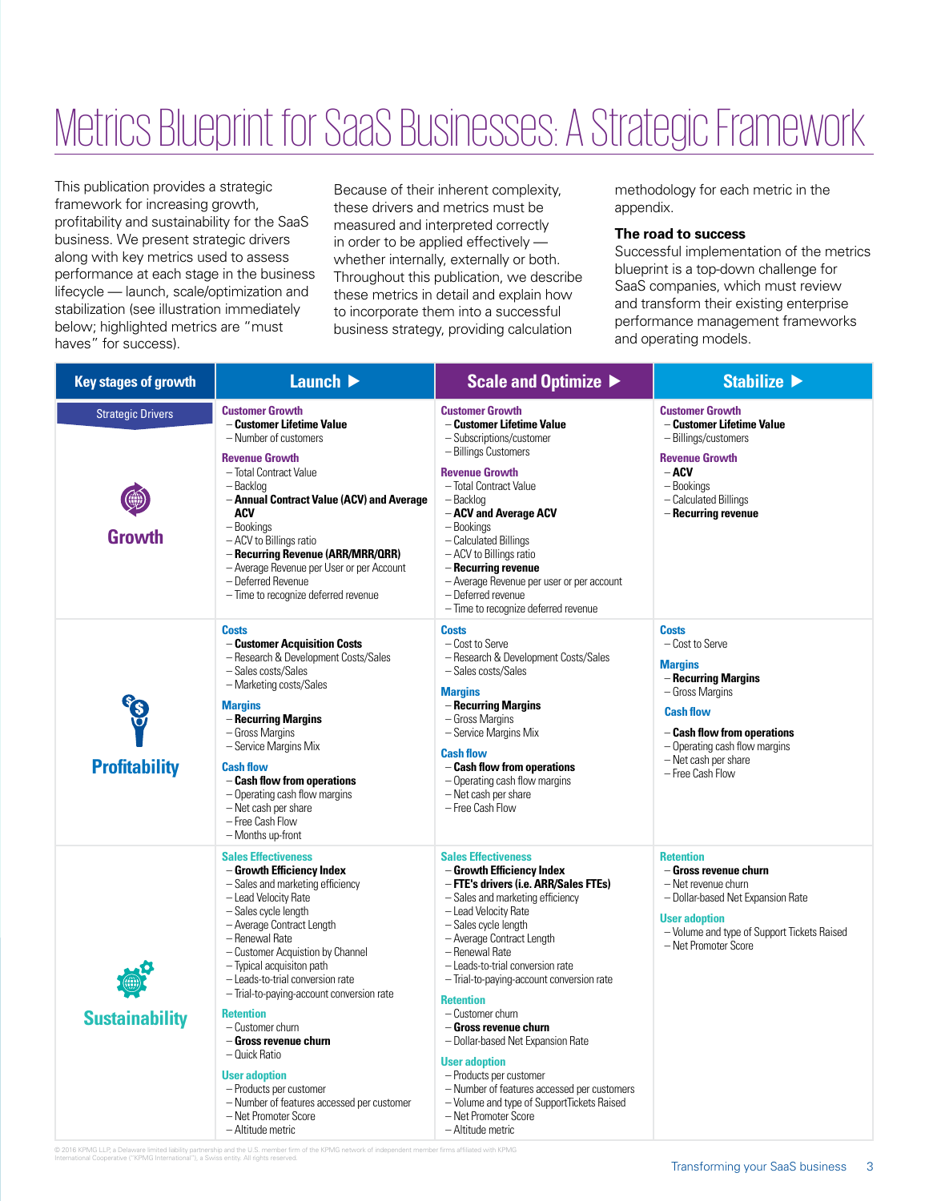# Metrics Blueprint for SaaS Businesses: A Strategic Framework

This publication provides a strategic framework for increasing growth, profitability and sustainability for the SaaS business. We present strategic drivers along with key metrics used to assess performance at each stage in the business lifecycle — launch, scale/optimization and stabilization (see illustration immediately below; highlighted metrics are "must haves" for success).

Because of their inherent complexity, these drivers and metrics must be measured and interpreted correctly in order to be applied effectively — whether internally, externally or both. Throughout this publication, we describe these metrics in detail and explain how to incorporate them into a successful business strategy, providing calculation methodology for each metric in the appendix.

### The road to success

Successful implementation of the metrics blueprint is a top-down challenge for SaaS companies, which must review and transform their existing enterprise performance management frameworks and operating models.

| Key stages of growth / Strategic Drivers | Launch ▶ | Scale and Optimize ▶ | Stabilize ▶ |
|---|---|---|---|
| **Growth** | **Customer Growth**<br>– **Customer Lifetime Value**<br>– Number of customers<br>**Revenue Growth**<br>– Total Contract Value<br>– Backlog<br>– **Annual Contract Value (ACV) and Average ACV**<br>– Bookings<br>– ACV to Billings ratio<br>– **Recurring Revenue (ARR/MRR/QRR)**<br>– Average Revenue per User or per Account<br>– Deferred Revenue<br>– Time to recognize deferred revenue | **Customer Growth**<br>– **Customer Lifetime Value**<br>– Subscriptions/customer<br>– Billings Customers<br>**Revenue Growth**<br>– Total Contract Value<br>– Backlog<br>– **ACV and Average ACV**<br>– Bookings<br>– Calculated Billings<br>– ACV to Billings ratio<br>– **Recurring revenue**<br>– Average Revenue per user or per account<br>– Deferred revenue<br>– Time to recognize deferred revenue | **Customer Growth**<br>– **Customer Lifetime Value**<br>– Billings/customers<br>**Revenue Growth**<br>– **ACV**<br>– Bookings<br>– Calculated Billings<br>– **Recurring revenue** |
| **Profitability** | **Costs**<br>– **Customer Acquisition Costs**<br>– Research & Development Costs/Sales<br>– Sales costs/Sales<br>– Marketing costs/Sales<br>**Margins**<br>– **Recurring Margins**<br>– Gross Margins<br>– Service Margins Mix<br>**Cash flow**<br>– **Cash flow from operations**<br>– Operating cash flow margins<br>– Net cash per share<br>– Free Cash Flow<br>– Months up-front | **Costs**<br>– Cost to Serve<br>– Research & Development Costs/Sales<br>– Sales costs/Sales<br>**Margins**<br>– **Recurring Margins**<br>– Gross Margins<br>– Service Margins Mix<br>**Cash flow**<br>– **Cash flow from operations**<br>– Operating cash flow margins<br>– Net cash per share<br>– Free Cash Flow | **Costs**<br>– Cost to Serve<br>**Margins**<br>– **Recurring Margins**<br>– Gross Margins<br>**Cash flow**<br>– **Cash flow from operations**<br>– Operating cash flow margins<br>– Net cash per share<br>– Free Cash Flow |
| **Sustainability** | **Sales Effectiveness**<br>– **Growth Efficiency Index**<br>– Sales and marketing efficiency<br>– Lead Velocity Rate<br>– Sales cycle length<br>– Average Contract Length<br>– Renewal Rate<br>– Customer Acquistion by Channel<br>– Typical acquisiton path<br>– Leads-to-trial conversion rate<br>– Trial-to-paying-account conversion rate<br>**Retention**<br>– Customer churn<br>– **Gross revenue churn**<br>– Quick Ratio<br>**User adoption**<br>– Products per customer<br>– Number of features accessed per customer<br>– Net Promoter Score<br>– Altitude metric | **Sales Effectiveness**<br>– **Growth Efficiency Index**<br>– **FTE's drivers (i.e. ARR/Sales FTEs)**<br>– Sales and marketing efficiency<br>– Lead Velocity Rate<br>– Sales cycle length<br>– Average Contract Length<br>– Renewal Rate<br>– Leads-to-trial conversion rate<br>– Trial-to-paying-account conversion rate<br>**Retention**<br>– Customer churn<br>– **Gross revenue churn**<br>– Dollar-based Net Expansion Rate<br>**User adoption**<br>– Products per customer<br>– Number of features accessed per customers<br>– Volume and type of SupportTickets Raised<br>– Net Promoter Score<br>– Altitude metric | **Retention**<br>– **Gross revenue churn**<br>– Net revenue churn<br>– Dollar-based Net Expansion Rate<br>**User adoption**<br>– Volume and type of Support Tickets Raised<br>– Net Promoter Score |

© 2016 KPMG LLP, a Delaware limited liability partnership and the U.S. member firm of the KPMG network of independent member firms affiliated with KPMG International Cooperative ("KPMG International"), a Swiss entity. All rights reserved.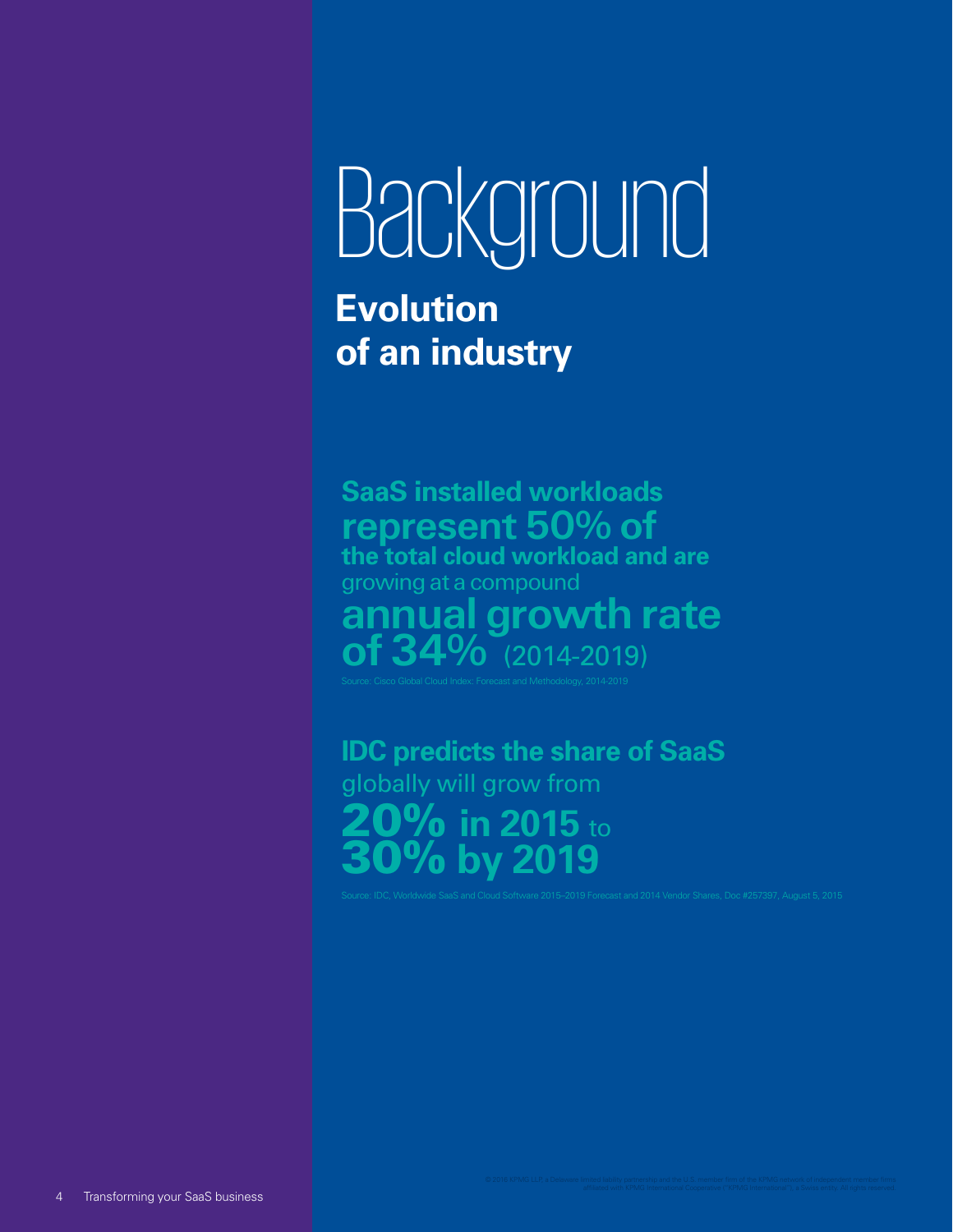# Background

## Evolution of an industry

**SaaS installed workloads represent 50% of the total cloud workload and are** growing at a compound **annual growth rate of 34%** (2014-2019)

Source: Cisco Global Cloud Index: Forecast and Methodology, 2014-2019

**IDC predicts the share of SaaS** globally will grow from **20% in 2015** to **30% by 2019**

Source: IDC, Worldwide SaaS and Cloud Software 2015–2019 Forecast and 2014 Vendor Shares, Doc #257397, August 5, 2015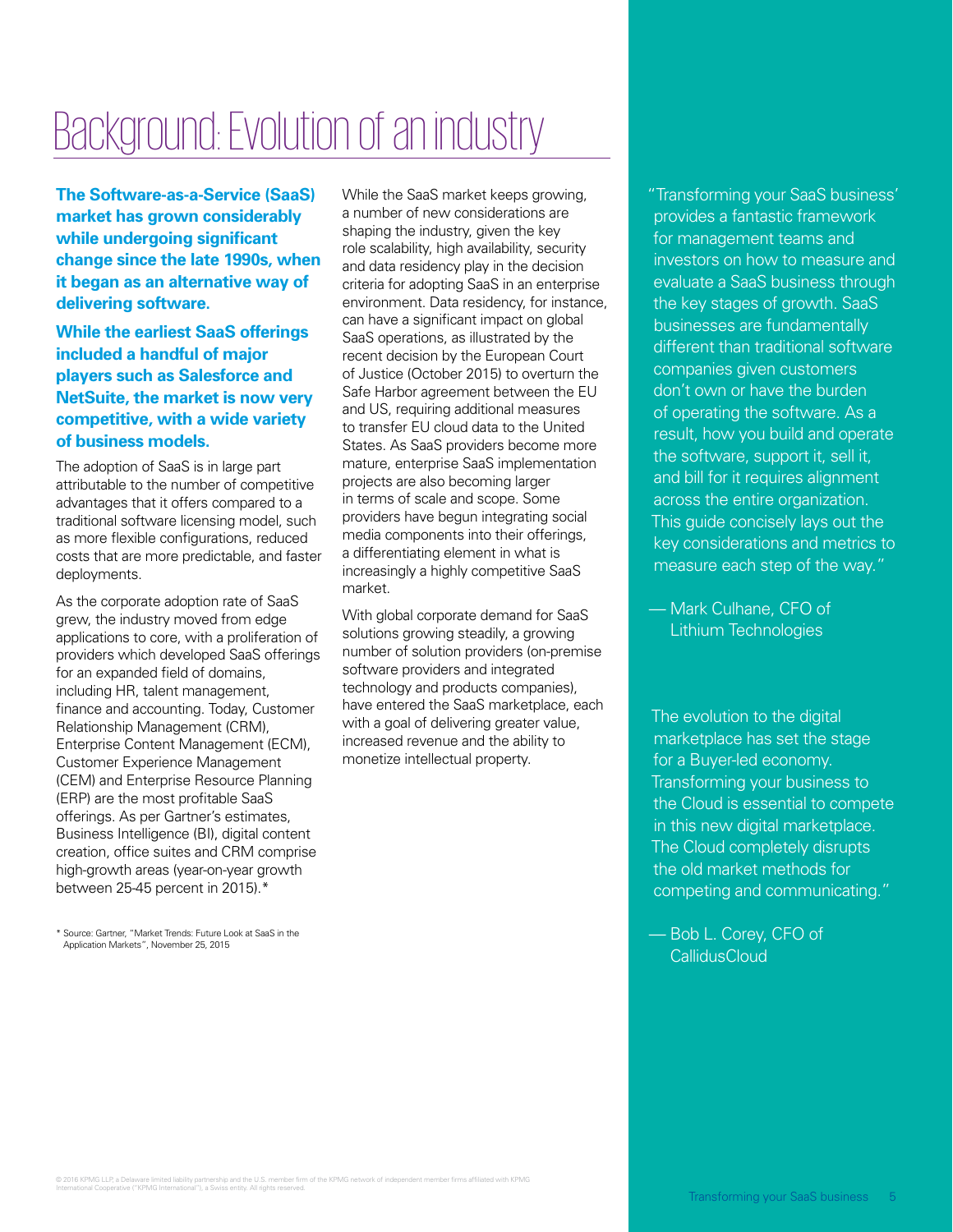# Background: Evolution of an industry

**The Software-as-a-Service (SaaS) market has grown considerably while undergoing significant change since the late 1990s, when it began as an alternative way of delivering software.**

**While the earliest SaaS offerings included a handful of major players such as Salesforce and NetSuite, the market is now very competitive, with a wide variety of business models.**

The adoption of SaaS is in large part attributable to the number of competitive advantages that it offers compared to a traditional software licensing model, such as more flexible configurations, reduced costs that are more predictable, and faster deployments.

As the corporate adoption rate of SaaS grew, the industry moved from edge applications to core, with a proliferation of providers which developed SaaS offerings for an expanded field of domains, including HR, talent management, finance and accounting. Today, Customer Relationship Management (CRM), Enterprise Content Management (ECM), Customer Experience Management (CEM) and Enterprise Resource Planning (ERP) are the most profitable SaaS offerings. As per Gartner's estimates, Business Intelligence (BI), digital content creation, office suites and CRM comprise high-growth areas (year-on-year growth between 25-45 percent in 2015).*

While the SaaS market keeps growing, a number of new considerations are shaping the industry, given the key role scalability, high availability, security and data residency play in the decision criteria for adopting SaaS in an enterprise environment. Data residency, for instance, can have a significant impact on global SaaS operations, as illustrated by the recent decision by the European Court of Justice (October 2015) to overturn the Safe Harbor agreement between the EU and US, requiring additional measures to transfer EU cloud data to the United States. As SaaS providers become more mature, enterprise SaaS implementation projects are also becoming larger in terms of scale and scope. Some providers have begun integrating social media components into their offerings, a differentiating element in what is increasingly a highly competitive SaaS market.

With global corporate demand for SaaS solutions growing steadily, a growing number of solution providers (on-premise software providers and integrated technology and products companies), have entered the SaaS marketplace, each with a goal of delivering greater value, increased revenue and the ability to monetize intellectual property.

\* Source: Gartner, "Market Trends: Future Look at SaaS in the Application Markets", November 25, 2015

"Transforming your SaaS business' provides a fantastic framework for management teams and investors on how to measure and evaluate a SaaS business through the key stages of growth. SaaS businesses are fundamentally different than traditional software companies given customers don't own or have the burden of operating the software. As a result, how you build and operate the software, support it, sell it, and bill for it requires alignment across the entire organization. This guide concisely lays out the key considerations and metrics to measure each step of the way."

— Mark Culhane, CFO of Lithium Technologies

The evolution to the digital marketplace has set the stage for a Buyer-led economy. Transforming your business to the Cloud is essential to compete in this new digital marketplace. The Cloud completely disrupts the old market methods for competing and communicating."

— Bob L. Corey, CFO of CallidusCloud

© 2016 KPMG LLP, a Delaware limited liability partnership and the U.S. member firm of the KPMG network of independent member firms affiliated with KPMG International Cooperative ("KPMG International"), a Swiss entity. All rights reserved.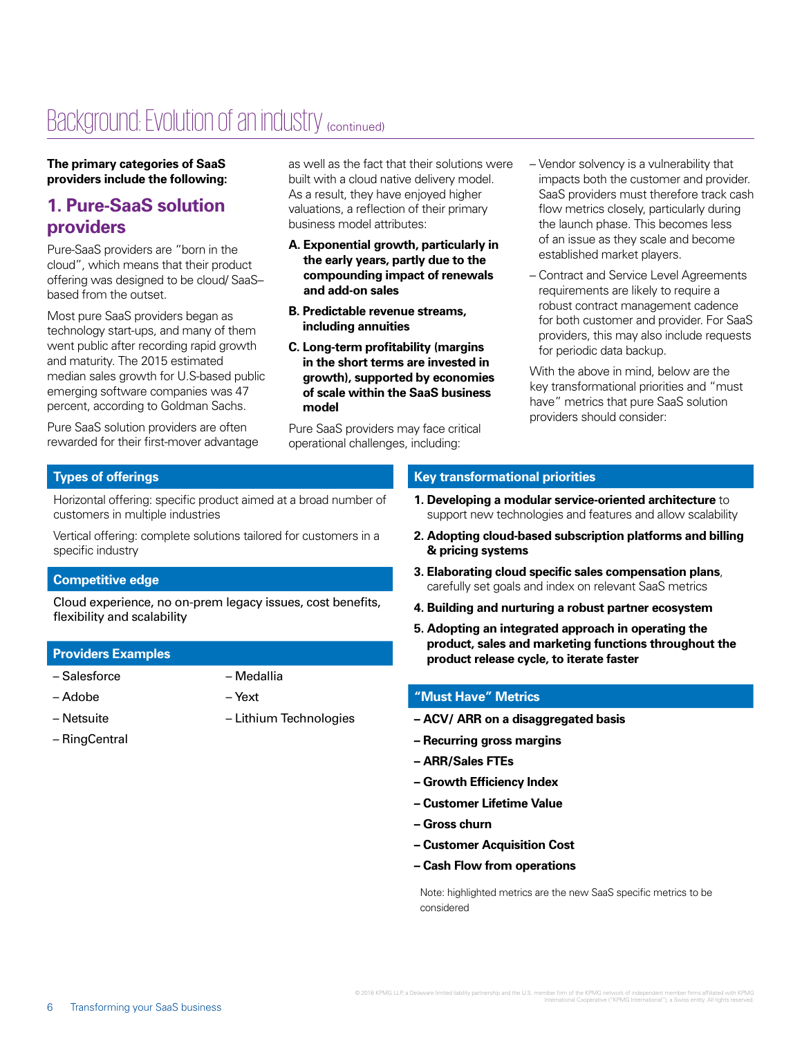# Background: Evolution of an industry (continued)

**The primary categories of SaaS providers include the following:**

## 1. Pure-SaaS solution providers

Pure-SaaS providers are "born in the cloud", which means that their product offering was designed to be cloud/ SaaS–based from the outset.

Most pure SaaS providers began as technology start-ups, and many of them went public after recording rapid growth and maturity. The 2015 estimated median sales growth for U.S-based public emerging software companies was 47 percent, according to Goldman Sachs.

Pure SaaS solution providers are often rewarded for their first-mover advantage as well as the fact that their solutions were built with a cloud native delivery model. As a result, they have enjoyed higher valuations, a reflection of their primary business model attributes:

- **A. Exponential growth, particularly in the early years, partly due to the compounding impact of renewals and add-on sales**
- **B. Predictable revenue streams, including annuities**
- **C. Long-term profitability (margins in the short terms are invested in growth), supported by economies of scale within the SaaS business model**

Pure SaaS providers may face critical operational challenges, including:

- Vendor solvency is a vulnerability that impacts both the customer and provider. SaaS providers must therefore track cash flow metrics closely, particularly during the launch phase. This becomes less of an issue as they scale and become established market players.
- Contract and Service Level Agreements requirements are likely to require a robust contract management cadence for both customer and provider. For SaaS providers, this may also include requests for periodic data backup.

With the above in mind, below are the key transformational priorities and "must have" metrics that pure SaaS solution providers should consider:

### Types of offerings

Horizontal offering: specific product aimed at a broad number of customers in multiple industries

Vertical offering: complete solutions tailored for customers in a specific industry

### Competitive edge

Cloud experience, no on-prem legacy issues, cost benefits, flexibility and scalability

### Providers Examples

- Salesforce
- Adobe
- Netsuite
- RingCentral
- Medallia
- Yext
- Lithium Technologies

### Key transformational priorities

1. **Developing a modular service-oriented architecture** to support new technologies and features and allow scalability
2. **Adopting cloud-based subscription platforms and billing & pricing systems**
3. **Elaborating cloud specific sales compensation plans**, carefully set goals and index on relevant SaaS metrics
4. **Building and nurturing a robust partner ecosystem**
5. **Adopting an integrated approach in operating the product, sales and marketing functions throughout the product release cycle, to iterate faster**

### "Must Have" Metrics

- **ACV/ ARR on a disaggregated basis**
- **Recurring gross margins**
- **ARR/Sales FTEs**
- **Growth Efficiency Index**
- **Customer Lifetime Value**
- **Gross churn**
- **Customer Acquisition Cost**
- **Cash Flow from operations**

Note: highlighted metrics are the new SaaS specific metrics to be considered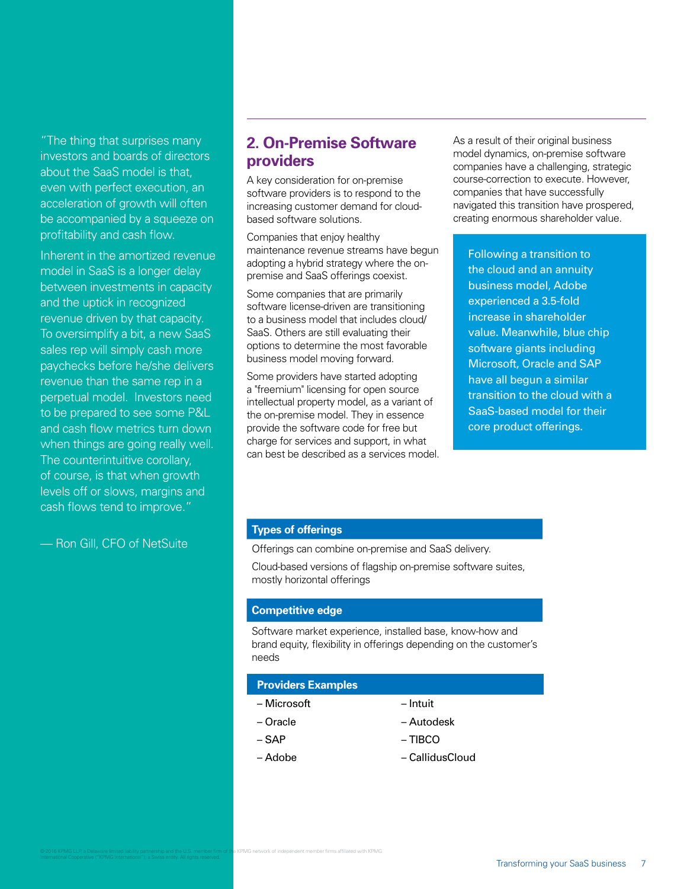"The thing that surprises many investors and boards of directors about the SaaS model is that, even with perfect execution, an acceleration of growth will often be accompanied by a squeeze on profitability and cash flow.

Inherent in the amortized revenue model in SaaS is a longer delay between investments in capacity and the uptick in recognized revenue driven by that capacity. To oversimplify a bit, a new SaaS sales rep will simply cash more paychecks before he/she delivers revenue than the same rep in a perpetual model. Investors need to be prepared to see some P&L and cash flow metrics turn down when things are going really well. The counterintuitive corollary, of course, is that when growth levels off or slows, margins and cash flows tend to improve."

— Ron Gill, CFO of NetSuite

## 2. On-Premise Software providers

A key consideration for on-premise software providers is to respond to the increasing customer demand for cloud-based software solutions.

Companies that enjoy healthy maintenance revenue streams have begun adopting a hybrid strategy where the on-premise and SaaS offerings coexist.

Some companies that are primarily software license-driven are transitioning to a business model that includes cloud/SaaS. Others are still evaluating their options to determine the most favorable business model moving forward.

Some providers have started adopting a "freemium" licensing for open source intellectual property model, as a variant of the on-premise model. They in essence provide the software code for free but charge for services and support, in what can best be described as a services model.

As a result of their original business model dynamics, on-premise software companies have a challenging, strategic course-correction to execute. However, companies that have successfully navigated this transition have prospered, creating enormous shareholder value.

Following a transition to the cloud and an annuity business model, Adobe experienced a 3.5-fold increase in shareholder value. Meanwhile, blue chip software giants including Microsoft, Oracle and SAP have all begun a similar transition to the cloud with a SaaS-based model for their core product offerings.

**Types of offerings**

Offerings can combine on-premise and SaaS delivery.

Cloud-based versions of flagship on-premise software suites, mostly horizontal offerings

**Competitive edge**

Software market experience, installed base, know-how and brand equity, flexibility in offerings depending on the customer's needs

**Providers Examples**

- Microsoft
- Oracle
- SAP
- Adobe
- Intuit
- Autodesk
- TIBCO
- CallidusCloud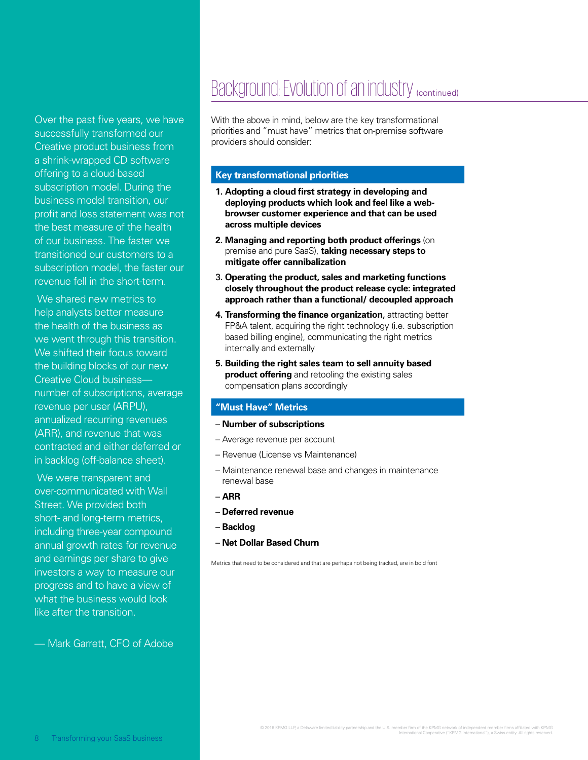Over the past five years, we have successfully transformed our Creative product business from a shrink-wrapped CD software offering to a cloud-based subscription model. During the business model transition, our profit and loss statement was not the best measure of the health of our business. The faster we transitioned our customers to a subscription model, the faster our revenue fell in the short-term.

We shared new metrics to help analysts better measure the health of the business as we went through this transition. We shifted their focus toward the building blocks of our new Creative Cloud business—number of subscriptions, average revenue per user (ARPU), annualized recurring revenues (ARR), and revenue that was contracted and either deferred or in backlog (off-balance sheet).

We were transparent and over-communicated with Wall Street. We provided both short- and long-term metrics, including three-year compound annual growth rates for revenue and earnings per share to give investors a way to measure our progress and to have a view of what the business would look like after the transition.

— Mark Garrett, CFO of Adobe

# Background: Evolution of an industry (continued)

With the above in mind, below are the key transformational priorities and "must have" metrics that on-premise software providers should consider:

## Key transformational priorities

1. **Adopting a cloud first strategy in developing and deploying products which look and feel like a web-browser customer experience and that can be used across multiple devices**
2. **Managing and reporting both product offerings** (on premise and pure SaaS), **taking necessary steps to mitigate offer cannibalization**
3. **Operating the product, sales and marketing functions closely throughout the product release cycle: integrated approach rather than a functional/ decoupled approach**
4. **Transforming the finance organization,** attracting better FP&A talent, acquiring the right technology (i.e. subscription based billing engine), communicating the right metrics internally and externally
5. **Building the right sales team to sell annuity based product offering** and retooling the existing sales compensation plans accordingly

## "Must Have" Metrics

- **Number of subscriptions**
- Average revenue per account
- Revenue (License vs Maintenance)
- Maintenance renewal base and changes in maintenance renewal base
- **ARR**
- **Deferred revenue**
- **Backlog**
- **Net Dollar Based Churn**

Metrics that need to be considered and that are perhaps not being tracked, are in bold font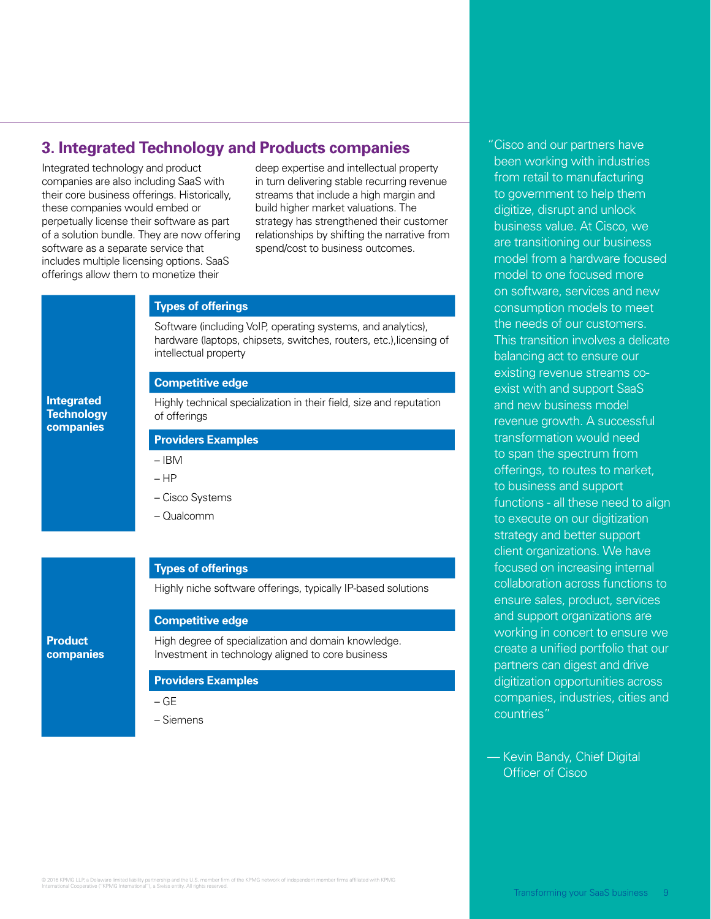## 3. Integrated Technology and Products companies

Integrated technology and product companies are also including SaaS with their core business offerings. Historically, these companies would embed or perpetually license their software as part of a solution bundle. They are now offering software as a separate service that includes multiple licensing options. SaaS offerings allow them to monetize their deep expertise and intellectual property in turn delivering stable recurring revenue streams that include a high margin and build higher market valuations. The strategy has strengthened their customer relationships by shifting the narrative from spend/cost to business outcomes.

**Integrated Technology companies**

**Types of offerings**

Software (including VoIP, operating systems, and analytics), hardware (laptops, chipsets, switches, routers, etc.),licensing of intellectual property

**Competitive edge**

Highly technical specialization in their field, size and reputation of offerings

**Providers Examples**

– IBM

– HP

– Cisco Systems

– Qualcomm

**Product companies**

**Types of offerings**

Highly niche software offerings, typically IP-based solutions

**Competitive edge**

High degree of specialization and domain knowledge. Investment in technology aligned to core business

**Providers Examples**

– GE

– Siemens

"Cisco and our partners have been working with industries from retail to manufacturing to government to help them digitize, disrupt and unlock business value. At Cisco, we are transitioning our business model from a hardware focused model to one focused more on software, services and new consumption models to meet the needs of our customers. This transition involves a delicate balancing act to ensure our existing revenue streams co-exist with and support SaaS and new business model revenue growth. A successful transformation would need to span the spectrum from offerings, to routes to market, to business and support functions - all these need to align to execute on our digitization strategy and better support client organizations. We have focused on increasing internal collaboration across functions to ensure sales, product, services and support organizations are working in concert to ensure we create a unified portfolio that our partners can digest and drive digitization opportunities across companies, industries, cities and countries"

— Kevin Bandy, Chief Digital Officer of Cisco

© 2016 KPMG LLP, a Delaware limited liability partnership and the U.S. member firm of the KPMG network of independent member firms affiliated with KPMG International Cooperative ("KPMG International"), a Swiss entity. All rights reserved.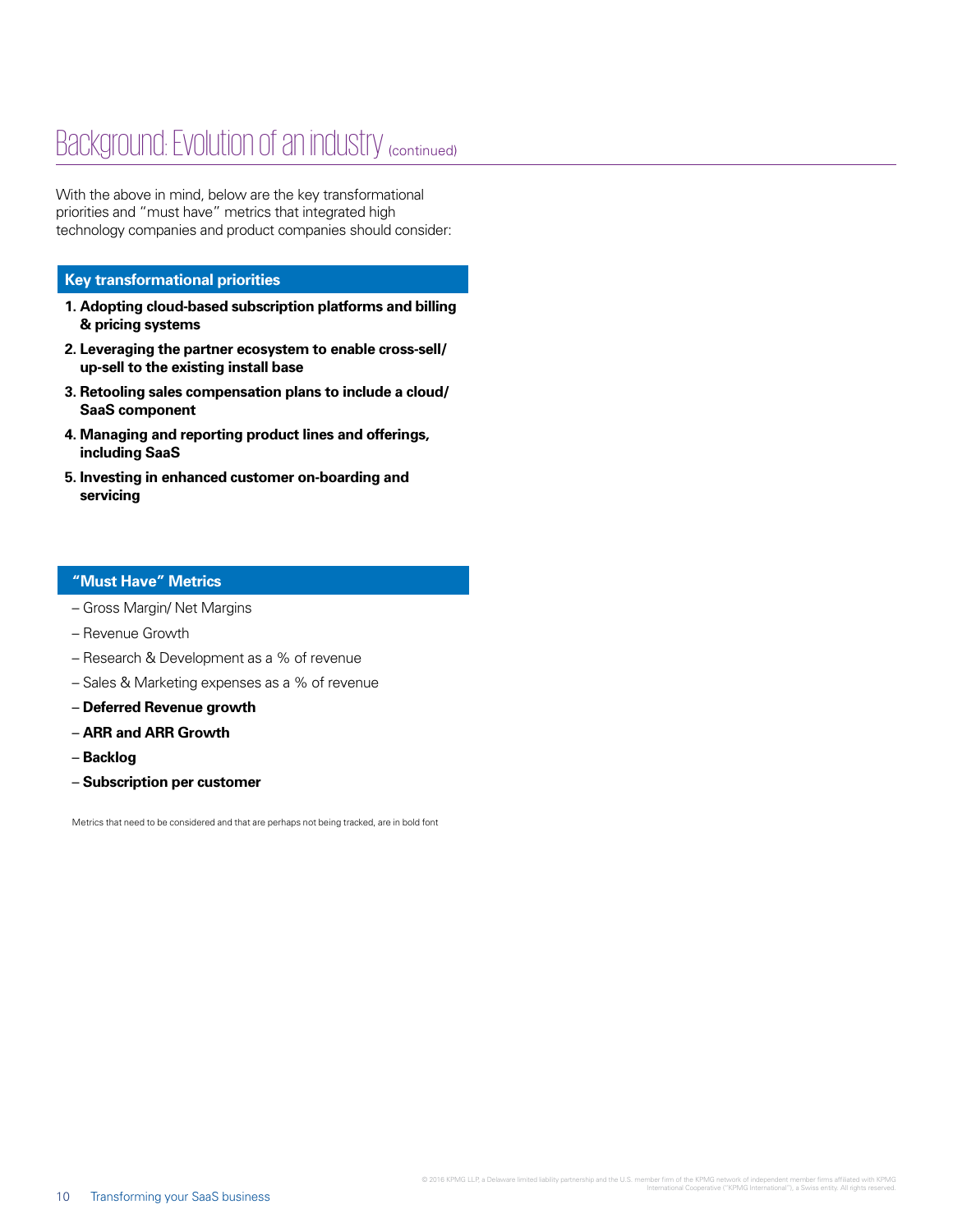# Background: Evolution of an industry (continued)

With the above in mind, below are the key transformational priorities and "must have" metrics that integrated high technology companies and product companies should consider:

## Key transformational priorities

1. **Adopting cloud-based subscription platforms and billing & pricing systems**
2. **Leveraging the partner ecosystem to enable cross-sell/up-sell to the existing install base**
3. **Retooling sales compensation plans to include a cloud/SaaS component**
4. **Managing and reporting product lines and offerings, including SaaS**
5. **Investing in enhanced customer on-boarding and servicing**

## "Must Have" Metrics

- Gross Margin/ Net Margins
- Revenue Growth
- Research & Development as a % of revenue
- Sales & Marketing expenses as a % of revenue
- **Deferred Revenue growth**
- **ARR and ARR Growth**
- **Backlog**
- **Subscription per customer**

Metrics that need to be considered and that are perhaps not being tracked, are in bold font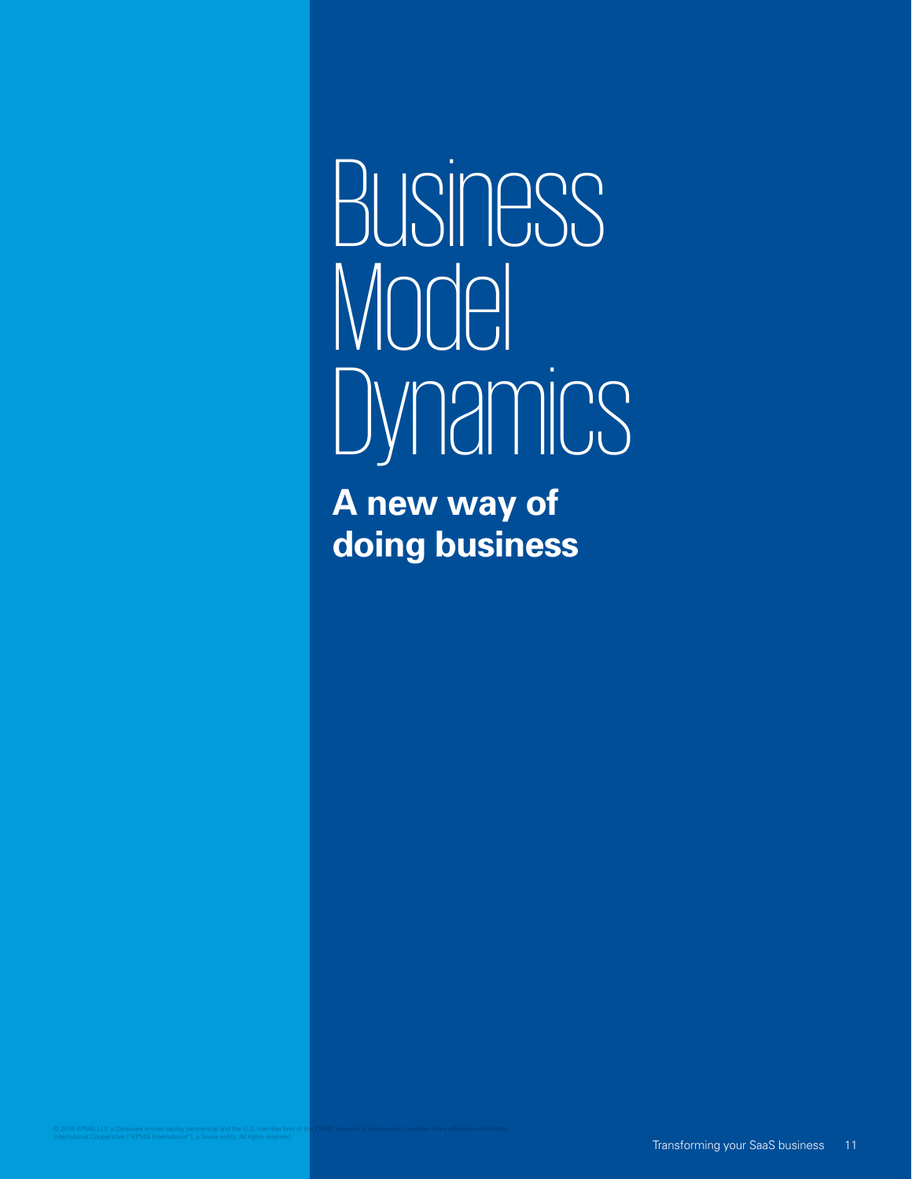# Business Model Dynamics

## A new way of doing business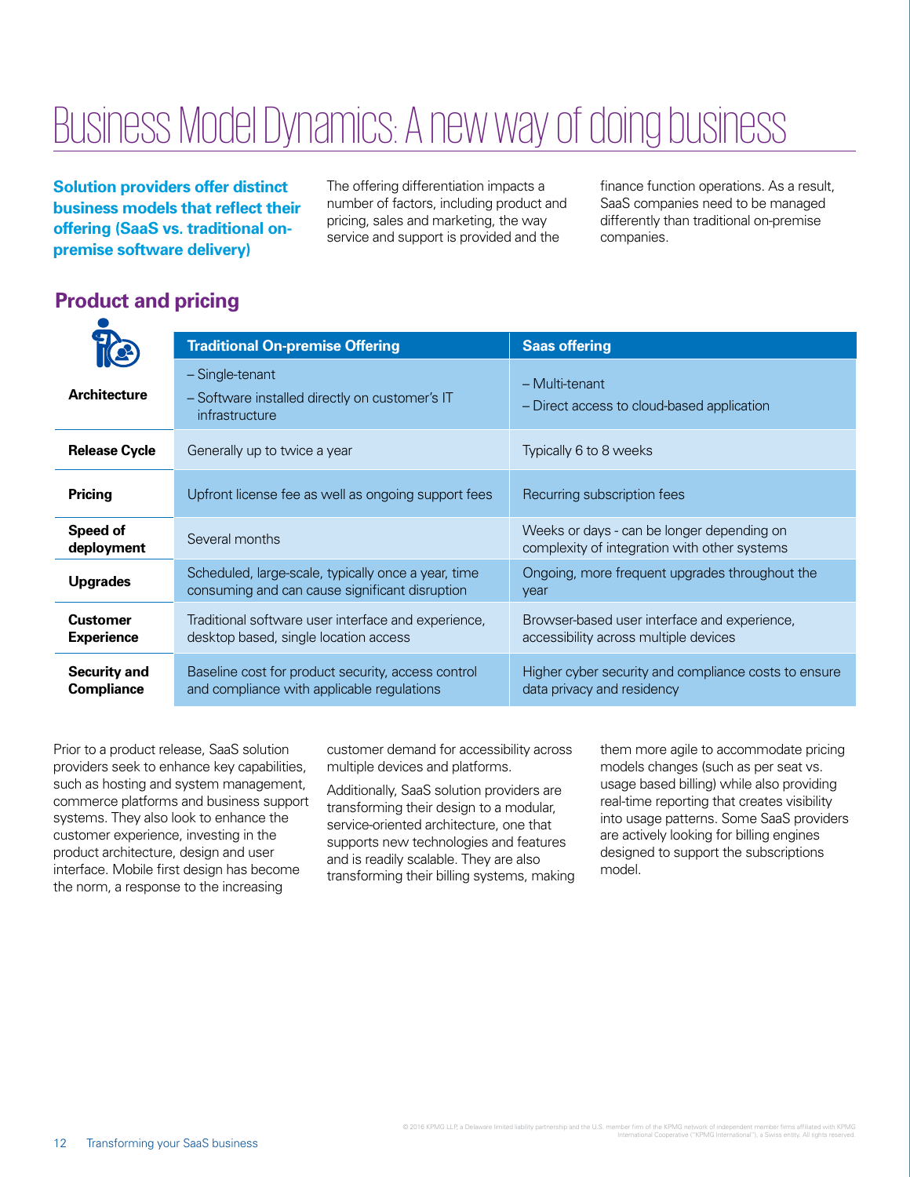# Business Model Dynamics: A new way of doing business

**Solution providers offer distinct business models that reflect their offering (SaaS vs. traditional on-premise software delivery)**

The offering differentiation impacts a number of factors, including product and pricing, sales and marketing, the way service and support is provided and the finance function operations. As a result, SaaS companies need to be managed differently than traditional on-premise companies.

## Product and pricing

| | Traditional On-premise Offering | Saas offering |
|---|---|---|
| **Architecture** | – Single-tenant<br>– Software installed directly on customer's IT infrastructure | – Multi-tenant<br>– Direct access to cloud-based application |
| **Release Cycle** | Generally up to twice a year | Typically 6 to 8 weeks |
| **Pricing** | Upfront license fee as well as ongoing support fees | Recurring subscription fees |
| **Speed of deployment** | Several months | Weeks or days - can be longer depending on complexity of integration with other systems |
| **Upgrades** | Scheduled, large-scale, typically once a year, time consuming and can cause significant disruption | Ongoing, more frequent upgrades throughout the year |
| **Customer Experience** | Traditional software user interface and experience, desktop based, single location access | Browser-based user interface and experience, accessibility across multiple devices |
| **Security and Compliance** | Baseline cost for product security, access control and compliance with applicable regulations | Higher cyber security and compliance costs to ensure data privacy and residency |

Prior to a product release, SaaS solution providers seek to enhance key capabilities, such as hosting and system management, commerce platforms and business support systems. They also look to enhance the customer experience, investing in the product architecture, design and user interface. Mobile first design has become the norm, a response to the increasing customer demand for accessibility across multiple devices and platforms.

Additionally, SaaS solution providers are transforming their design to a modular, service-oriented architecture, one that supports new technologies and features and is readily scalable. They are also transforming their billing systems, making them more agile to accommodate pricing models changes (such as per seat vs. usage based billing) while also providing real-time reporting that creates visibility into usage patterns. Some SaaS providers are actively looking for billing engines designed to support the subscriptions model.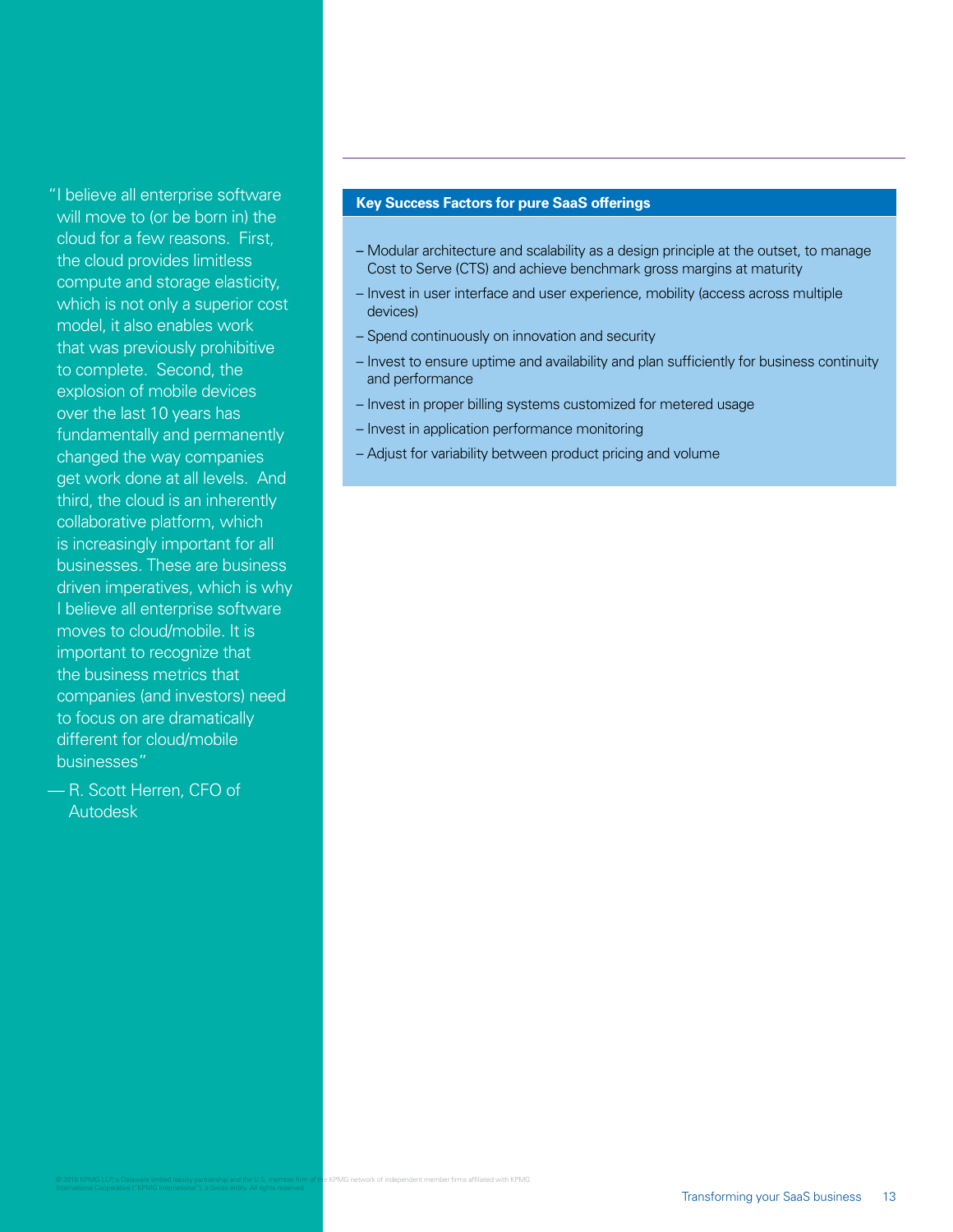"I believe all enterprise software will move to (or be born in) the cloud for a few reasons. First, the cloud provides limitless compute and storage elasticity, which is not only a superior cost model, it also enables work that was previously prohibitive to complete. Second, the explosion of mobile devices over the last 10 years has fundamentally and permanently changed the way companies get work done at all levels. And third, the cloud is an inherently collaborative platform, which is increasingly important for all businesses. These are business driven imperatives, which is why I believe all enterprise software moves to cloud/mobile. It is important to recognize that the business metrics that companies (and investors) need to focus on are dramatically different for cloud/mobile businesses"

— R. Scott Herren, CFO of Autodesk

**Key Success Factors for pure SaaS offerings**

- Modular architecture and scalability as a design principle at the outset, to manage Cost to Serve (CTS) and achieve benchmark gross margins at maturity
- Invest in user interface and user experience, mobility (access across multiple devices)
- Spend continuously on innovation and security
- Invest to ensure uptime and availability and plan sufficiently for business continuity and performance
- Invest in proper billing systems customized for metered usage
- Invest in application performance monitoring
- Adjust for variability between product pricing and volume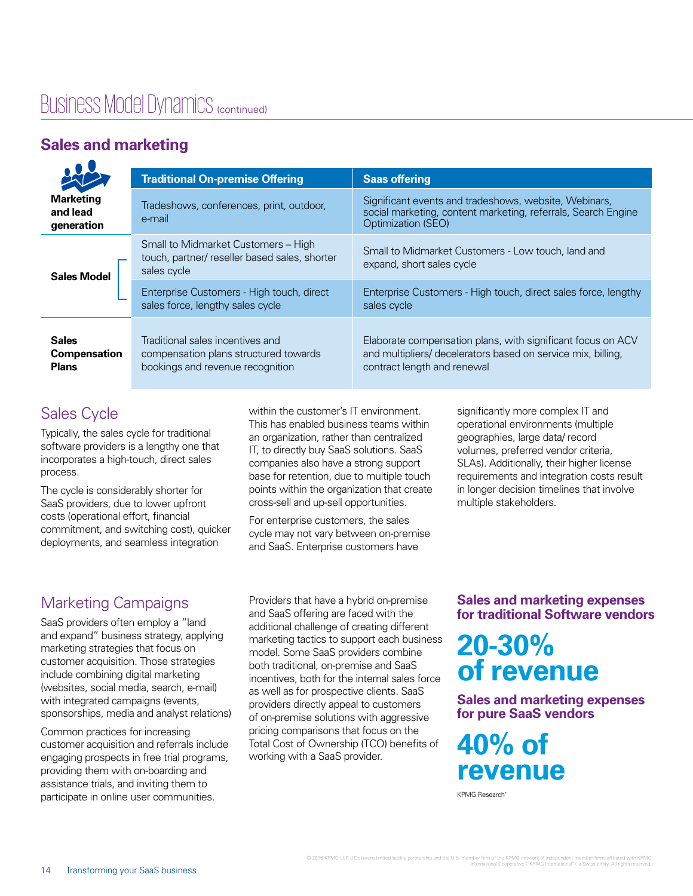# Business Model Dynamics (continued)

## Sales and marketing

| | | Traditional On-premise Offering | Saas offering |
|---|---|---|---|
| **Marketing and lead generation** | | Tradeshows, conferences, print, outdoor, e-mail | Significant events and tradeshows, website, Webinars, social marketing, content marketing, referrals, Search Engine Optimization (SEO) |
| **Sales Model** | | Small to Midmarket Customers – High touch, partner/ reseller based sales, shorter sales cycle | Small to Midmarket Customers - Low touch, land and expand, short sales cycle |
| | | Enterprise Customers - High touch, direct sales force, lengthy sales cycle | Enterprise Customers - High touch, direct sales force, lengthy sales cycle |
| **Sales Compensation Plans** | | Traditional sales incentives and compensation plans structured towards bookings and revenue recognition | Elaborate compensation plans, with significant focus on ACV and multipliers/ decelerators based on service mix, billing, contract length and renewal |

### Sales Cycle

Typically, the sales cycle for traditional software providers is a lengthy one that incorporates a high-touch, direct sales process.

The cycle is considerably shorter for SaaS providers, due to lower upfront costs (operational effort, financial commitment, and switching cost), quicker deployments, and seamless integration within the customer's IT environment. This has enabled business teams within an organization, rather than centralized IT, to directly buy SaaS solutions. SaaS companies also have a strong support base for retention, due to multiple touch points within the organization that create cross-sell and up-sell opportunities.

For enterprise customers, the sales cycle may not vary between on-premise and SaaS. Enterprise customers have significantly more complex IT and operational environments (multiple geographies, large data/ record volumes, preferred vendor criteria, SLAs). Additionally, their higher license requirements and integration costs result in longer decision timelines that involve multiple stakeholders.

### Marketing Campaigns

SaaS providers often employ a "land and expand" business strategy, applying marketing strategies that focus on customer acquisition. Those strategies include combining digital marketing (websites, social media, search, e-mail) with integrated campaigns (events, sponsorships, media and analyst relations)

Common practices for increasing customer acquisition and referrals include engaging prospects in free trial programs, providing them with on-boarding and assistance trials, and inviting them to participate in online user communities.

Providers that have a hybrid on-premise and SaaS offering are faced with the additional challenge of creating different marketing tactics to support each business model. Some SaaS providers combine both traditional, on-premise and SaaS incentives, both for the internal sales force as well as for prospective clients. SaaS providers directly appeal to customers of on-premise solutions with aggressive pricing comparisons that focus on the Total Cost of Ownership (TCO) benefits of working with a SaaS provider.

**Sales and marketing expenses for traditional Software vendors**

**20-30% of revenue**

**Sales and marketing expenses for pure SaaS vendors**

**40% of revenue**

KPMG Research[*]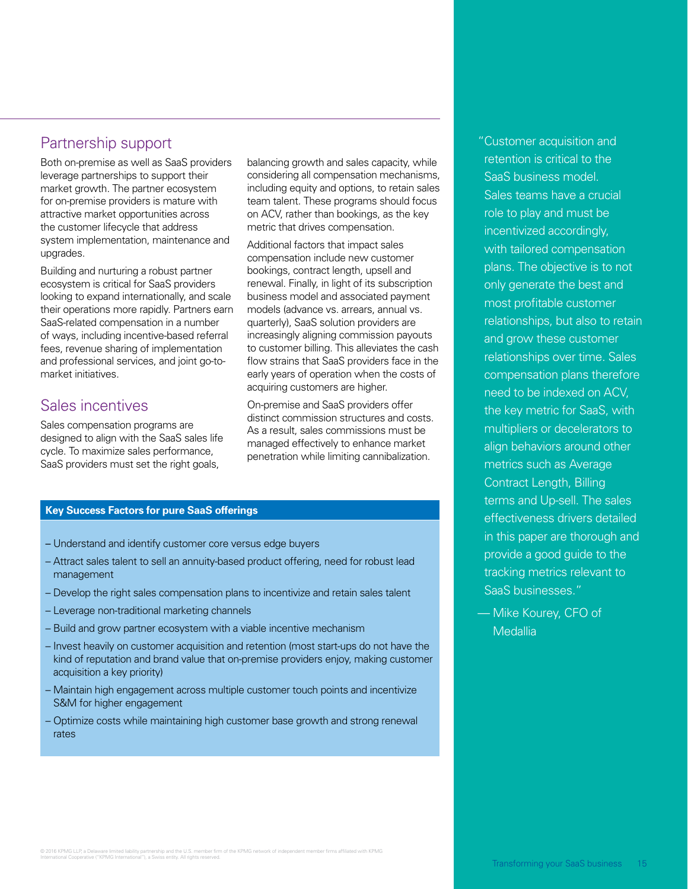## Partnership support

Both on-premise as well as SaaS providers leverage partnerships to support their market growth. The partner ecosystem for on-premise providers is mature with attractive market opportunities across the customer lifecycle that address system implementation, maintenance and upgrades.

Building and nurturing a robust partner ecosystem is critical for SaaS providers looking to expand internationally, and scale their operations more rapidly. Partners earn SaaS-related compensation in a number of ways, including incentive-based referral fees, revenue sharing of implementation and professional services, and joint go-to-market initiatives.

## Sales incentives

Sales compensation programs are designed to align with the SaaS sales life cycle. To maximize sales performance, SaaS providers must set the right goals, balancing growth and sales capacity, while considering all compensation mechanisms, including equity and options, to retain sales team talent. These programs should focus on ACV, rather than bookings, as the key metric that drives compensation.

Additional factors that impact sales compensation include new customer bookings, contract length, upsell and renewal. Finally, in light of its subscription business model and associated payment models (advance vs. arrears, annual vs. quarterly), SaaS solution providers are increasingly aligning commission payouts to customer billing. This alleviates the cash flow strains that SaaS providers face in the early years of operation when the costs of acquiring customers are higher.

On-premise and SaaS providers offer distinct commission structures and costs. As a result, sales commissions must be managed effectively to enhance market penetration while limiting cannibalization.

**Key Success Factors for pure SaaS offerings**

- Understand and identify customer core versus edge buyers
- Attract sales talent to sell an annuity-based product offering, need for robust lead management
- Develop the right sales compensation plans to incentivize and retain sales talent
- Leverage non-traditional marketing channels
- Build and grow partner ecosystem with a viable incentive mechanism
- Invest heavily on customer acquisition and retention (most start-ups do not have the kind of reputation and brand value that on-premise providers enjoy, making customer acquisition a key priority)
- Maintain high engagement across multiple customer touch points and incentivize S&M for higher engagement
- Optimize costs while maintaining high customer base growth and strong renewal rates

"Customer acquisition and retention is critical to the SaaS business model. Sales teams have a crucial role to play and must be incentivized accordingly, with tailored compensation plans. The objective is to not only generate the best and most profitable customer relationships, but also to retain and grow these customer relationships over time. Sales compensation plans therefore need to be indexed on ACV, the key metric for SaaS, with multipliers or decelerators to align behaviors around other metrics such as Average Contract Length, Billing terms and Up-sell. The sales effectiveness drivers detailed in this paper are thorough and provide a good guide to the tracking metrics relevant to SaaS businesses."

— Mike Kourey, CFO of Medallia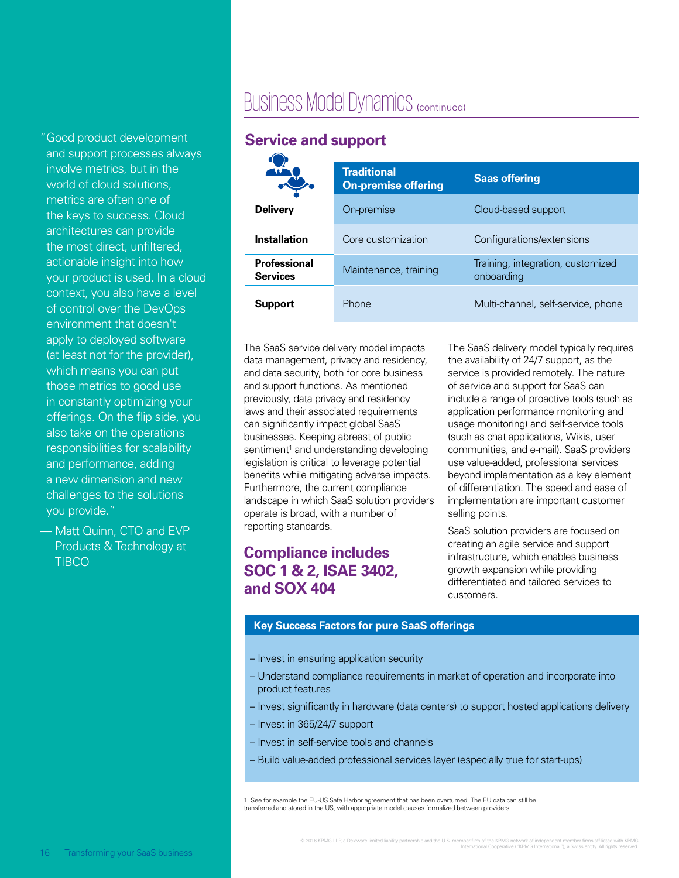> "Good product development and support processes always involve metrics, but in the world of cloud solutions, metrics are often one of the keys to success. Cloud architectures can provide the most direct, unfiltered, actionable insight into how your product is used. In a cloud context, you also have a level of control over the DevOps environment that doesn't apply to deployed software (at least not for the provider), which means you can put those metrics to good use in constantly optimizing your offerings. On the flip side, you also take on the operations responsibilities for scalability and performance, adding a new dimension and new challenges to the solutions you provide."
>
> — Matt Quinn, CTO and EVP Products & Technology at TIBCO

# Business Model Dynamics (continued)

## Service and support

| | Traditional On-premise offering | Saas offering |
|---|---|---|
| **Delivery** | On-premise | Cloud-based support |
| **Installation** | Core customization | Configurations/extensions |
| **Professional Services** | Maintenance, training | Training, integration, customized onboarding |
| **Support** | Phone | Multi-channel, self-service, phone |

The SaaS service delivery model impacts data management, privacy and residency, and data security, both for core business and support functions. As mentioned previously, data privacy and residency laws and their associated requirements can significantly impact global SaaS businesses. Keeping abreast of public sentiment[1] and understanding developing legislation is critical to leverage potential benefits while mitigating adverse impacts. Furthermore, the current compliance landscape in which SaaS solution providers operate is broad, with a number of reporting standards.

## Compliance includes SOC 1 & 2, ISAE 3402, and SOX 404

The SaaS delivery model typically requires the availability of 24/7 support, as the service is provided remotely. The nature of service and support for SaaS can include a range of proactive tools (such as application performance monitoring and usage monitoring) and self-service tools (such as chat applications, Wikis, user communities, and e-mail). SaaS providers use value-added, professional services beyond implementation as a key element of differentiation. The speed and ease of implementation are important customer selling points.

SaaS solution providers are focused on creating an agile service and support infrastructure, which enables business growth expansion while providing differentiated and tailored services to customers.

### Key Success Factors for pure SaaS offerings

- Invest in ensuring application security
- Understand compliance requirements in market of operation and incorporate into product features
- Invest significantly in hardware (data centers) to support hosted applications delivery
- Invest in 365/24/7 support
- Invest in self-service tools and channels
- Build value-added professional services layer (especially true for start-ups)

1. See for example the EU-US Safe Harbor agreement that has been overturned. The EU data can still be transferred and stored in the US, with appropriate model clauses formalized between providers.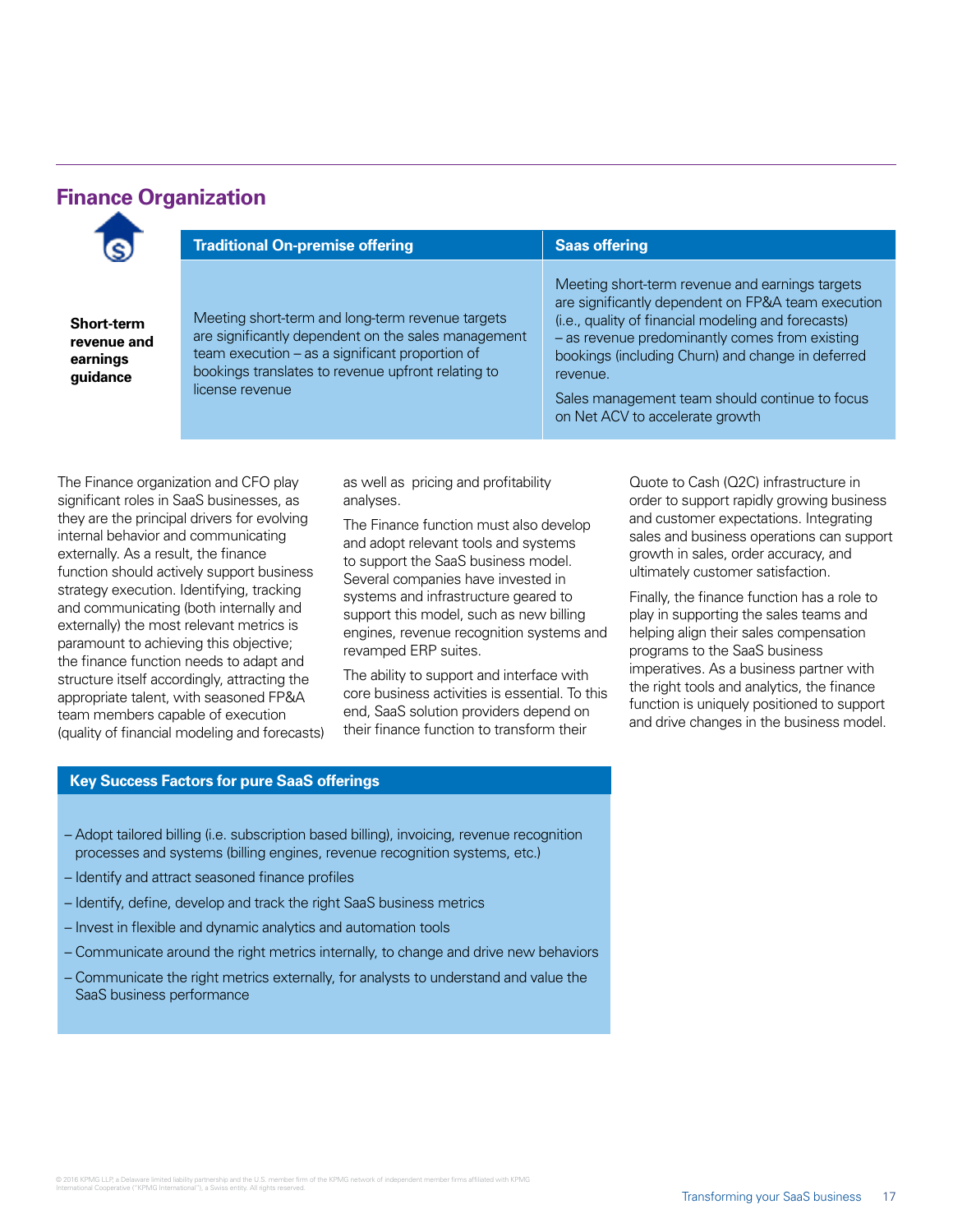## Finance Organization

| | Traditional On-premise offering | Saas offering |
|---|---|---|
| **Short-term revenue and earnings guidance** | Meeting short-term and long-term revenue targets are significantly dependent on the sales management team execution – as a significant proportion of bookings translates to revenue upfront relating to license revenue | Meeting short-term revenue and earnings targets are significantly dependent on FP&A team execution (i.e., quality of financial modeling and forecasts) – as revenue predominantly comes from existing bookings (including Churn) and change in deferred revenue.<br><br>Sales management team should continue to focus on Net ACV to accelerate growth |

The Finance organization and CFO play significant roles in SaaS businesses, as they are the principal drivers for evolving internal behavior and communicating externally. As a result, the finance function should actively support business strategy execution. Identifying, tracking and communicating (both internally and externally) the most relevant metrics is paramount to achieving this objective; the finance function needs to adapt and structure itself accordingly, attracting the appropriate talent, with seasoned FP&A team members capable of execution (quality of financial modeling and forecasts) as well as pricing and profitability analyses.

The Finance function must also develop and adopt relevant tools and systems to support the SaaS business model. Several companies have invested in systems and infrastructure geared to support this model, such as new billing engines, revenue recognition systems and revamped ERP suites.

The ability to support and interface with core business activities is essential. To this end, SaaS solution providers depend on their finance function to transform their Quote to Cash (Q2C) infrastructure in order to support rapidly growing business and customer expectations. Integrating sales and business operations can support growth in sales, order accuracy, and ultimately customer satisfaction.

Finally, the finance function has a role to play in supporting the sales teams and helping align their sales compensation programs to the SaaS business imperatives. As a business partner with the right tools and analytics, the finance function is uniquely positioned to support and drive changes in the business model.

### Key Success Factors for pure SaaS offerings

- Adopt tailored billing (i.e. subscription based billing), invoicing, revenue recognition processes and systems (billing engines, revenue recognition systems, etc.)
- Identify and attract seasoned finance profiles
- Identify, define, develop and track the right SaaS business metrics
- Invest in flexible and dynamic analytics and automation tools
- Communicate around the right metrics internally, to change and drive new behaviors
- Communicate the right metrics externally, for analysts to understand and value the SaaS business performance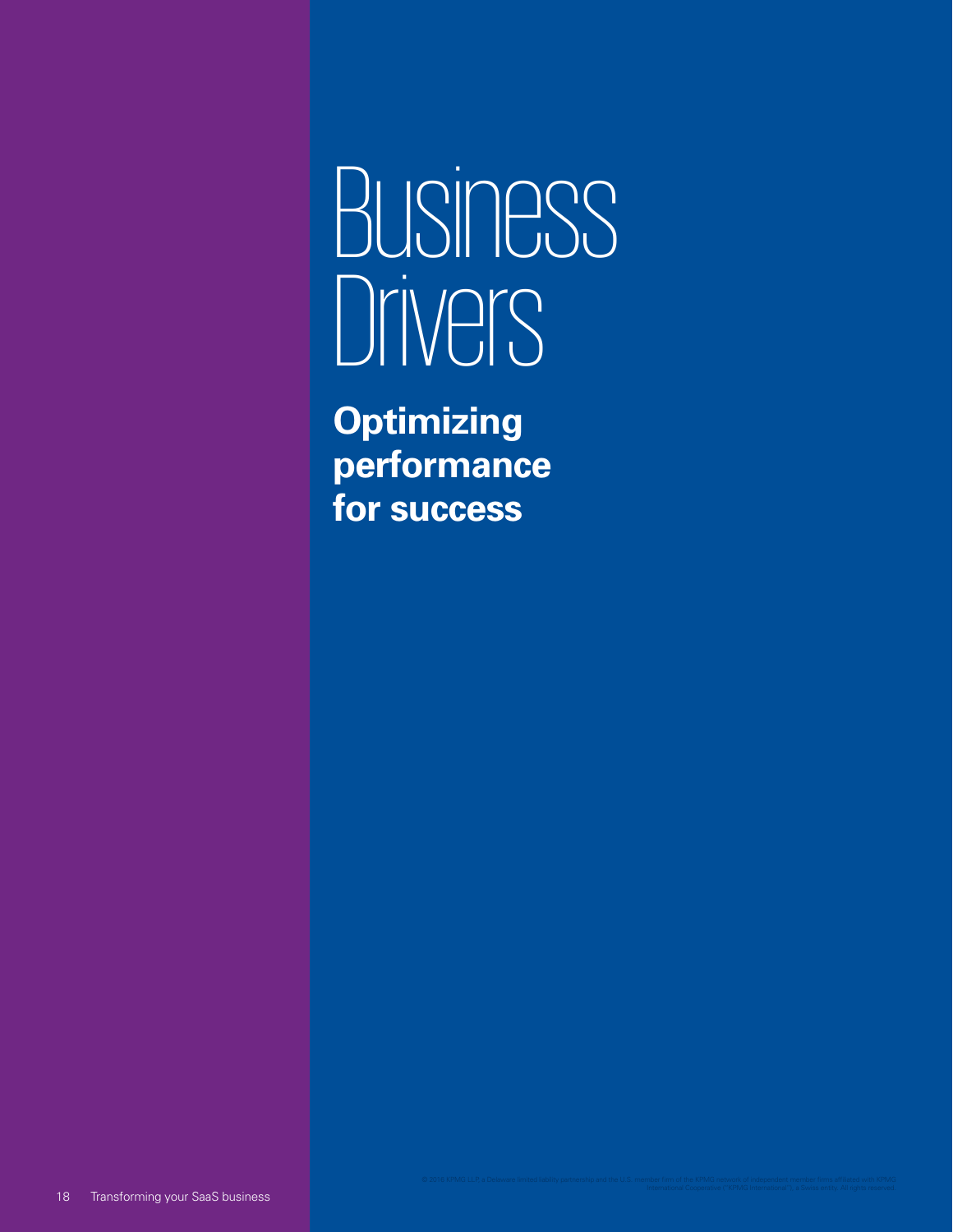# Business Drivers

**Optimizing performance for success**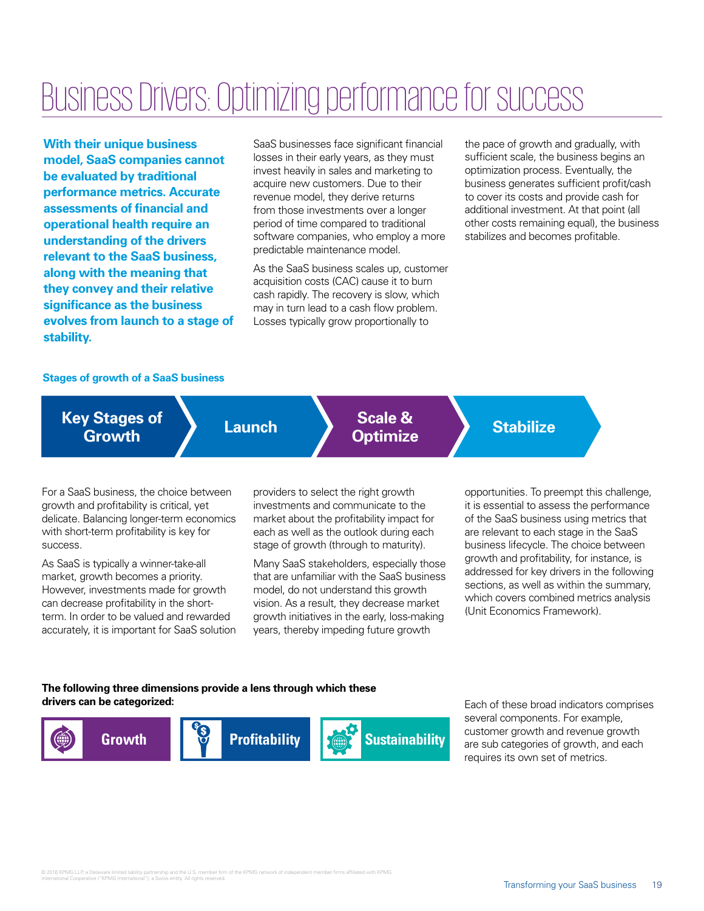# Business Drivers: Optimizing performance for success

**With their unique business model, SaaS companies cannot be evaluated by traditional performance metrics. Accurate assessments of financial and operational health require an understanding of the drivers relevant to the SaaS business, along with the meaning that they convey and their relative significance as the business evolves from launch to a stage of stability.**

SaaS businesses face significant financial losses in their early years, as they must invest heavily in sales and marketing to acquire new customers. Due to their revenue model, they derive returns from those investments over a longer period of time compared to traditional software companies, who employ a more predictable maintenance model.

As the SaaS business scales up, customer acquisition costs (CAC) cause it to burn cash rapidly. The recovery is slow, which may in turn lead to a cash flow problem. Losses typically grow proportionally to the pace of growth and gradually, with sufficient scale, the business begins an optimization process. Eventually, the business generates sufficient profit/cash to cover its costs and provide cash for additional investment. At that point (all other costs remaining equal), the business stabilizes and becomes profitable.

**Stages of growth of a SaaS business**

**Key Stages of Growth** → **Launch** → **Scale & Optimize** → **Stabilize**

For a SaaS business, the choice between growth and profitability is critical, yet delicate. Balancing longer-term economics with short-term profitability is key for success.

As SaaS is typically a winner-take-all market, growth becomes a priority. However, investments made for growth can decrease profitability in the short-term. In order to be valued and rewarded accurately, it is important for SaaS solution providers to select the right growth investments and communicate to the market about the profitability impact for each as well as the outlook during each stage of growth (through to maturity).

Many SaaS stakeholders, especially those that are unfamiliar with the SaaS business model, do not understand this growth vision. As a result, they decrease market growth initiatives in the early, loss-making years, thereby impeding future growth opportunities. To preempt this challenge, it is essential to assess the performance of the SaaS business using metrics that are relevant to each stage in the SaaS business lifecycle. The choice between growth and profitability, for instance, is addressed for key drivers in the following sections, as well as within the summary, which covers combined metrics analysis (Unit Economics Framework).

**The following three dimensions provide a lens through which these drivers can be categorized:**

**Growth** | **Profitability** | **Sustainability**

Each of these broad indicators comprises several components. For example, customer growth and revenue growth are sub categories of growth, and each requires its own set of metrics.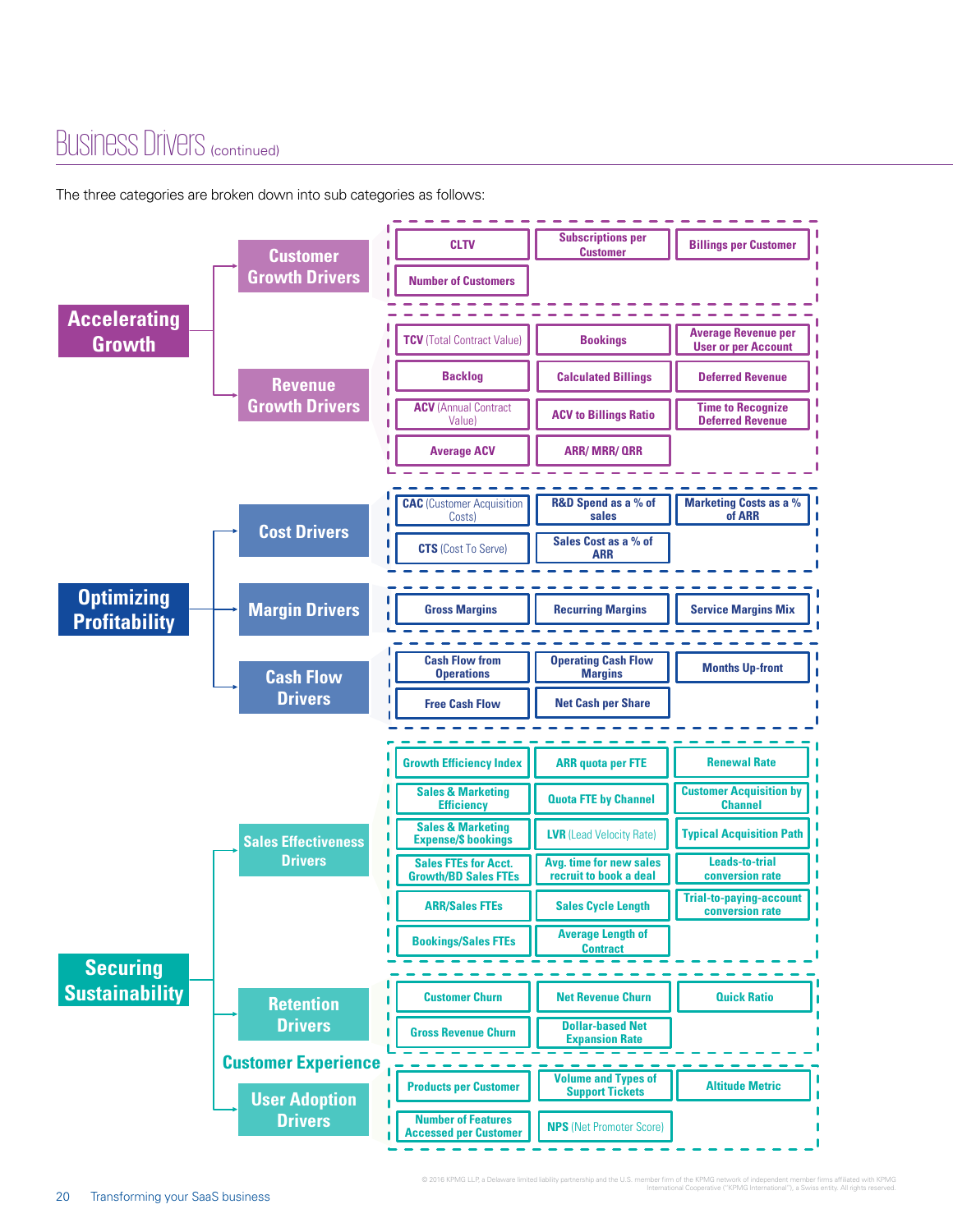# Business Drivers (continued)

The three categories are broken down into sub categories as follows:

## Accelerating Growth

### Customer Growth Drivers

- CLTV
- Subscriptions per Customer
- Billings per Customer
- Number of Customers

### Revenue Growth Drivers

- TCV (Total Contract Value)
- Bookings
- Average Revenue per User or per Account
- Backlog
- Calculated Billings
- Deferred Revenue
- ACV (Annual Contract Value)
- ACV to Billings Ratio
- Time to Recognize Deferred Revenue
- Average ACV
- ARR/ MRR/ QRR

## Optimizing Profitability

### Cost Drivers

- CAC (Customer Acquisition Costs)
- R&D Spend as a % of sales
- Marketing Costs as a % of ARR
- CTS (Cost To Serve)
- Sales Cost as a % of ARR

### Margin Drivers

- Gross Margins
- Recurring Margins
- Service Margins Mix

### Cash Flow Drivers

- Cash Flow from Operations
- Operating Cash Flow Margins
- Months Up-front
- Free Cash Flow
- Net Cash per Share

## Securing Sustainability

### Sales Effectiveness Drivers

- Growth Efficiency Index
- ARR quota per FTE
- Renewal Rate
- Sales & Marketing Efficiency
- Quota FTE by Channel
- Customer Acquisition by Channel
- Sales & Marketing Expense/$ bookings
- LVR (Lead Velocity Rate)
- Typical Acquisition Path
- Sales FTEs for Acct. Growth/BD Sales FTEs
- Avg. time for new sales recruit to book a deal
- Leads-to-trial conversion rate
- ARR/Sales FTEs
- Sales Cycle Length
- Trial-to-paying-account conversion rate
- Bookings/Sales FTEs
- Average Length of Contract

### Retention Drivers

- Customer Churn
- Net Revenue Churn
- Quick Ratio
- Gross Revenue Churn
- Dollar-based Net Expansion Rate

### Customer Experience

### User Adoption Drivers

- Products per Customer
- Volume and Types of Support Tickets
- Altitude Metric
- Number of Features Accessed per Customer
- NPS (Net Promoter Score)

© 2016 KPMG LLP, a Delaware limited liability partnership and the U.S. member firm of the KPMG network of independent member firms affiliated with KPMG International Cooperative ("KPMG International"), a Swiss entity. All rights reserved.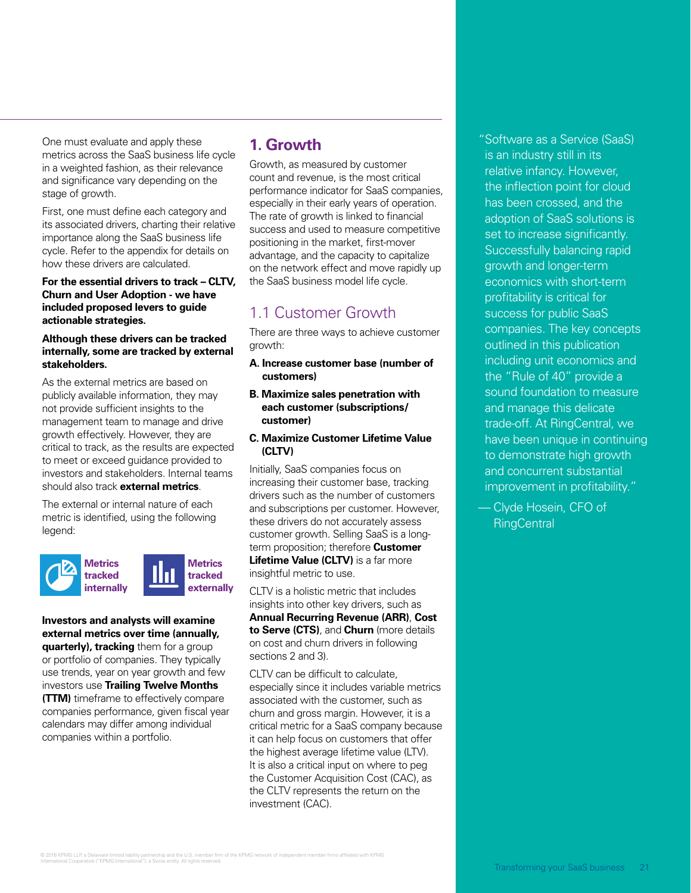One must evaluate and apply these metrics across the SaaS business life cycle in a weighted fashion, as their relevance and significance vary depending on the stage of growth.

First, one must define each category and its associated drivers, charting their relative importance along the SaaS business life cycle. Refer to the appendix for details on how these drivers are calculated.

**For the essential drivers to track – CLTV, Churn and User Adoption - we have included proposed levers to guide actionable strategies.**

**Although these drivers can be tracked internally, some are tracked by external stakeholders.**

As the external metrics are based on publicly available information, they may not provide sufficient insights to the management team to manage and drive growth effectively. However, they are critical to track, as the results are expected to meet or exceed guidance provided to investors and stakeholders. Internal teams should also track **external metrics**.

The external or internal nature of each metric is identified, using the following legend:

**Metrics tracked internally** | **Metrics tracked externally**

**Investors and analysts will examine external metrics over time (annually, quarterly), tracking** them for a group or portfolio of companies. They typically use trends, year on year growth and few investors use **Trailing Twelve Months (TTM)** timeframe to effectively compare companies performance, given fiscal year calendars may differ among individual companies within a portfolio.

## 1. Growth

Growth, as measured by customer count and revenue, is the most critical performance indicator for SaaS companies, especially in their early years of operation. The rate of growth is linked to financial success and used to measure competitive positioning in the market, first-mover advantage, and the capacity to capitalize on the network effect and move rapidly up the SaaS business model life cycle.

### 1.1 Customer Growth

There are three ways to achieve customer growth:

**A. Increase customer base (number of customers)**

**B. Maximize sales penetration with each customer (subscriptions/customer)**

**C. Maximize Customer Lifetime Value (CLTV)**

Initially, SaaS companies focus on increasing their customer base, tracking drivers such as the number of customers and subscriptions per customer. However, these drivers do not accurately assess customer growth. Selling SaaS is a long-term proposition; therefore **Customer Lifetime Value (CLTV)** is a far more insightful metric to use.

CLTV is a holistic metric that includes insights into other key drivers, such as **Annual Recurring Revenue (ARR)**, **Cost to Serve (CTS)**, and **Churn** (more details on cost and churn drivers in following sections 2 and 3).

CLTV can be difficult to calculate, especially since it includes variable metrics associated with the customer, such as churn and gross margin. However, it is a critical metric for a SaaS company because it can help focus on customers that offer the highest average lifetime value (LTV). It is also a critical input on where to peg the Customer Acquisition Cost (CAC), as the CLTV represents the return on the investment (CAC).

"Software as a Service (SaaS) is an industry still in its relative infancy. However, the inflection point for cloud has been crossed, and the adoption of SaaS solutions is set to increase significantly. Successfully balancing rapid growth and longer-term economics with short-term profitability is critical for success for public SaaS companies. The key concepts outlined in this publication including unit economics and the "Rule of 40" provide a sound foundation to measure and manage this delicate trade-off. At RingCentral, we have been unique in continuing to demonstrate high growth and concurrent substantial improvement in profitability."

— Clyde Hosein, CFO of RingCentral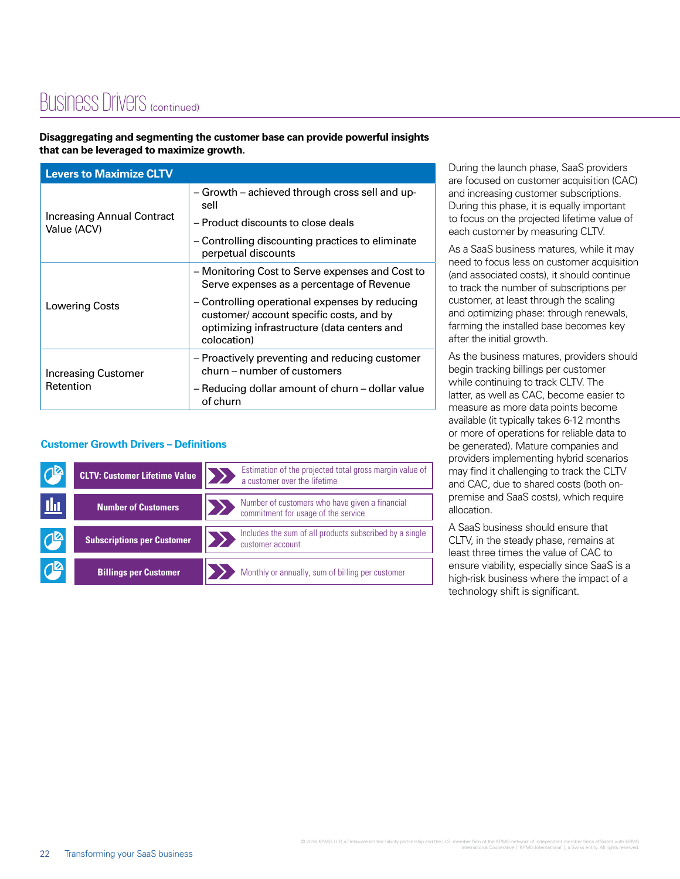# Business Drivers (continued)

**Disaggregating and segmenting the customer base can provide powerful insights that can be leveraged to maximize growth.**

| Levers to Maximize CLTV | |
|---|---|
| Increasing Annual Contract Value (ACV) | – Growth – achieved through cross sell and up-sell<br>– Product discounts to close deals<br>– Controlling discounting practices to eliminate perpetual discounts |
| Lowering Costs | – Monitoring Cost to Serve expenses and Cost to Serve expenses as a percentage of Revenue<br>– Controlling operational expenses by reducing customer/ account specific costs, and by optimizing infrastructure (data centers and colocation) |
| Increasing Customer Retention | – Proactively preventing and reducing customer churn – number of customers<br>– Reducing dollar amount of churn – dollar value of churn |

### Customer Growth Drivers – Definitions

| Driver | Definition |
|---|---|
| CLTV: Customer Lifetime Value | Estimation of the projected total gross margin value of a customer over the lifetime |
| Number of Customers | Number of customers who have given a financial commitment for usage of the service |
| Subscriptions per Customer | Includes the sum of all products subscribed by a single customer account |
| Billings per Customer | Monthly or annually, sum of billing per customer |

During the launch phase, SaaS providers are focused on customer acquisition (CAC) and increasing customer subscriptions. During this phase, it is equally important to focus on the projected lifetime value of each customer by measuring CLTV.

As a SaaS business matures, while it may need to focus less on customer acquisition (and associated costs), it should continue to track the number of subscriptions per customer, at least through the scaling and optimizing phase: through renewals, farming the installed base becomes key after the initial growth.

As the business matures, providers should begin tracking billings per customer while continuing to track CLTV. The latter, as well as CAC, become easier to measure as more data points become available (it typically takes 6-12 months or more of operations for reliable data to be generated). Mature companies and providers implementing hybrid scenarios may find it challenging to track the CLTV and CAC, due to shared costs (both on-premise and SaaS costs), which require allocation.

A SaaS business should ensure that CLTV, in the steady phase, remains at least three times the value of CAC to ensure viability, especially since SaaS is a high-risk business where the impact of a technology shift is significant.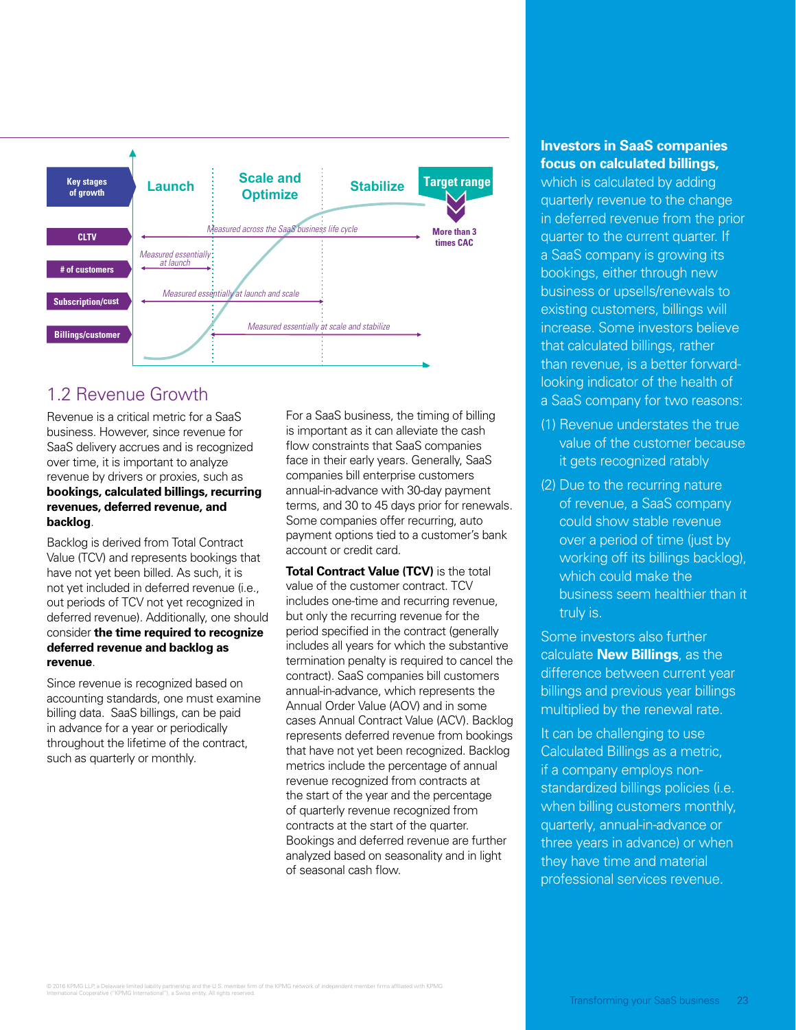| Key stages of growth | Launch | Scale and Optimize | Stabilize | Target range |
| --- | --- | --- | --- | --- |
| CLTV | *Measured across the SaaS business life cycle* | | | More than 3 times CAC |
| # of customers | *Measured essentially at launch* | | | |
| Subscription/cust | *Measured essentially at launch and scale* | | | |
| Billings/customer | | *Measured essentially at scale and stabilize* | | |

## 1.2 Revenue Growth

Revenue is a critical metric for a SaaS business. However, since revenue for SaaS delivery accrues and is recognized over time, it is important to analyze revenue by drivers or proxies, such as **bookings, calculated billings, recurring revenues, deferred revenue, and backlog**.

Backlog is derived from Total Contract Value (TCV) and represents bookings that have not yet been billed. As such, it is not yet included in deferred revenue (i.e., out periods of TCV not yet recognized in deferred revenue). Additionally, one should consider **the time required to recognize deferred revenue and backlog as revenue**.

Since revenue is recognized based on accounting standards, one must examine billing data. SaaS billings, can be paid in advance for a year or periodically throughout the lifetime of the contract, such as quarterly or monthly.

For a SaaS business, the timing of billing is important as it can alleviate the cash flow constraints that SaaS companies face in their early years. Generally, SaaS companies bill enterprise customers annual-in-advance with 30-day payment terms, and 30 to 45 days prior for renewals. Some companies offer recurring, auto payment options tied to a customer's bank account or credit card.

**Total Contract Value (TCV)** is the total value of the customer contract. TCV includes one-time and recurring revenue, but only the recurring revenue for the period specified in the contract (generally includes all years for which the substantive termination penalty is required to cancel the contract). SaaS companies bill customers annual-in-advance, which represents the Annual Order Value (AOV) and in some cases Annual Contract Value (ACV). Backlog represents deferred revenue from bookings that have not yet been recognized. Backlog metrics include the percentage of annual revenue recognized from contracts at the start of the year and the percentage of quarterly revenue recognized from contracts at the start of the quarter. Bookings and deferred revenue are further analyzed based on seasonality and in light of seasonal cash flow.

**Investors in SaaS companies focus on calculated billings,** which is calculated by adding quarterly revenue to the change in deferred revenue from the prior quarter to the current quarter. If a SaaS company is growing its bookings, either through new business or upsells/renewals to existing customers, billings will increase. Some investors believe that calculated billings, rather than revenue, is a better forward-looking indicator of the health of a SaaS company for two reasons:

(1) Revenue understates the true value of the customer because it gets recognized ratably

(2) Due to the recurring nature of revenue, a SaaS company could show stable revenue over a period of time (just by working off its billings backlog), which could make the business seem healthier than it truly is.

Some investors also further calculate **New Billings**, as the difference between current year billings and previous year billings multiplied by the renewal rate.

It can be challenging to use Calculated Billings as a metric, if a company employs non-standardized billings policies (i.e. when billing customers monthly, quarterly, annual-in-advance or three years in advance) or when they have time and material professional services revenue.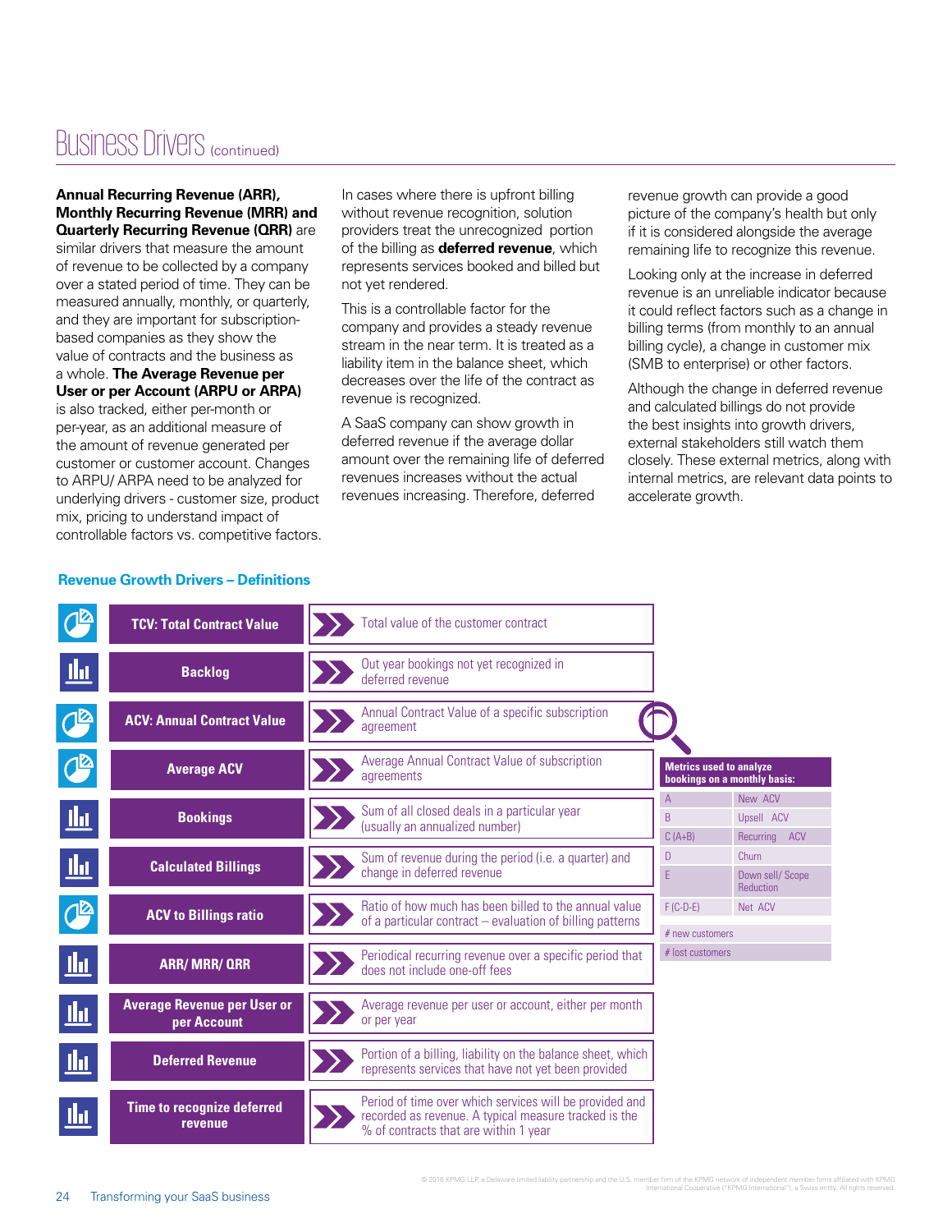# Business Drivers (continued)

**Annual Recurring Revenue (ARR), Monthly Recurring Revenue (MRR) and Quarterly Recurring Revenue (QRR)** are similar drivers that measure the amount of revenue to be collected by a company over a stated period of time. They can be measured annually, monthly, or quarterly, and they are important for subscription-based companies as they show the value of contracts and the business as a whole. **The Average Revenue per User or per Account (ARPU or ARPA)** is also tracked, either per-month or per-year, as an additional measure of the amount of revenue generated per customer or customer account. Changes to ARPU/ ARPA need to be analyzed for underlying drivers - customer size, product mix, pricing to understand impact of controllable factors vs. competitive factors.

In cases where there is upfront billing without revenue recognition, solution providers treat the unrecognized portion of the billing as **deferred revenue**, which represents services booked and billed but not yet rendered.

This is a controllable factor for the company and provides a steady revenue stream in the near term. It is treated as a liability item in the balance sheet, which decreases over the life of the contract as revenue is recognized.

A SaaS company can show growth in deferred revenue if the average dollar amount over the remaining life of deferred revenues increases without the actual revenues increasing. Therefore, deferred revenue growth can provide a good picture of the company's health but only if it is considered alongside the average remaining life to recognize this revenue.

Looking only at the increase in deferred revenue is an unreliable indicator because it could reflect factors such as a change in billing terms (from monthly to an annual billing cycle), a change in customer mix (SMB to enterprise) or other factors.

Although the change in deferred revenue and calculated billings do not provide the best insights into growth drivers, external stakeholders still watch them closely. These external metrics, along with internal metrics, are relevant data points to accelerate growth.

### Revenue Growth Drivers – Definitions

| Driver | Definition |
|---|---|
| TCV: Total Contract Value | Total value of the customer contract |
| Backlog | Out year bookings not yet recognized in deferred revenue |
| ACV: Annual Contract Value | Annual Contract Value of a specific subscription agreement |
| Average ACV | Average Annual Contract Value of subscription agreements |
| Bookings | Sum of all closed deals in a particular year (usually an annualized number) |
| Calculated Billings | Sum of revenue during the period (i.e. a quarter) and change in deferred revenue |
| ACV to Billings ratio | Ratio of how much has been billed to the annual value of a particular contract – evaluation of billing patterns |
| ARR/ MRR/ QRR | Periodical recurring revenue over a specific period that does not include one-off fees |
| Average Revenue per User or per Account | Average revenue per user or account, either per month or per year |
| Deferred Revenue | Portion of a billing, liability on the balance sheet, which represents services that have not yet been provided |
| Time to recognize deferred revenue | Period of time over which services will be provided and recorded as revenue. A typical measure tracked is the % of contracts that are within 1 year |

| Metrics used to analyze bookings on a monthly basis: | |
|---|---|
| A | New ACV |
| B | Upsell ACV |
| C (A+B) | Recurring ACV |
| D | Churn |
| E | Down sell/ Scope Reduction |
| F (C-D-E) | Net ACV |
| # new customers | |
| # lost customers | |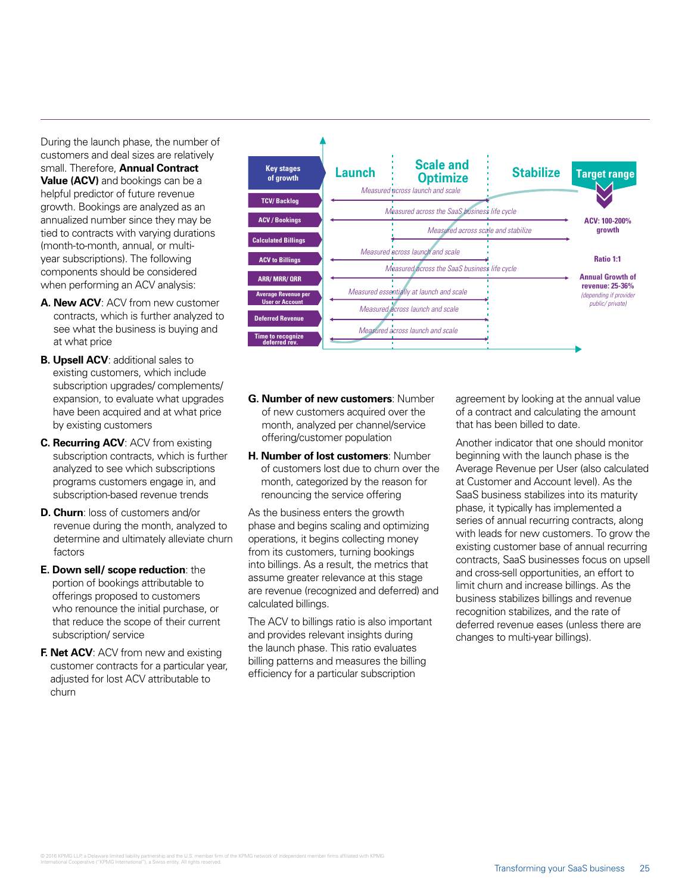During the launch phase, the number of customers and deal sizes are relatively small. Therefore, **Annual Contract Value (ACV)** and bookings can be a helpful predictor of future revenue growth. Bookings are analyzed as an annualized number since they may be tied to contracts with varying durations (month-to-month, annual, or multi-year subscriptions). The following components should be considered when performing an ACV analysis:

**A. New ACV**: ACV from new customer contracts, which is further analyzed to see what the business is buying and at what price

**B. Upsell ACV**: additional sales to existing customers, which include subscription upgrades/ complements/ expansion, to evaluate what upgrades have been acquired and at what price by existing customers

**C. Recurring ACV**: ACV from existing subscription contracts, which is further analyzed to see which subscriptions programs customers engage in, and subscription-based revenue trends

**D. Churn**: loss of customers and/or revenue during the month, analyzed to determine and ultimately alleviate churn factors

**E. Down sell/ scope reduction**: the portion of bookings attributable to offerings proposed to customers who renounce the initial purchase, or that reduce the scope of their current subscription/ service

**F. Net ACV**: ACV from new and existing customer contracts for a particular year, adjusted for lost ACV attributable to churn

| Key stages of growth | Launch | Scale and Optimize | Stabilize | Target range |
|---|---|---|---|---|
| TCV/ Backlog | *Measured across launch and scale* | | | |
| ACV / Bookings | *Measured across the SaaS business life cycle* | | | ACV: 100-200% growth |
| Calculated Billings | | *Measured across scale and stabilize* | | |
| ACV to Billings | *Measured across launch and scale* | | | Ratio 1:1 |
| ARR/ MRR/ QRR | *Measured across the SaaS business life cycle* | | | Annual Growth of revenue: 25-36% *(depending if provider public/ private)* |
| Average Revenue per User or Account | *Measured essentially at launch and scale* | | | |
| Deferred Revenue | *Measured across launch and scale* | | | |
| Time to recognize deferred rev. | *Measured across launch and scale* | | | |

**G. Number of new customers**: Number of new customers acquired over the month, analyzed per channel/service offering/customer population

**H. Number of lost customers**: Number of customers lost due to churn over the month, categorized by the reason for renouncing the service offering

As the business enters the growth phase and begins scaling and optimizing operations, it begins collecting money from its customers, turning bookings into billings. As a result, the metrics that assume greater relevance at this stage are revenue (recognized and deferred) and calculated billings.

The ACV to billings ratio is also important and provides relevant insights during the launch phase. This ratio evaluates billing patterns and measures the billing efficiency for a particular subscription agreement by looking at the annual value of a contract and calculating the amount that has been billed to date.

Another indicator that one should monitor beginning with the launch phase is the Average Revenue per User (also calculated at Customer and Account level). As the SaaS business stabilizes into its maturity phase, it typically has implemented a series of annual recurring contracts, along with leads for new customers. To grow the existing customer base of annual recurring contracts, SaaS businesses focus on upsell and cross-sell opportunities, an effort to limit churn and increase billings. As the business stabilizes billings and revenue recognition stabilizes, and the rate of deferred revenue eases (unless there are changes to multi-year billings).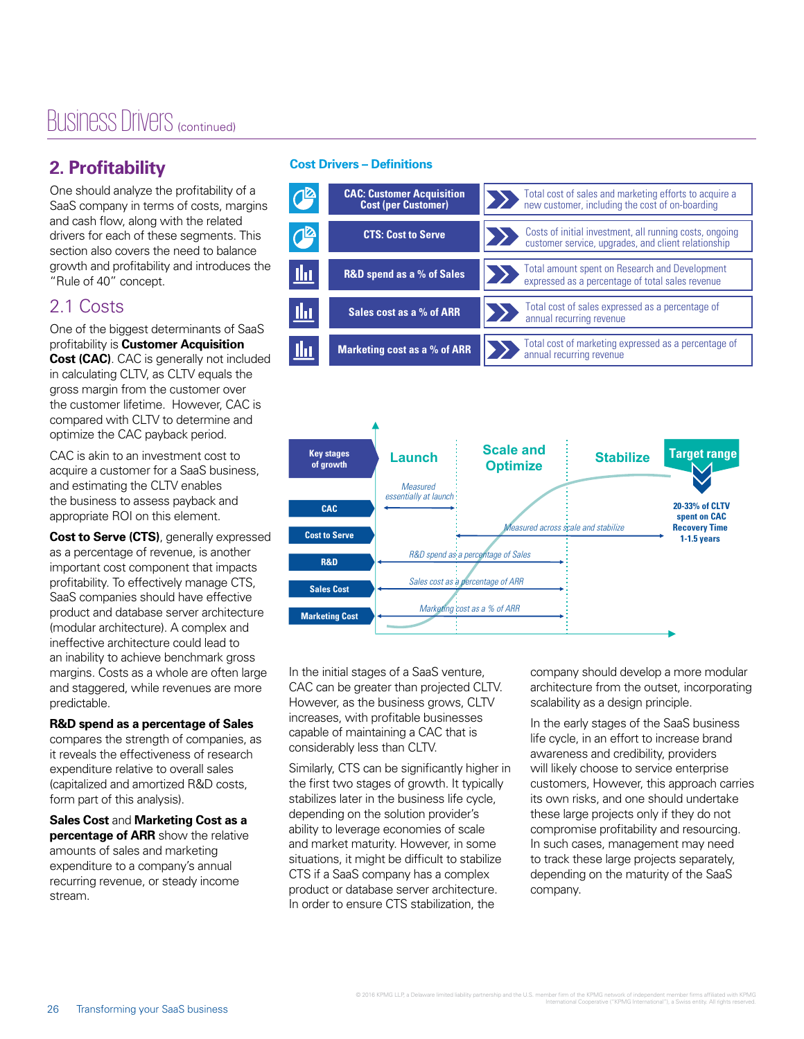# Business Drivers (continued)

## 2. Profitability

One should analyze the profitability of a SaaS company in terms of costs, margins and cash flow, along with the related drivers for each of these segments. This section also covers the need to balance growth and profitability and introduces the "Rule of 40" concept.

### 2.1 Costs

One of the biggest determinants of SaaS profitability is **Customer Acquisition Cost (CAC)**. CAC is generally not included in calculating CLTV, as CLTV equals the gross margin from the customer over the customer lifetime. However, CAC is compared with CLTV to determine and optimize the CAC payback period.

CAC is akin to an investment cost to acquire a customer for a SaaS business, and estimating the CLTV enables the business to assess payback and appropriate ROI on this element.

**Cost to Serve (CTS)**, generally expressed as a percentage of revenue, is another important cost component that impacts profitability. To effectively manage CTS, SaaS companies should have effective product and database server architecture (modular architecture). A complex and ineffective architecture could lead to an inability to achieve benchmark gross margins. Costs as a whole are often large and staggered, while revenues are more predictable.

**R&D spend as a percentage of Sales** compares the strength of companies, as it reveals the effectiveness of research expenditure relative to overall sales (capitalized and amortized R&D costs, form part of this analysis).

**Sales Cost** and **Marketing Cost as a percentage of ARR** show the relative amounts of sales and marketing expenditure to a company's annual recurring revenue, or steady income stream.

**Cost Drivers – Definitions**

| Cost Driver | Definition |
|---|---|
| CAC: Customer Acquisition Cost (per Customer) | Total cost of sales and marketing efforts to acquire a new customer, including the cost of on-boarding |
| CTS: Cost to Serve | Costs of initial investment, all running costs, ongoing customer service, upgrades, and client relationship |
| R&D spend as a % of Sales | Total amount spent on Research and Development expressed as a percentage of total sales revenue |
| Sales cost as a % of ARR | Total cost of sales expressed as a percentage of annual recurring revenue |
| Marketing cost as a % of ARR | Total cost of marketing expressed as a percentage of annual recurring revenue |

| Key stages of growth | Launch | Scale and Optimize | Stabilize | Target range |
|---|---|---|---|---|
| CAC | Measured essentially at launch | | | 20-33% of CLTV spent on CAC Recovery Time 1-1.5 years |
| Cost to Serve | | Measured across scale and stabilize | | |
| R&D | R&D spend as a percentage of Sales | | | |
| Sales Cost | Sales cost as a percentage of ARR | | | |
| Marketing Cost | Marketing cost as a % of ARR | | | |

In the initial stages of a SaaS venture, CAC can be greater than projected CLTV. However, as the business grows, CLTV increases, with profitable businesses capable of maintaining a CAC that is considerably less than CLTV.

Similarly, CTS can be significantly higher in the first two stages of growth. It typically stabilizes later in the business life cycle, depending on the solution provider's ability to leverage economies of scale and market maturity. However, in some situations, it might be difficult to stabilize CTS if a SaaS company has a complex product or database server architecture. In order to ensure CTS stabilization, the company should develop a more modular architecture from the outset, incorporating scalability as a design principle.

In the early stages of the SaaS business life cycle, in an effort to increase brand awareness and credibility, providers will likely choose to service enterprise customers, However, this approach carries its own risks, and one should undertake these large projects only if they do not compromise profitability and resourcing. In such cases, management may need to track these large projects separately, depending on the maturity of the SaaS company.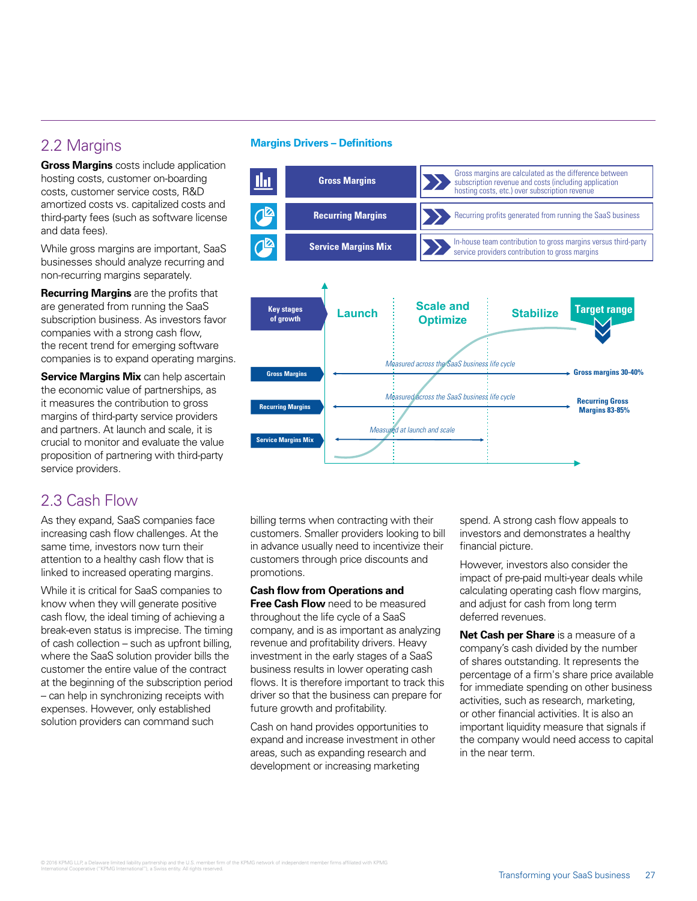## 2.2 Margins

**Gross Margins** costs include application hosting costs, customer on-boarding costs, customer service costs, R&D amortized costs vs. capitalized costs and third-party fees (such as software license and data fees).

While gross margins are important, SaaS businesses should analyze recurring and non-recurring margins separately.

**Recurring Margins** are the profits that are generated from running the SaaS subscription business. As investors favor companies with a strong cash flow, the recent trend for emerging software companies is to expand operating margins.

**Service Margins Mix** can help ascertain the economic value of partnerships, as it measures the contribution to gross margins of third-party service providers and partners. At launch and scale, it is crucial to monitor and evaluate the value proposition of partnering with third-party service providers.

### Margins Drivers – Definitions

| Driver | Definition |
|---|---|
| Gross Margins | Gross margins are calculated as the difference between subscription revenue and costs (including application hosting costs, etc.) over subscription revenue |
| Recurring Margins | Recurring profits generated from running the SaaS business |
| Service Margins Mix | In-house team contribution to gross margins versus third-party service providers contribution to gross margins |

| Key stages of growth | Launch | Scale and Optimize | Stabilize | Target range |
|---|---|---|---|---|
| Gross Margins | *Measured across the SaaS business life cycle* | | | Gross margins 30-40% |
| Recurring Margins | *Measured across the SaaS business life cycle* | | | Recurring Gross Margins 83-85% |
| Service Margins Mix | *Measured at launch and scale* | | | |

## 2.3 Cash Flow

As they expand, SaaS companies face increasing cash flow challenges. At the same time, investors now turn their attention to a healthy cash flow that is linked to increased operating margins.

While it is critical for SaaS companies to know when they will generate positive cash flow, the ideal timing of achieving a break-even status is imprecise. The timing of cash collection – such as upfront billing, where the SaaS solution provider bills the customer the entire value of the contract at the beginning of the subscription period – can help in synchronizing receipts with expenses. However, only established solution providers can command such billing terms when contracting with their customers. Smaller providers looking to bill in advance usually need to incentivize their customers through price discounts and promotions.

**Cash flow from Operations and Free Cash Flow** need to be measured throughout the life cycle of a SaaS company, and is as important as analyzing revenue and profitability drivers. Heavy investment in the early stages of a SaaS business results in lower operating cash flows. It is therefore important to track this driver so that the business can prepare for future growth and profitability.

Cash on hand provides opportunities to expand and increase investment in other areas, such as expanding research and development or increasing marketing spend. A strong cash flow appeals to investors and demonstrates a healthy financial picture.

However, investors also consider the impact of pre-paid multi-year deals while calculating operating cash flow margins, and adjust for cash from long term deferred revenues.

**Net Cash per Share** is a measure of a company's cash divided by the number of shares outstanding. It represents the percentage of a firm's share price available for immediate spending on other business activities, such as research, marketing, or other financial activities. It is also an important liquidity measure that signals if the company would need access to capital in the near term.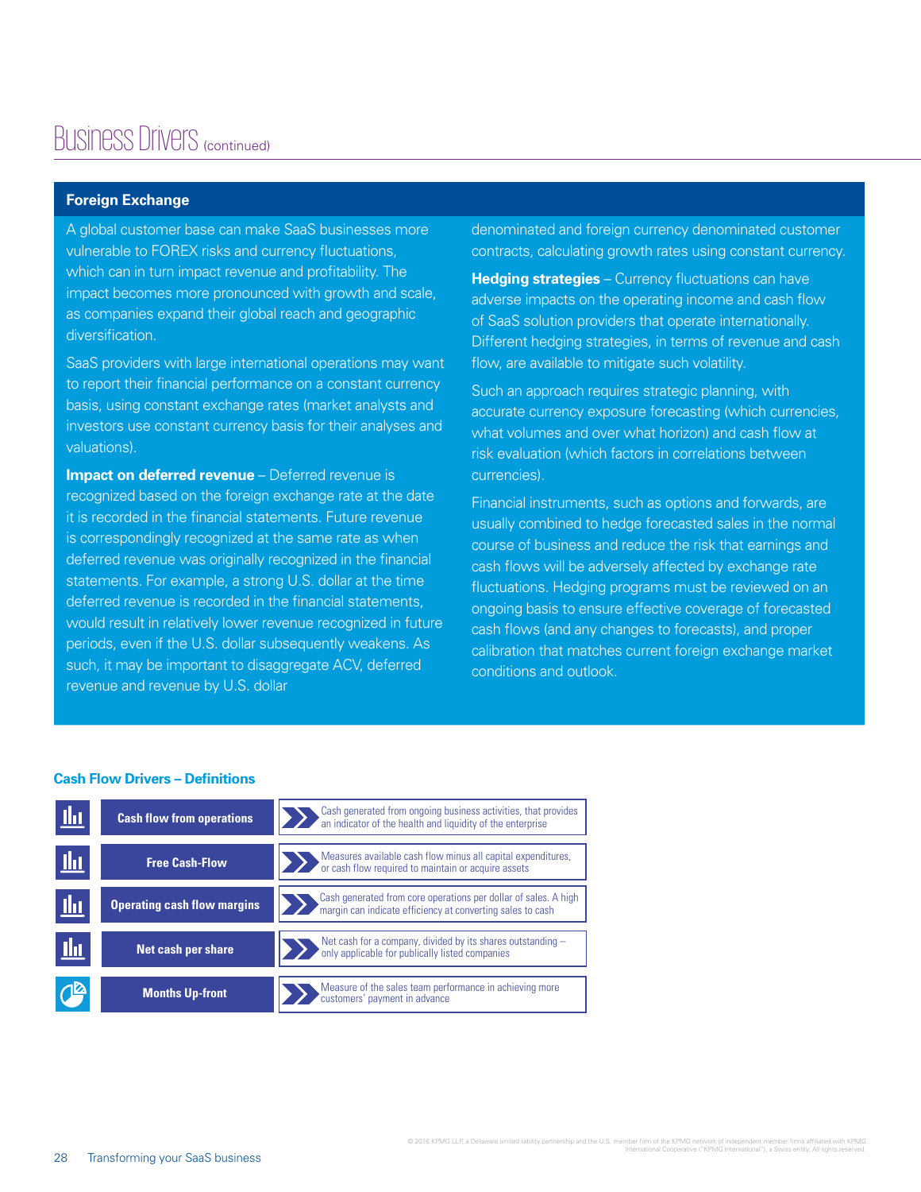# Business Drivers (continued)

## Foreign Exchange

A global customer base can make SaaS businesses more vulnerable to FOREX risks and currency fluctuations, which can in turn impact revenue and profitability. The impact becomes more pronounced with growth and scale, as companies expand their global reach and geographic diversification.

SaaS providers with large international operations may want to report their financial performance on a constant currency basis, using constant exchange rates (market analysts and investors use constant currency basis for their analyses and valuations).

**Impact on deferred revenue** – Deferred revenue is recognized based on the foreign exchange rate at the date it is recorded in the financial statements. Future revenue is correspondingly recognized at the same rate as when deferred revenue was originally recognized in the financial statements. For example, a strong U.S. dollar at the time deferred revenue is recorded in the financial statements, would result in relatively lower revenue recognized in future periods, even if the U.S. dollar subsequently weakens. As such, it may be important to disaggregate ACV, deferred revenue and revenue by U.S. dollar denominated and foreign currency denominated customer contracts, calculating growth rates using constant currency.

**Hedging strategies** – Currency fluctuations can have adverse impacts on the operating income and cash flow of SaaS solution providers that operate internationally. Different hedging strategies, in terms of revenue and cash flow, are available to mitigate such volatility.

Such an approach requires strategic planning, with accurate currency exposure forecasting (which currencies, what volumes and over what horizon) and cash flow at risk evaluation (which factors in correlations between currencies).

Financial instruments, such as options and forwards, are usually combined to hedge forecasted sales in the normal course of business and reduce the risk that earnings and cash flows will be adversely affected by exchange rate fluctuations. Hedging programs must be reviewed on an ongoing basis to ensure effective coverage of forecasted cash flows (and any changes to forecasts), and proper calibration that matches current foreign exchange market conditions and outlook.

### Cash Flow Drivers – Definitions

| Driver | Definition |
|---|---|
| **Cash flow from operations** | Cash generated from ongoing business activities, that provides an indicator of the health and liquidity of the enterprise |
| **Free Cash-Flow** | Measures available cash flow minus all capital expenditures, or cash flow required to maintain or acquire assets |
| **Operating cash flow margins** | Cash generated from core operations per dollar of sales. A high margin can indicate efficiency at converting sales to cash |
| **Net cash per share** | Net cash for a company, divided by its shares outstanding – only applicable for publically listed companies |
| **Months Up-front** | Measure of the sales team performance in achieving more customers' payment in advance |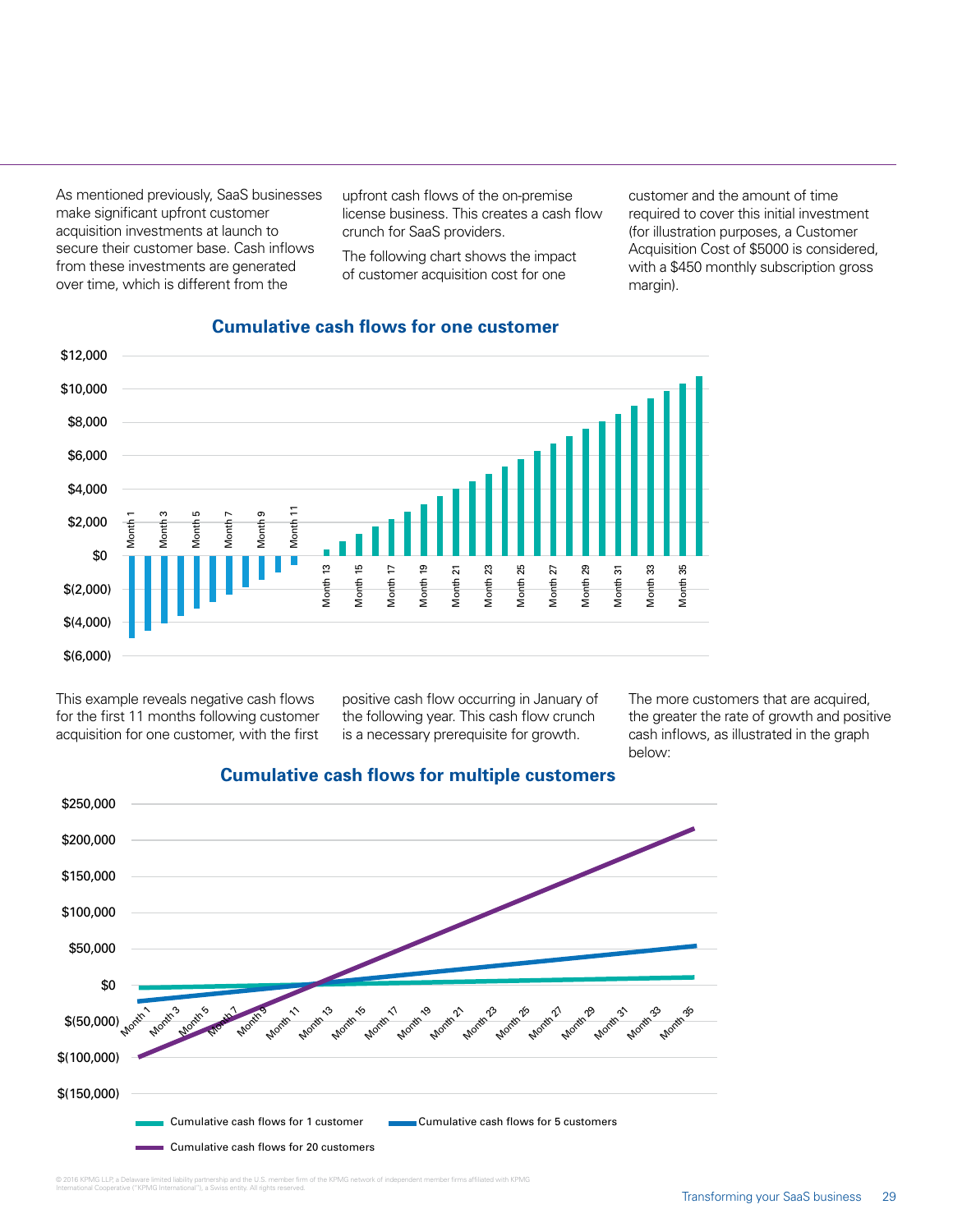As mentioned previously, SaaS businesses make significant upfront customer acquisition investments at launch to secure their customer base. Cash inflows from these investments are generated over time, which is different from the upfront cash flows of the on-premise license business. This creates a cash flow crunch for SaaS providers.

The following chart shows the impact of customer acquisition cost for one customer and the amount of time required to cover this initial investment (for illustration purposes, a Customer Acquisition Cost of $5000 is considered, with a $450 monthly subscription gross margin).

**Cumulative cash flows for one customer**

This example reveals negative cash flows for the first 11 months following customer acquisition for one customer, with the first positive cash flow occurring in January of the following year. This cash flow crunch is a necessary prerequisite for growth.

The more customers that are acquired, the greater the rate of growth and positive cash inflows, as illustrated in the graph below:

**Cumulative cash flows for multiple customers**

Cumulative cash flows for 1 customer
Cumulative cash flows for 5 customers
Cumulative cash flows for 20 customers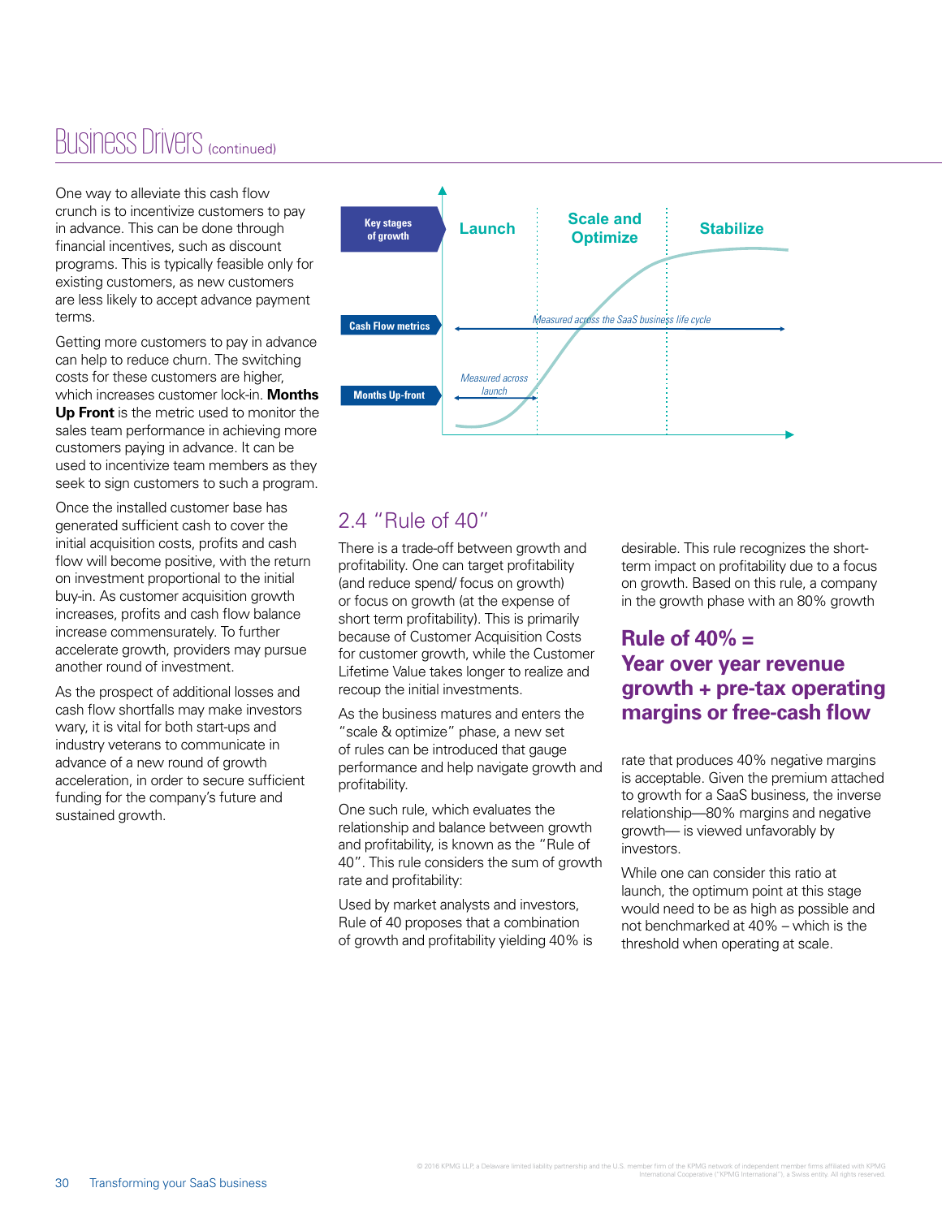# Business Drivers (continued)

One way to alleviate this cash flow crunch is to incentivize customers to pay in advance. This can be done through financial incentives, such as discount programs. This is typically feasible only for existing customers, as new customers are less likely to accept advance payment terms.

Getting more customers to pay in advance can help to reduce churn. The switching costs for these customers are higher, which increases customer lock-in. **Months Up Front** is the metric used to monitor the sales team performance in achieving more customers paying in advance. It can be used to incentivize team members as they seek to sign customers to such a program.

Once the installed customer base has generated sufficient cash to cover the initial acquisition costs, profits and cash flow will become positive, with the return on investment proportional to the initial buy-in. As customer acquisition growth increases, profits and cash flow balance increase commensurately. To further accelerate growth, providers may pursue another round of investment.

As the prospect of additional losses and cash flow shortfalls may make investors wary, it is vital for both start-ups and industry veterans to communicate in advance of a new round of growth acceleration, in order to secure sufficient funding for the company's future and sustained growth.

Key stages of growth: Launch | Scale and Optimize | Stabilize

Cash Flow metrics: *Measured across the SaaS business life cycle*

Months Up-front: *Measured across launch*

## 2.4 "Rule of 40"

There is a trade-off between growth and profitability. One can target profitability (and reduce spend/ focus on growth) or focus on growth (at the expense of short term profitability). This is primarily because of Customer Acquisition Costs for customer growth, while the Customer Lifetime Value takes longer to realize and recoup the initial investments.

As the business matures and enters the "scale & optimize" phase, a new set of rules can be introduced that gauge performance and help navigate growth and profitability.

One such rule, which evaluates the relationship and balance between growth and profitability, is known as the "Rule of 40". This rule considers the sum of growth rate and profitability:

Used by market analysts and investors, Rule of 40 proposes that a combination of growth and profitability yielding 40% is desirable. This rule recognizes the short-term impact on profitability due to a focus on growth. Based on this rule, a company in the growth phase with an 80% growth rate that produces 40% negative margins is acceptable. Given the premium attached to growth for a SaaS business, the inverse relationship—80% margins and negative growth— is viewed unfavorably by investors.

**Rule of 40% = Year over year revenue growth + pre-tax operating margins or free-cash flow**

While one can consider this ratio at launch, the optimum point at this stage would need to be as high as possible and not benchmarked at 40% – which is the threshold when operating at scale.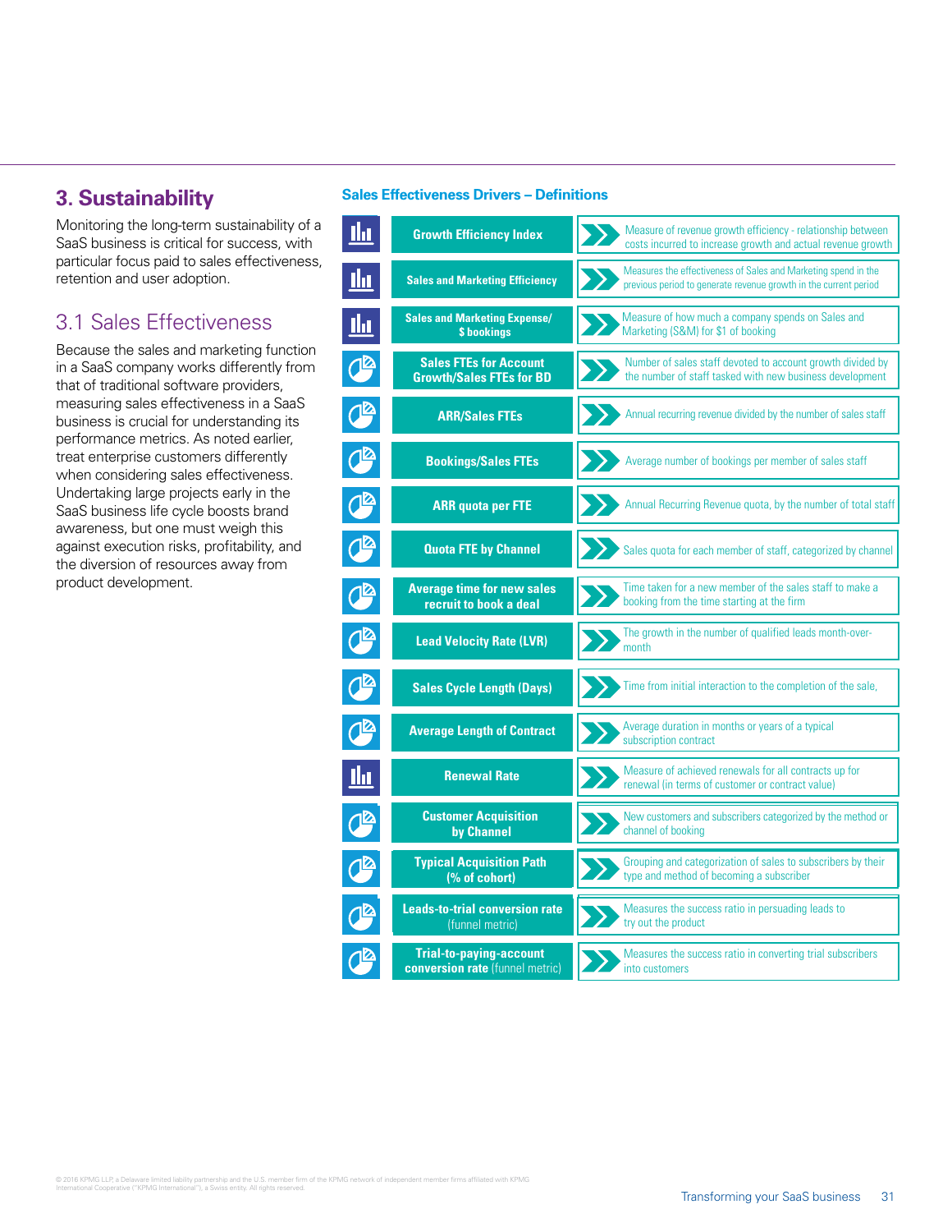## 3. Sustainability

Monitoring the long-term sustainability of a SaaS business is critical for success, with particular focus paid to sales effectiveness, retention and user adoption.

### 3.1 Sales Effectiveness

Because the sales and marketing function in a SaaS company works differently from that of traditional software providers, measuring sales effectiveness in a SaaS business is crucial for understanding its performance metrics. As noted earlier, treat enterprise customers differently when considering sales effectiveness. Undertaking large projects early in the SaaS business life cycle boosts brand awareness, but one must weigh this against execution risks, profitability, and the diversion of resources away from product development.

**Sales Effectiveness Drivers – Definitions**

| Driver | Definition |
|---|---|
| **Growth Efficiency Index** | Measure of revenue growth efficiency - relationship between costs incurred to increase growth and actual revenue growth |
| **Sales and Marketing Efficiency** | Measures the effectiveness of Sales and Marketing spend in the previous period to generate revenue growth in the current period |
| **Sales and Marketing Expense/ $ bookings** | Measure of how much a company spends on Sales and Marketing (S&M) for $1 of booking |
| **Sales FTEs for Account Growth/Sales FTEs for BD** | Number of sales staff devoted to account growth divided by the number of staff tasked with new business development |
| **ARR/Sales FTEs** | Annual recurring revenue divided by the number of sales staff |
| **Bookings/Sales FTEs** | Average number of bookings per member of sales staff |
| **ARR quota per FTE** | Annual Recurring Revenue quota, by the number of total staff |
| **Quota FTE by Channel** | Sales quota for each member of staff, categorized by channel |
| **Average time for new sales recruit to book a deal** | Time taken for a new member of the sales staff to make a booking from the time starting at the firm |
| **Lead Velocity Rate (LVR)** | The growth in the number of qualified leads month-over-month |
| **Sales Cycle Length (Days)** | Time from initial interaction to the completion of the sale, |
| **Average Length of Contract** | Average duration in months or years of a typical subscription contract |
| **Renewal Rate** | Measure of achieved renewals for all contracts up for renewal (in terms of customer or contract value) |
| **Customer Acquisition by Channel** | New customers and subscribers categorized by the method or channel of booking |
| **Typical Acquisition Path (% of cohort)** | Grouping and categorization of sales to subscribers by their type and method of becoming a subscriber |
| **Leads-to-trial conversion rate** (funnel metric) | Measures the success ratio in persuading leads to try out the product |
| **Trial-to-paying-account conversion rate** (funnel metric) | Measures the success ratio in converting trial subscribers into customers |

© 2016 KPMG LLP, a Delaware limited liability partnership and the U.S. member firm of the KPMG network of independent member firms affiliated with KPMG International Cooperative ("KPMG International"), a Swiss entity. All rights reserved.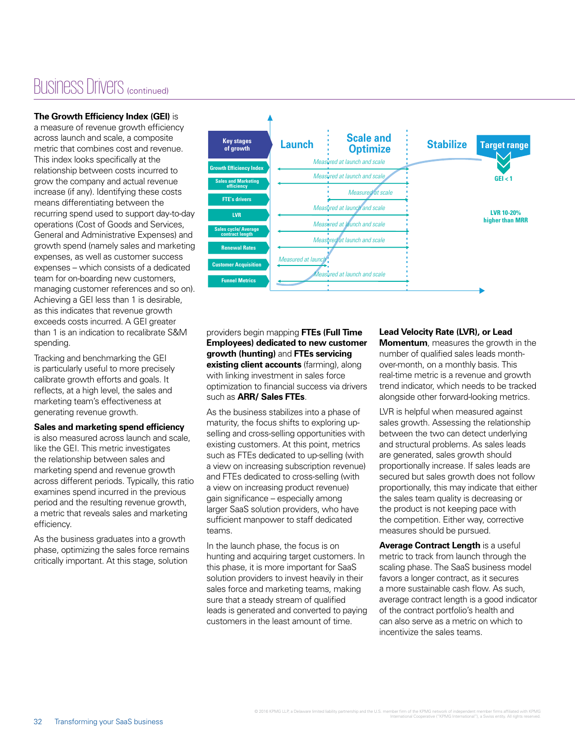# Business Drivers (continued)

**The Growth Efficiency Index (GEI)** is a measure of revenue growth efficiency across launch and scale, a composite metric that combines cost and revenue. This index looks specifically at the relationship between costs incurred to grow the company and actual revenue increase (if any). Identifying these costs means differentiating between the recurring spend used to support day-to-day operations (Cost of Goods and Services, General and Administrative Expenses) and growth spend (namely sales and marketing expenses, as well as customer success expenses – which consists of a dedicated team for on-boarding new customers, managing customer references and so on). Achieving a GEI less than 1 is desirable, as this indicates that revenue growth exceeds costs incurred. A GEI greater than 1 is an indication to recalibrate S&M spending.

Tracking and benchmarking the GEI is particularly useful to more precisely calibrate growth efforts and goals. It reflects, at a high level, the sales and marketing team's effectiveness at generating revenue growth.

**Sales and marketing spend efficiency** is also measured across launch and scale, like the GEI. This metric investigates the relationship between sales and marketing spend and revenue growth across different periods. Typically, this ratio examines spend incurred in the previous period and the resulting revenue growth, a metric that reveals sales and marketing efficiency.

As the business graduates into a growth phase, optimizing the sales force remains critically important. At this stage, solution providers begin mapping **FTEs (Full Time Employees) dedicated to new customer growth (hunting)** and **FTEs servicing existing client accounts** (farming), along with linking investment in sales force optimization to financial success via drivers such as **ARR/ Sales FTEs**.

| Key stages of growth | Launch | Scale and Optimize | Stabilize | Target range |
|---|---|---|---|---|
| Growth Efficiency Index | Measured at launch and scale | | | GEI < 1 |
| Sales and Marketing efficiency | Measured at launch and scale | | | |
| FTE's drivers | | Measured at scale | | |
| LVR | Measured at launch and scale | | | LVR 10-20% higher than MRR |
| Sales cycle/ Average contract length | Measured at launch and scale | | | |
| Renewal Rates | Measured at launch and scale | | | |
| Customer Acquisition | Measured at launch | | | |
| Funnel Metrics | Measured at launch and scale | | | |

As the business stabilizes into a phase of maturity, the focus shifts to exploring up-selling and cross-selling opportunities with existing customers. At this point, metrics such as FTEs dedicated to up-selling (with a view on increasing subscription revenue) and FTEs dedicated to cross-selling (with a view on increasing product revenue) gain significance – especially among larger SaaS solution providers, who have sufficient manpower to staff dedicated teams.

In the launch phase, the focus is on hunting and acquiring target customers. In this phase, it is more important for SaaS solution providers to invest heavily in their sales force and marketing teams, making sure that a steady stream of qualified leads is generated and converted to paying customers in the least amount of time.

**Lead Velocity Rate (LVR), or Lead Momentum**, measures the growth in the number of qualified sales leads month-over-month, on a monthly basis. This real-time metric is a revenue and growth trend indicator, which needs to be tracked alongside other forward-looking metrics.

LVR is helpful when measured against sales growth. Assessing the relationship between the two can detect underlying and structural problems. As sales leads are generated, sales growth should proportionally increase. If sales leads are secured but sales growth does not follow proportionally, this may indicate that either the sales team quality is decreasing or the product is not keeping pace with the competition. Either way, corrective measures should be pursued.

**Average Contract Length** is a useful metric to track from launch through the scaling phase. The SaaS business model favors a longer contract, as it secures a more sustainable cash flow. As such, average contract length is a good indicator of the contract portfolio's health and can also serve as a metric on which to incentivize the sales teams.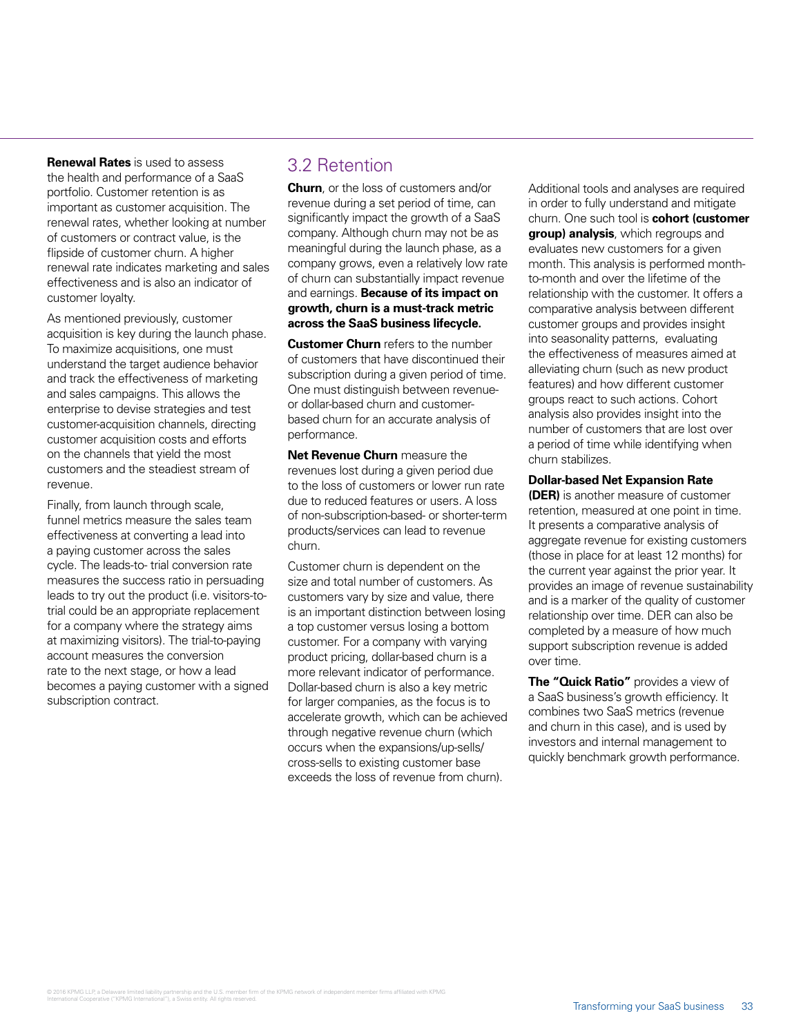**Renewal Rates** is used to assess the health and performance of a SaaS portfolio. Customer retention is as important as customer acquisition. The renewal rates, whether looking at number of customers or contract value, is the flipside of customer churn. A higher renewal rate indicates marketing and sales effectiveness and is also an indicator of customer loyalty.

As mentioned previously, customer acquisition is key during the launch phase. To maximize acquisitions, one must understand the target audience behavior and track the effectiveness of marketing and sales campaigns. This allows the enterprise to devise strategies and test customer-acquisition channels, directing customer acquisition costs and efforts on the channels that yield the most customers and the steadiest stream of revenue.

Finally, from launch through scale, funnel metrics measure the sales team effectiveness at converting a lead into a paying customer across the sales cycle. The leads-to- trial conversion rate measures the success ratio in persuading leads to try out the product (i.e. visitors-to-trial could be an appropriate replacement for a company where the strategy aims at maximizing visitors). The trial-to-paying account measures the conversion rate to the next stage, or how a lead becomes a paying customer with a signed subscription contract.

## 3.2 Retention

**Churn**, or the loss of customers and/or revenue during a set period of time, can significantly impact the growth of a SaaS company. Although churn may not be as meaningful during the launch phase, as a company grows, even a relatively low rate of churn can substantially impact revenue and earnings. **Because of its impact on growth, churn is a must-track metric across the SaaS business lifecycle.**

**Customer Churn** refers to the number of customers that have discontinued their subscription during a given period of time. One must distinguish between revenue- or dollar-based churn and customer-based churn for an accurate analysis of performance.

**Net Revenue Churn** measure the revenues lost during a given period due to the loss of customers or lower run rate due to reduced features or users. A loss of non-subscription-based- or shorter-term products/services can lead to revenue churn.

Customer churn is dependent on the size and total number of customers. As customers vary by size and value, there is an important distinction between losing a top customer versus losing a bottom customer. For a company with varying product pricing, dollar-based churn is a more relevant indicator of performance. Dollar-based churn is also a key metric for larger companies, as the focus is to accelerate growth, which can be achieved through negative revenue churn (which occurs when the expansions/up-sells/cross-sells to existing customer base exceeds the loss of revenue from churn).

Additional tools and analyses are required in order to fully understand and mitigate churn. One such tool is **cohort (customer group) analysis**, which regroups and evaluates new customers for a given month. This analysis is performed month-to-month and over the lifetime of the relationship with the customer. It offers a comparative analysis between different customer groups and provides insight into seasonality patterns, evaluating the effectiveness of measures aimed at alleviating churn (such as new product features) and how different customer groups react to such actions. Cohort analysis also provides insight into the number of customers that are lost over a period of time while identifying when churn stabilizes.

**Dollar-based Net Expansion Rate (DER)** is another measure of customer retention, measured at one point in time. It presents a comparative analysis of aggregate revenue for existing customers (those in place for at least 12 months) for the current year against the prior year. It provides an image of revenue sustainability and is a marker of the quality of customer relationship over time. DER can also be completed by a measure of how much support subscription revenue is added over time.

**The "Quick Ratio"** provides a view of a SaaS business's growth efficiency. It combines two SaaS metrics (revenue and churn in this case), and is used by investors and internal management to quickly benchmark growth performance.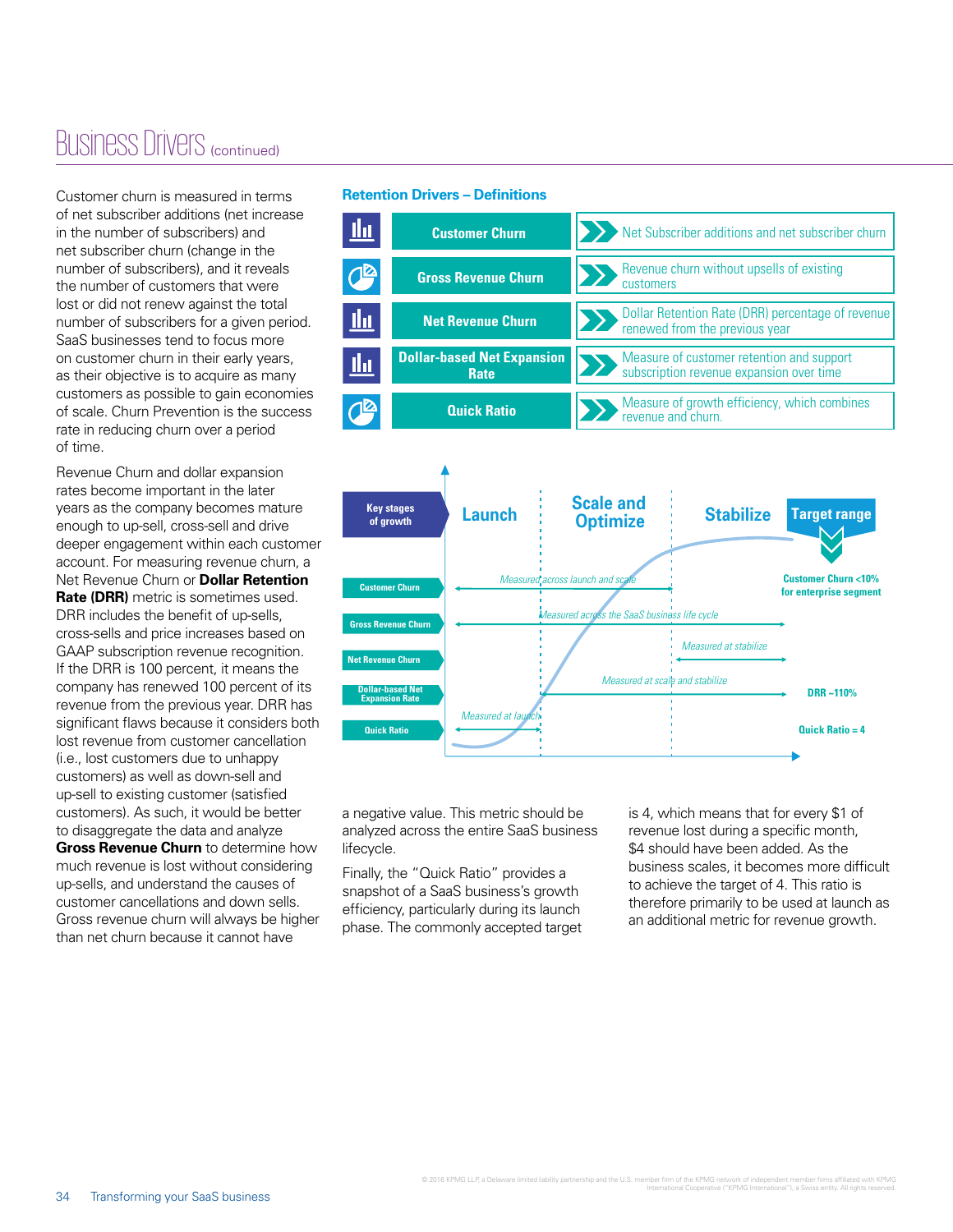# Business Drivers (continued)

Customer churn is measured in terms of net subscriber additions (net increase in the number of subscribers) and net subscriber churn (change in the number of subscribers), and it reveals the number of customers that were lost or did not renew against the total number of subscribers for a given period. SaaS businesses tend to focus more on customer churn in their early years, as their objective is to acquire as many customers as possible to gain economies of scale. Churn Prevention is the success rate in reducing churn over a period of time.

Revenue Churn and dollar expansion rates become important in the later years as the company becomes mature enough to up-sell, cross-sell and drive deeper engagement within each customer account. For measuring revenue churn, a Net Revenue Churn or **Dollar Retention Rate (DRR)** metric is sometimes used. DRR includes the benefit of up-sells, cross-sells and price increases based on GAAP subscription revenue recognition. If the DRR is 100 percent, it means the company has renewed 100 percent of its revenue from the previous year. DRR has significant flaws because it considers both lost revenue from customer cancellation (i.e., lost customers due to unhappy customers) as well as down-sell and up-sell to existing customer (satisfied customers). As such, it would be better to disaggregate the data and analyze **Gross Revenue Churn** to determine how much revenue is lost without considering up-sells, and understand the causes of customer cancellations and down sells. Gross revenue churn will always be higher than net churn because it cannot have

## Retention Drivers – Definitions

| Driver | Definition |
|---|---|
| Customer Churn | Net Subscriber additions and net subscriber churn |
| Gross Revenue Churn | Revenue churn without upsells of existing customers |
| Net Revenue Churn | Dollar Retention Rate (DRR) percentage of revenue renewed from the previous year |
| Dollar-based Net Expansion Rate | Measure of customer retention and support subscription revenue expansion over time |
| Quick Ratio | Measure of growth efficiency, which combines revenue and churn. |

| Key stages of growth | Launch | Scale and Optimize | Stabilize | Target range |
|---|---|---|---|---|
| Customer Churn | Measured across launch and scale | | | Customer Churn <10% for enterprise segment |
| Gross Revenue Churn | Measured across the SaaS business life cycle | | | |
| Net Revenue Churn | | | Measured at stabilize | |
| Dollar-based Net Expansion Rate | | Measured at scale and stabilize | | DRR ~110% |
| Quick Ratio | Measured at launch | | | Quick Ratio = 4 |

a negative value. This metric should be analyzed across the entire SaaS business lifecycle.

Finally, the "Quick Ratio" provides a snapshot of a SaaS business's growth efficiency, particularly during its launch phase. The commonly accepted target is 4, which means that for every $1 of revenue lost during a specific month, $4 should have been added. As the business scales, it becomes more difficult to achieve the target of 4. This ratio is therefore primarily to be used at launch as an additional metric for revenue growth.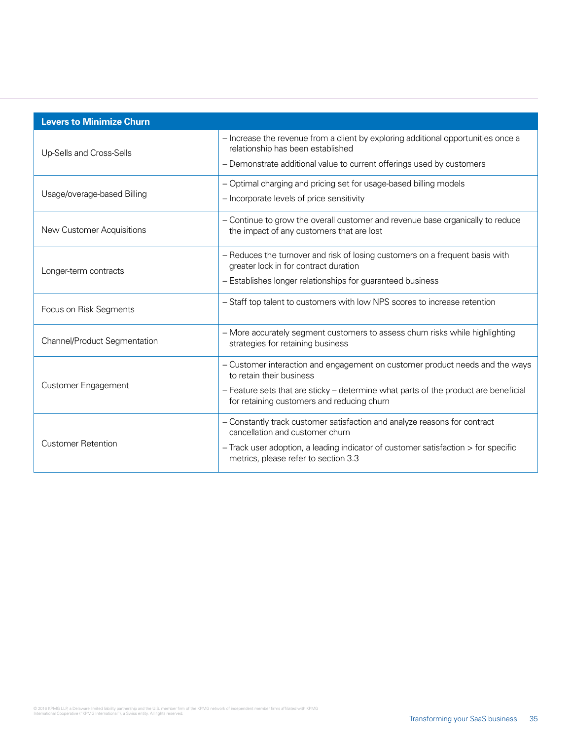| Levers to Minimize Churn | |
|---|---|
| Up-Sells and Cross-Sells | – Increase the revenue from a client by exploring additional opportunities once a relationship has been established<br>– Demonstrate additional value to current offerings used by customers |
| Usage/overage-based Billing | – Optimal charging and pricing set for usage-based billing models<br>– Incorporate levels of price sensitivity |
| New Customer Acquisitions | – Continue to grow the overall customer and revenue base organically to reduce the impact of any customers that are lost |
| Longer-term contracts | – Reduces the turnover and risk of losing customers on a frequent basis with greater lock in for contract duration<br>– Establishes longer relationships for guaranteed business |
| Focus on Risk Segments | – Staff top talent to customers with low NPS scores to increase retention |
| Channel/Product Segmentation | – More accurately segment customers to assess churn risks while highlighting strategies for retaining business |
| Customer Engagement | – Customer interaction and engagement on customer product needs and the ways to retain their business<br>– Feature sets that are sticky – determine what parts of the product are beneficial for retaining customers and reducing churn |
| Customer Retention | – Constantly track customer satisfaction and analyze reasons for contract cancellation and customer churn<br>– Track user adoption, a leading indicator of customer satisfaction > for specific metrics, please refer to section 3.3 |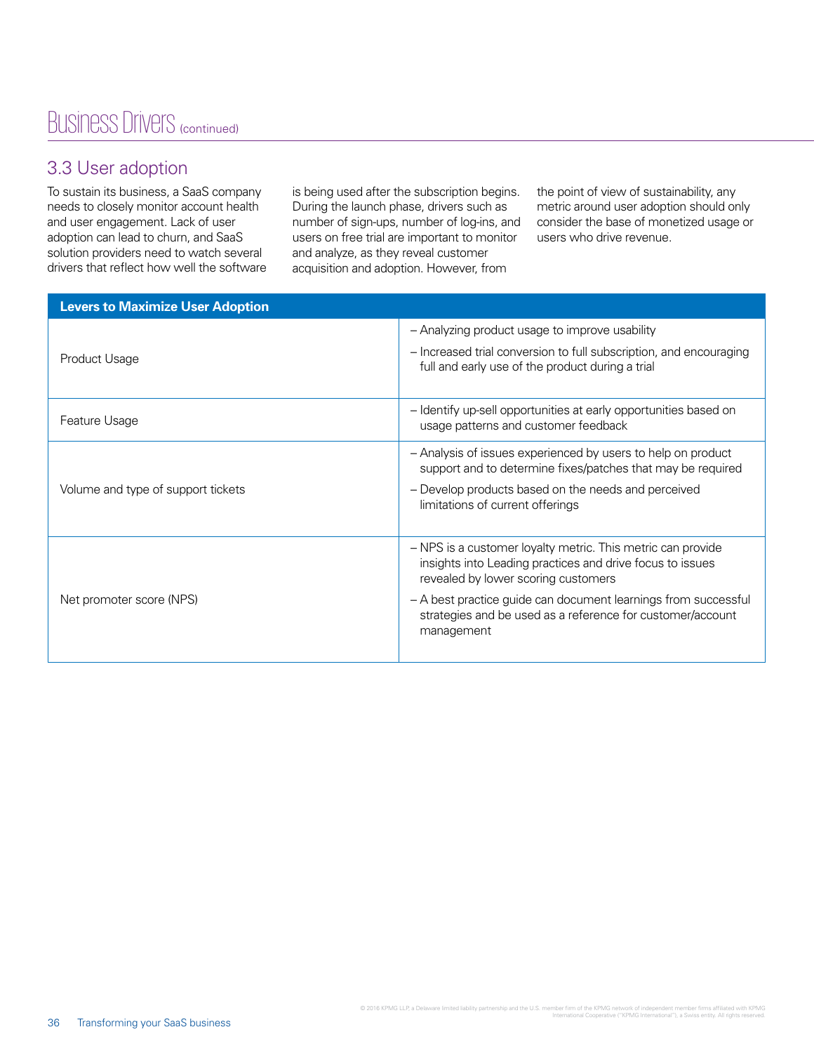# Business Drivers (continued)

## 3.3 User adoption

To sustain its business, a SaaS company needs to closely monitor account health and user engagement. Lack of user adoption can lead to churn, and SaaS solution providers need to watch several drivers that reflect how well the software is being used after the subscription begins. During the launch phase, drivers such as number of sign-ups, number of log-ins, and users on free trial are important to monitor and analyze, as they reveal customer acquisition and adoption. However, from the point of view of sustainability, any metric around user adoption should only consider the base of monetized usage or users who drive revenue.

| Levers to Maximize User Adoption | |
|---|---|
| Product Usage | – Analyzing product usage to improve usability<br>– Increased trial conversion to full subscription, and encouraging full and early use of the product during a trial |
| Feature Usage | – Identify up-sell opportunities at early opportunities based on usage patterns and customer feedback |
| Volume and type of support tickets | – Analysis of issues experienced by users to help on product support and to determine fixes/patches that may be required<br>– Develop products based on the needs and perceived limitations of current offerings |
| Net promoter score (NPS) | – NPS is a customer loyalty metric. This metric can provide insights into Leading practices and drive focus to issues revealed by lower scoring customers<br>– A best practice guide can document learnings from successful strategies and be used as a reference for customer/account management |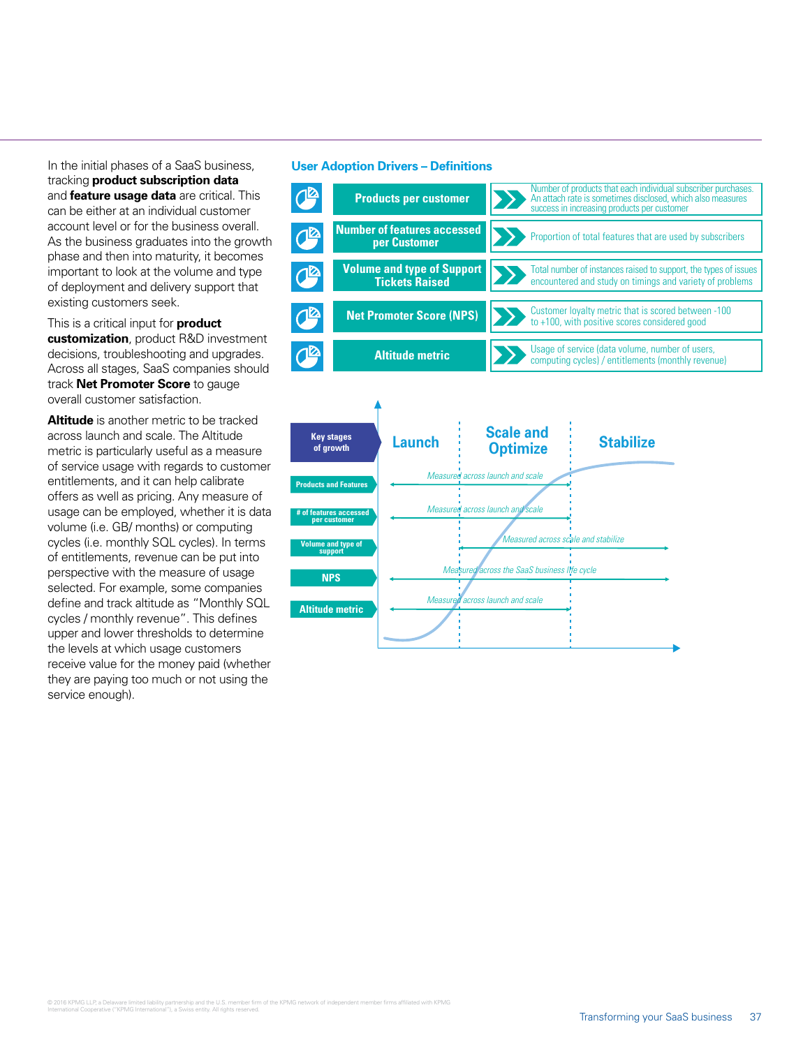In the initial phases of a SaaS business, tracking **product subscription data** and **feature usage data** are critical. This can be either at an individual customer account level or for the business overall. As the business graduates into the growth phase and then into maturity, it becomes important to look at the volume and type of deployment and delivery support that existing customers seek.

This is a critical input for **product customization**, product R&D investment decisions, troubleshooting and upgrades. Across all stages, SaaS companies should track **Net Promoter Score** to gauge overall customer satisfaction.

**Altitude** is another metric to be tracked across launch and scale. The Altitude metric is particularly useful as a measure of service usage with regards to customer entitlements, and it can help calibrate offers as well as pricing. Any measure of usage can be employed, whether it is data volume (i.e. GB/ months) or computing cycles (i.e. monthly SQL cycles). In terms of entitlements, revenue can be put into perspective with the measure of usage selected. For example, some companies define and track altitude as "Monthly SQL cycles / monthly revenue". This defines upper and lower thresholds to determine the levels at which usage customers receive value for the money paid (whether they are paying too much or not using the service enough).

## User Adoption Drivers – Definitions

| Driver | Definition |
| --- | --- |
| **Products per customer** | Number of products that each individual subscriber purchases. An attach rate is sometimes disclosed, which also measures success in increasing products per customer |
| **Number of features accessed per Customer** | Proportion of total features that are used by subscribers |
| **Volume and type of Support Tickets Raised** | Total number of instances raised to support, the types of issues encountered and study on timings and variety of problems |
| **Net Promoter Score (NPS)** | Customer loyalty metric that is scored between -100 to +100, with positive scores considered good |
| **Altitude metric** | Usage of service (data volume, number of users, computing cycles) / entitlements (monthly revenue) |

| Key stages of growth | Launch | Scale and Optimize | Stabilize |
| --- | --- | --- | --- |
| Products and Features | Measured across launch and scale | Measured across launch and scale | |
| # of features accessed per customer | Measured across launch and scale | Measured across launch and scale | |
| Volume and type of support | | Measured across scale and stabilize | Measured across scale and stabilize |
| NPS | Measured across the SaaS business life cycle | Measured across the SaaS business life cycle | Measured across the SaaS business life cycle |
| Altitude metric | Measured across launch and scale | Measured across launch and scale | |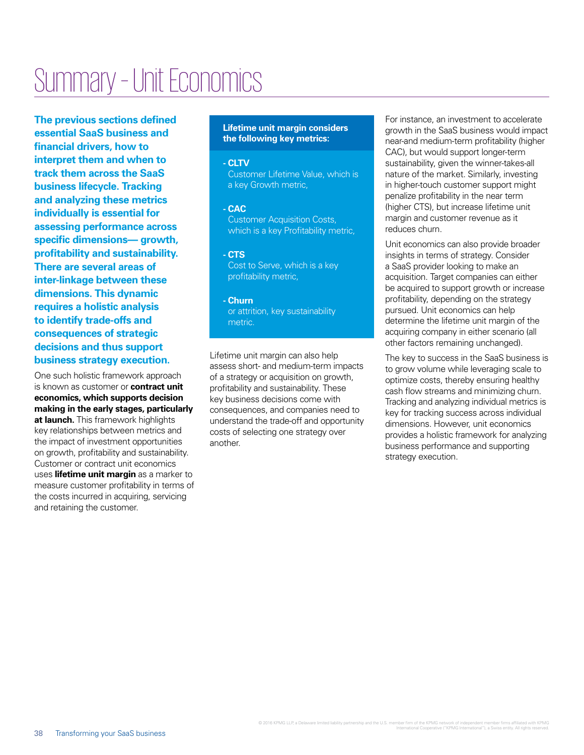# Summary - Unit Economics

**The previous sections defined essential SaaS business and financial drivers, how to interpret them and when to track them across the SaaS business lifecycle. Tracking and analyzing these metrics individually is essential for assessing performance across specific dimensions— growth, profitability and sustainability. There are several areas of inter-linkage between these dimensions. This dynamic requires a holistic analysis to identify trade-offs and consequences of strategic decisions and thus support business strategy execution.**

One such holistic framework approach is known as customer or **contract unit economics, which supports decision making in the early stages, particularly at launch.** This framework highlights key relationships between metrics and the impact of investment opportunities on growth, profitability and sustainability. Customer or contract unit economics uses **lifetime unit margin** as a marker to measure customer profitability in terms of the costs incurred in acquiring, servicing and retaining the customer.

**Lifetime unit margin considers the following key metrics:**

- **CLTV**
  Customer Lifetime Value, which is a key Growth metric,
- **CAC**
  Customer Acquisition Costs, which is a key Profitability metric,
- **CTS**
  Cost to Serve, which is a key profitability metric,
- **Churn**
  or attrition, key sustainability metric.

Lifetime unit margin can also help assess short- and medium-term impacts of a strategy or acquisition on growth, profitability and sustainability. These key business decisions come with consequences, and companies need to understand the trade-off and opportunity costs of selecting one strategy over another.

For instance, an investment to accelerate growth in the SaaS business would impact near-and medium-term profitability (higher CAC), but would support longer-term sustainability, given the winner-takes-all nature of the market. Similarly, investing in higher-touch customer support might penalize profitability in the near term (higher CTS), but increase lifetime unit margin and customer revenue as it reduces churn.

Unit economics can also provide broader insights in terms of strategy. Consider a SaaS provider looking to make an acquisition. Target companies can either be acquired to support growth or increase profitability, depending on the strategy pursued. Unit economics can help determine the lifetime unit margin of the acquiring company in either scenario (all other factors remaining unchanged).

The key to success in the SaaS business is to grow volume while leveraging scale to optimize costs, thereby ensuring healthy cash flow streams and minimizing churn. Tracking and analyzing individual metrics is key for tracking success across individual dimensions. However, unit economics provides a holistic framework for analyzing business performance and supporting strategy execution.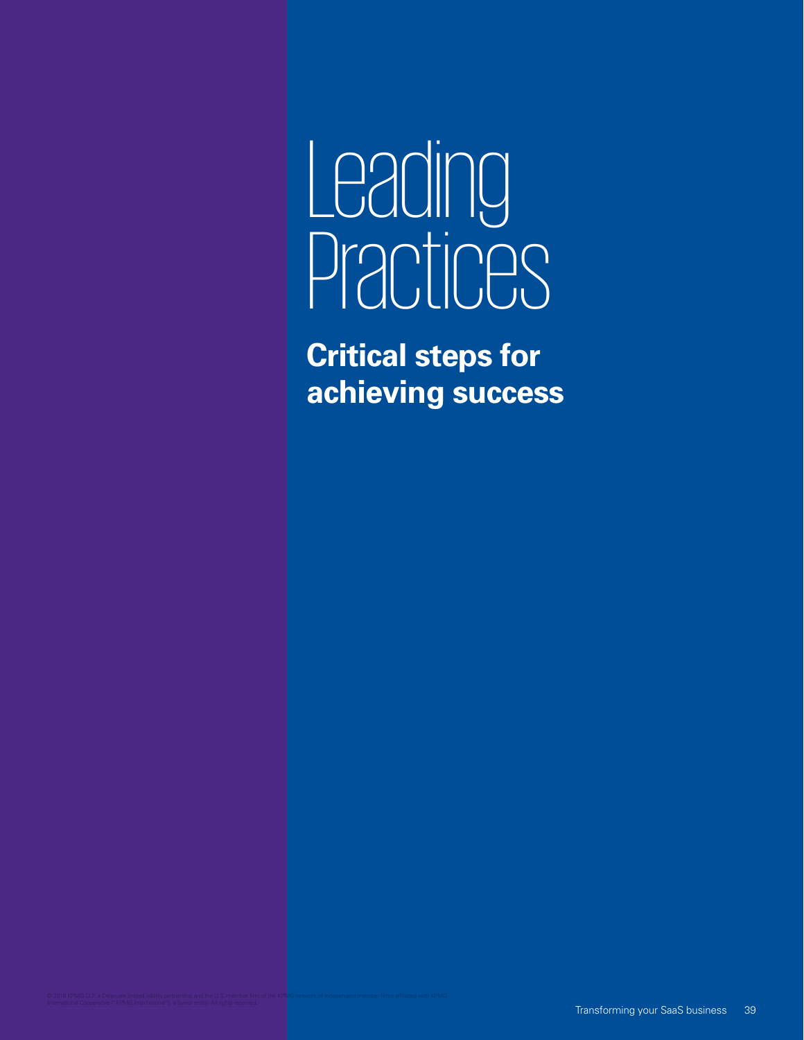# Leading Practices

## Critical steps for achieving success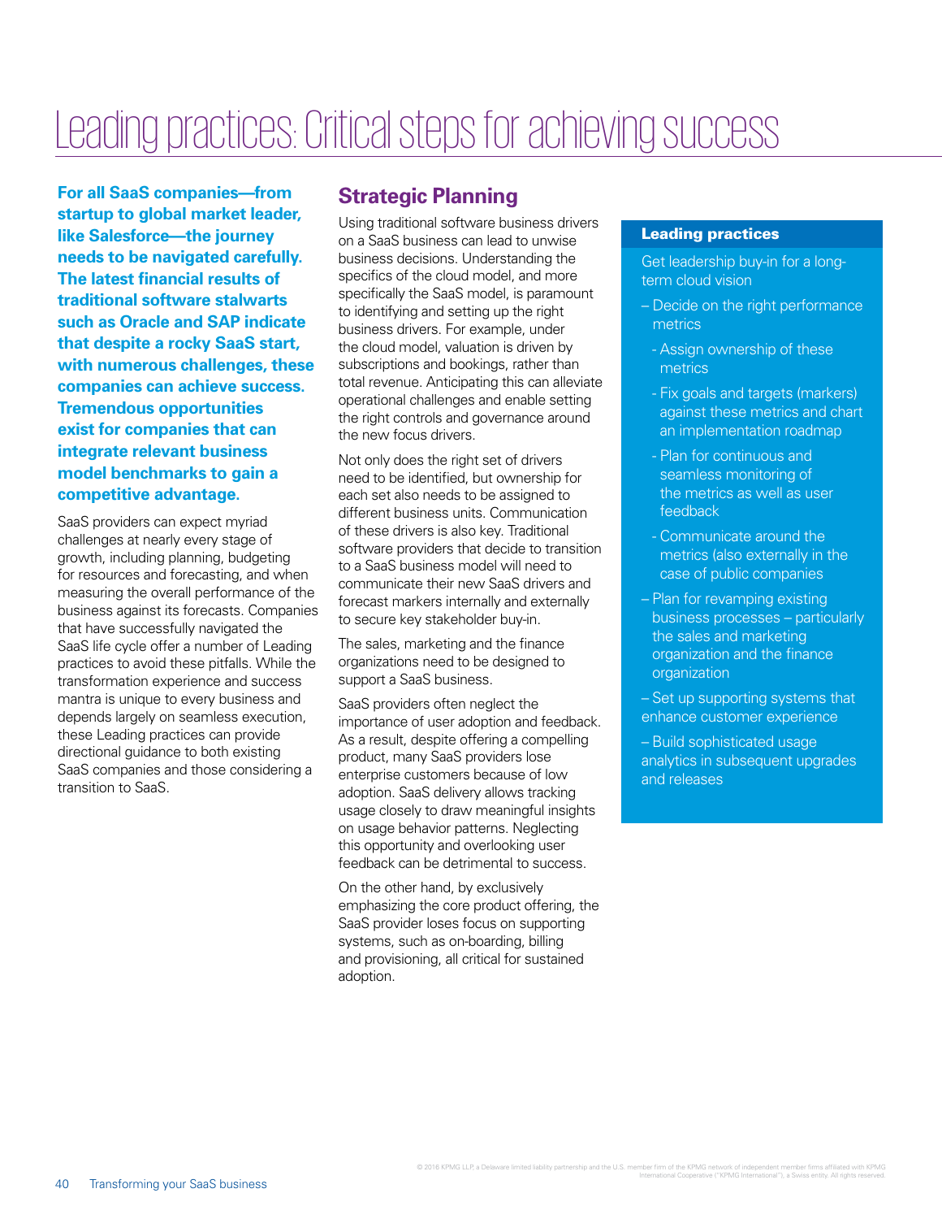# Leading practices: Critical steps for achieving success

**For all SaaS companies—from startup to global market leader, like Salesforce—the journey needs to be navigated carefully. The latest financial results of traditional software stalwarts such as Oracle and SAP indicate that despite a rocky SaaS start, with numerous challenges, these companies can achieve success. Tremendous opportunities exist for companies that can integrate relevant business model benchmarks to gain a competitive advantage.**

SaaS providers can expect myriad challenges at nearly every stage of growth, including planning, budgeting for resources and forecasting, and when measuring the overall performance of the business against its forecasts. Companies that have successfully navigated the SaaS life cycle offer a number of Leading practices to avoid these pitfalls. While the transformation experience and success mantra is unique to every business and depends largely on seamless execution, these Leading practices can provide directional guidance to both existing SaaS companies and those considering a transition to SaaS.

## Strategic Planning

Using traditional software business drivers on a SaaS business can lead to unwise business decisions. Understanding the specifics of the cloud model, and more specifically the SaaS model, is paramount to identifying and setting up the right business drivers. For example, under the cloud model, valuation is driven by subscriptions and bookings, rather than total revenue. Anticipating this can alleviate operational challenges and enable setting the right controls and governance around the new focus drivers.

Not only does the right set of drivers need to be identified, but ownership for each set also needs to be assigned to different business units. Communication of these drivers is also key. Traditional software providers that decide to transition to a SaaS business model will need to communicate their new SaaS drivers and forecast markers internally and externally to secure key stakeholder buy-in.

The sales, marketing and the finance organizations need to be designed to support a SaaS business.

SaaS providers often neglect the importance of user adoption and feedback. As a result, despite offering a compelling product, many SaaS providers lose enterprise customers because of low adoption. SaaS delivery allows tracking usage closely to draw meaningful insights on usage behavior patterns. Neglecting this opportunity and overlooking user feedback can be detrimental to success.

On the other hand, by exclusively emphasizing the core product offering, the SaaS provider loses focus on supporting systems, such as on-boarding, billing and provisioning, all critical for sustained adoption.

**Leading practices**

Get leadership buy-in for a long-term cloud vision

- Decide on the right performance metrics
  - Assign ownership of these metrics
  - Fix goals and targets (markers) against these metrics and chart an implementation roadmap
  - Plan for continuous and seamless monitoring of the metrics as well as user feedback
  - Communicate around the metrics (also externally in the case of public companies
- Plan for revamping existing business processes – particularly the sales and marketing organization and the finance organization
- Set up supporting systems that enhance customer experience
- Build sophisticated usage analytics in subsequent upgrades and releases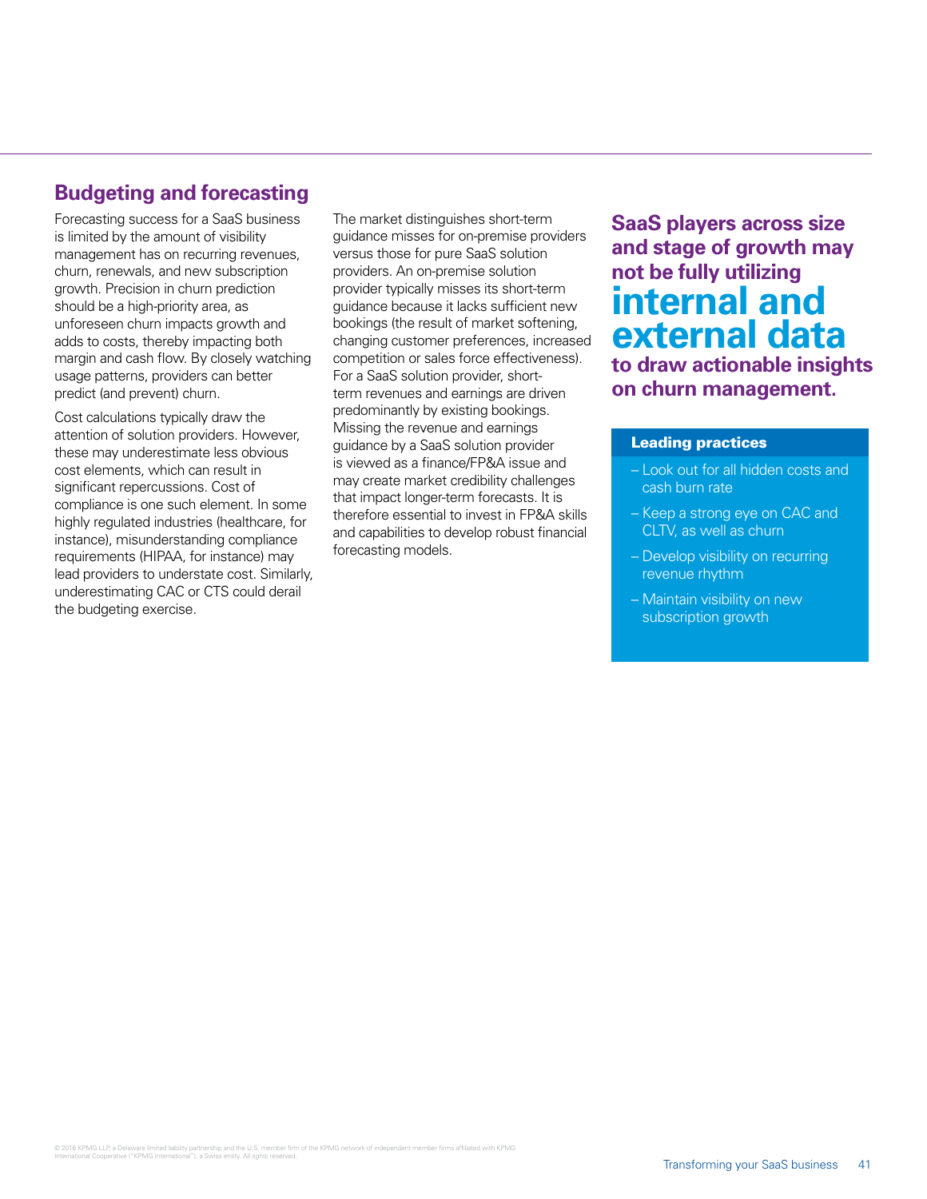## Budgeting and forecasting

Forecasting success for a SaaS business is limited by the amount of visibility management has on recurring revenues, churn, renewals, and new subscription growth. Precision in churn prediction should be a high-priority area, as unforeseen churn impacts growth and adds to costs, thereby impacting both margin and cash flow. By closely watching usage patterns, providers can better predict (and prevent) churn.

Cost calculations typically draw the attention of solution providers. However, these may underestimate less obvious cost elements, which can result in significant repercussions. Cost of compliance is one such element. In some highly regulated industries (healthcare, for instance), misunderstanding compliance requirements (HIPAA, for instance) may lead providers to understate cost. Similarly, underestimating CAC or CTS could derail the budgeting exercise.

The market distinguishes short-term guidance misses for on-premise providers versus those for pure SaaS solution providers. An on-premise solution provider typically misses its short-term guidance because it lacks sufficient new bookings (the result of market softening, changing customer preferences, increased competition or sales force effectiveness). For a SaaS solution provider, short-term revenues and earnings are driven predominantly by existing bookings. Missing the revenue and earnings guidance by a SaaS solution provider is viewed as a finance/FP&A issue and may create market credibility challenges that impact longer-term forecasts. It is therefore essential to invest in FP&A skills and capabilities to develop robust financial forecasting models.

**SaaS players across size and stage of growth may not be fully utilizing internal and external data to draw actionable insights on churn management.**

**Leading practices**

- Look out for all hidden costs and cash burn rate
- Keep a strong eye on CAC and CLTV, as well as churn
- Develop visibility on recurring revenue rhythm
- Maintain visibility on new subscription growth

© 2016 KPMG LLP, a Delaware limited liability partnership and the U.S. member firm of the KPMG network of independent member firms affiliated with KPMG International Cooperative ("KPMG International"), a Swiss entity. All rights reserved.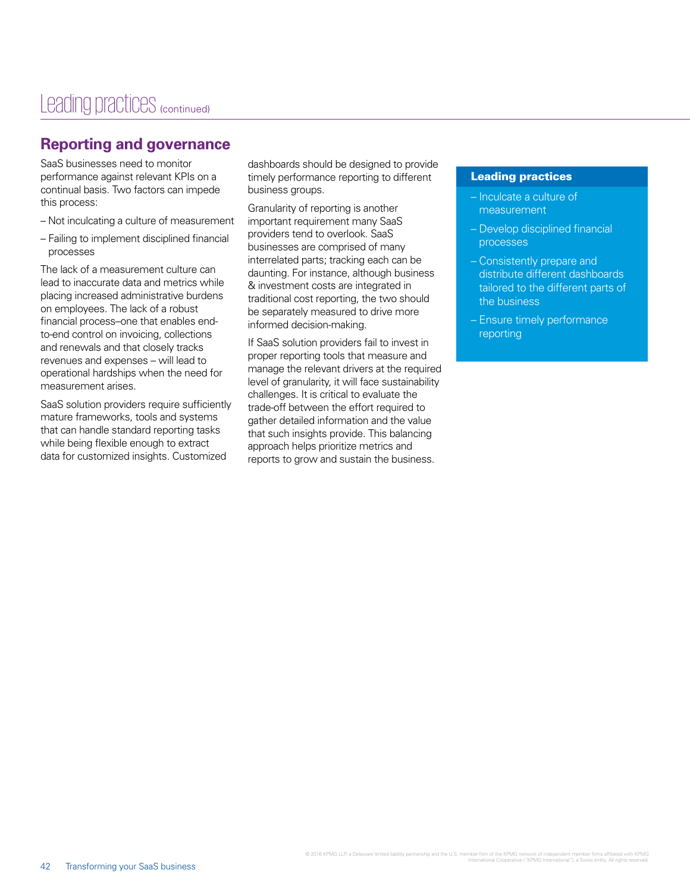# Leading practices (continued)

## Reporting and governance

SaaS businesses need to monitor performance against relevant KPIs on a continual basis. Two factors can impede this process:

- Not inculcating a culture of measurement
- Failing to implement disciplined financial processes

The lack of a measurement culture can lead to inaccurate data and metrics while placing increased administrative burdens on employees. The lack of a robust financial process–one that enables end-to-end control on invoicing, collections and renewals and that closely tracks revenues and expenses – will lead to operational hardships when the need for measurement arises.

SaaS solution providers require sufficiently mature frameworks, tools and systems that can handle standard reporting tasks while being flexible enough to extract data for customized insights. Customized dashboards should be designed to provide timely performance reporting to different business groups.

Granularity of reporting is another important requirement many SaaS providers tend to overlook. SaaS businesses are comprised of many interrelated parts; tracking each can be daunting. For instance, although business & investment costs are integrated in traditional cost reporting, the two should be separately measured to drive more informed decision-making.

If SaaS solution providers fail to invest in proper reporting tools that measure and manage the relevant drivers at the required level of granularity, it will face sustainability challenges. It is critical to evaluate the trade-off between the effort required to gather detailed information and the value that such insights provide. This balancing approach helps prioritize metrics and reports to grow and sustain the business.

**Leading practices**

- Inculcate a culture of measurement
- Develop disciplined financial processes
- Consistently prepare and distribute different dashboards tailored to the different parts of the business
- Ensure timely performance reporting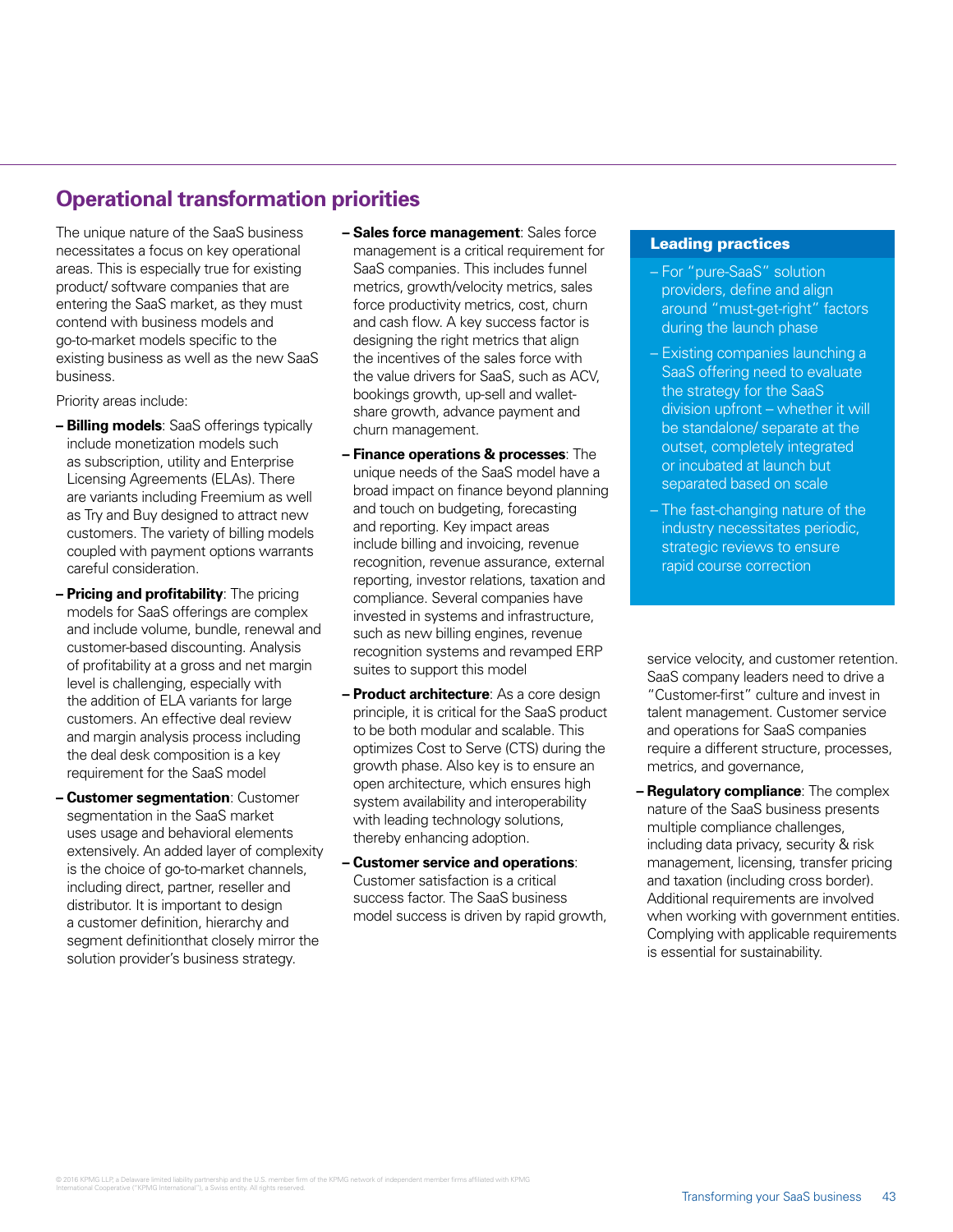## Operational transformation priorities

The unique nature of the SaaS business necessitates a focus on key operational areas. This is especially true for existing product/ software companies that are entering the SaaS market, as they must contend with business models and go-to-market models specific to the existing business as well as the new SaaS business.

Priority areas include:

- **Billing models**: SaaS offerings typically include monetization models such as subscription, utility and Enterprise Licensing Agreements (ELAs). There are variants including Freemium as well as Try and Buy designed to attract new customers. The variety of billing models coupled with payment options warrants careful consideration.
- **Pricing and profitability**: The pricing models for SaaS offerings are complex and include volume, bundle, renewal and customer-based discounting. Analysis of profitability at a gross and net margin level is challenging, especially with the addition of ELA variants for large customers. An effective deal review and margin analysis process including the deal desk composition is a key requirement for the SaaS model
- **Customer segmentation**: Customer segmentation in the SaaS market uses usage and behavioral elements extensively. An added layer of complexity is the choice of go-to-market channels, including direct, partner, reseller and distributor. It is important to design a customer definition, hierarchy and segment definitionthat closely mirror the solution provider's business strategy.
- **Sales force management**: Sales force management is a critical requirement for SaaS companies. This includes funnel metrics, growth/velocity metrics, sales force productivity metrics, cost, churn and cash flow. A key success factor is designing the right metrics that align the incentives of the sales force with the value drivers for SaaS, such as ACV, bookings growth, up-sell and wallet-share growth, advance payment and churn management.
- **Finance operations & processes**: The unique needs of the SaaS model have a broad impact on finance beyond planning and touch on budgeting, forecasting and reporting. Key impact areas include billing and invoicing, revenue recognition, revenue assurance, external reporting, investor relations, taxation and compliance. Several companies have invested in systems and infrastructure, such as new billing engines, revenue recognition systems and revamped ERP suites to support this model
- **Product architecture**: As a core design principle, it is critical for the SaaS product to be both modular and scalable. This optimizes Cost to Serve (CTS) during the growth phase. Also key is to ensure an open architecture, which ensures high system availability and interoperability with leading technology solutions, thereby enhancing adoption.
- **Customer service and operations**: Customer satisfaction is a critical success factor. The SaaS business model success is driven by rapid growth, service velocity, and customer retention. SaaS company leaders need to drive a "Customer-first" culture and invest in talent management. Customer service and operations for SaaS companies require a different structure, processes, metrics, and governance,
- **Regulatory compliance**: The complex nature of the SaaS business presents multiple compliance challenges, including data privacy, security & risk management, licensing, transfer pricing and taxation (including cross border). Additional requirements are involved when working with government entities. Complying with applicable requirements is essential for sustainability.

### Leading practices

- For "pure-SaaS" solution providers, define and align around "must-get-right" factors during the launch phase
- Existing companies launching a SaaS offering need to evaluate the strategy for the SaaS division upfront – whether it will be standalone/ separate at the outset, completely integrated or incubated at launch but separated based on scale
- The fast-changing nature of the industry necessitates periodic, strategic reviews to ensure rapid course correction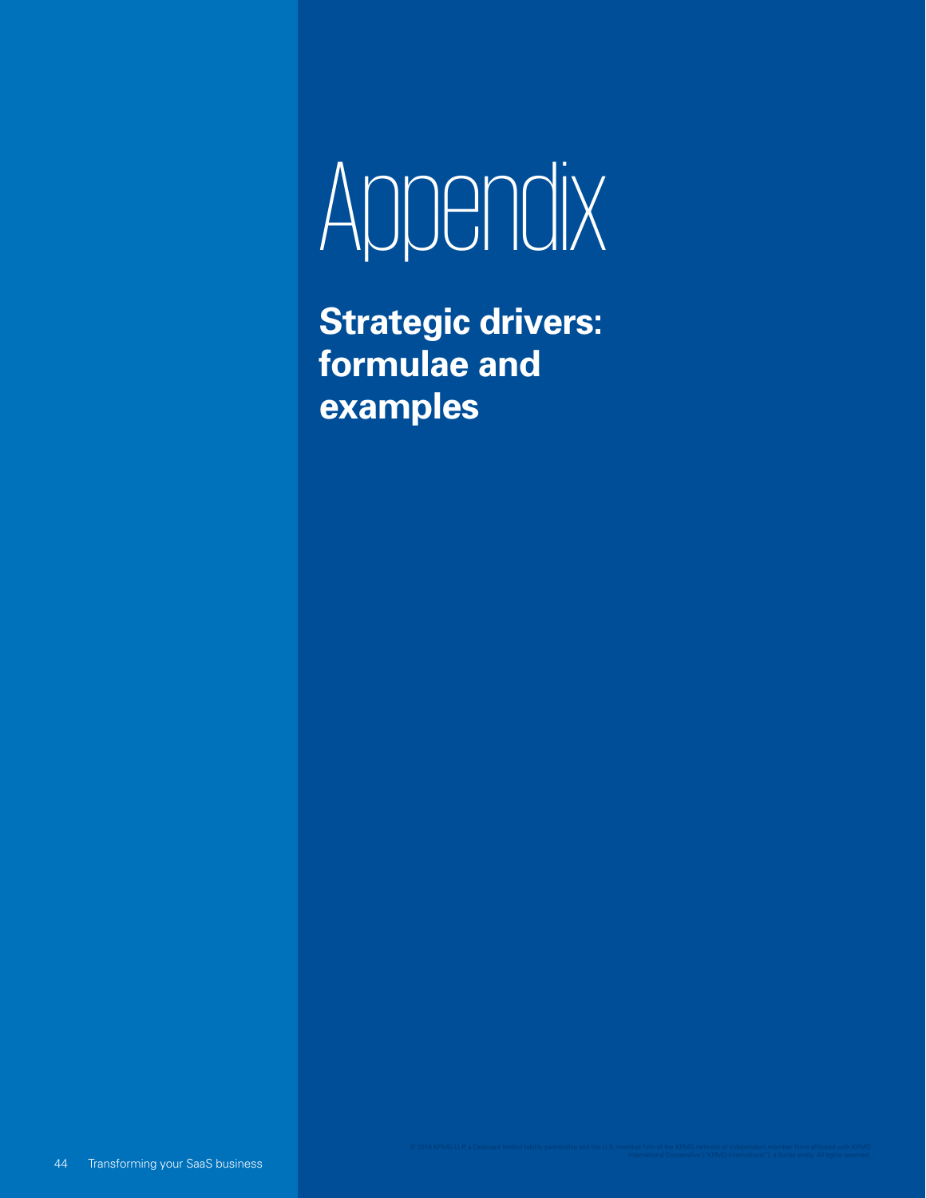# Appendix

## Strategic drivers: formulae and examples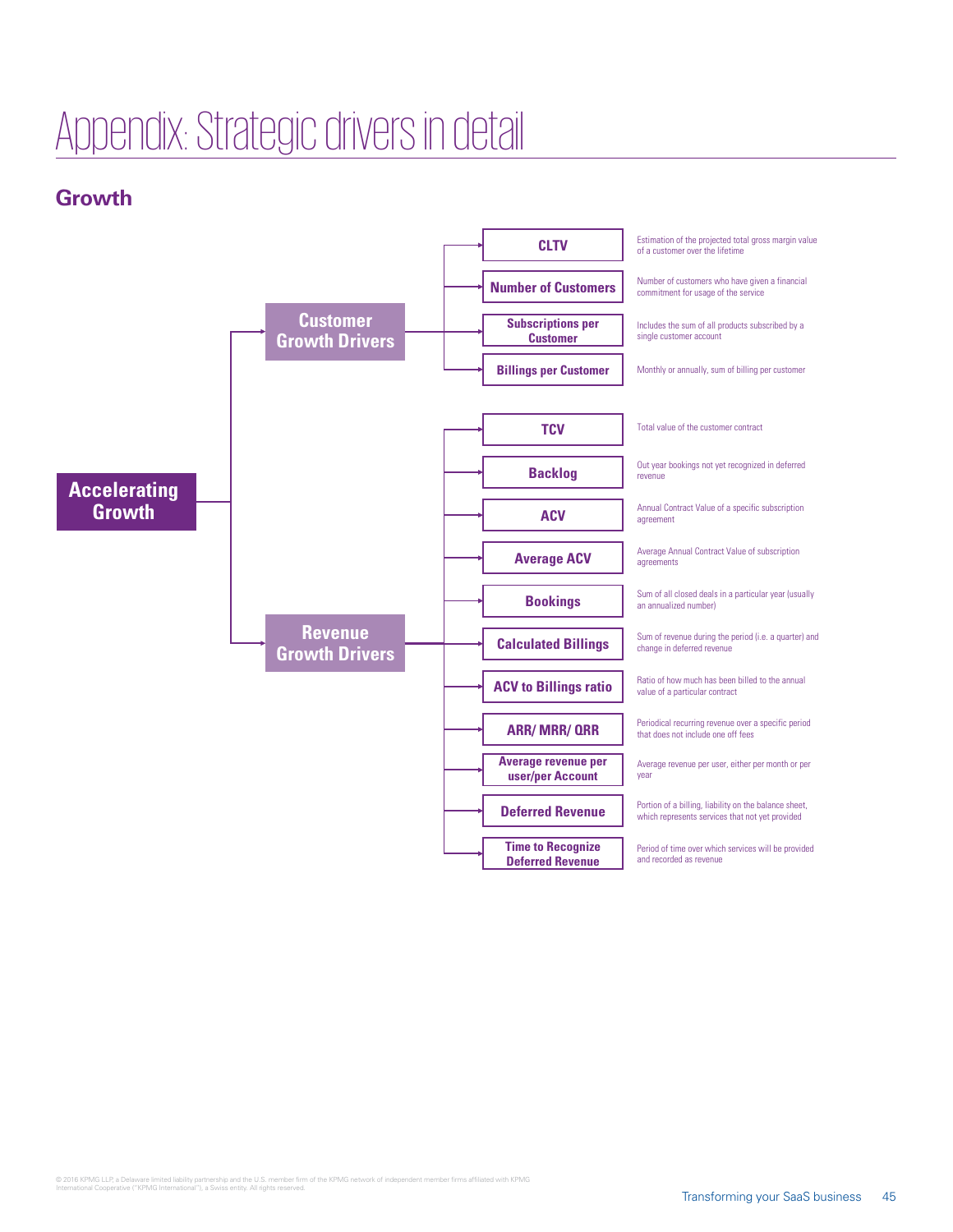# Appendix: Strategic drivers in detail

## Growth

**Accelerating Growth**

- **Customer Growth Drivers**
  - **CLTV** – Estimation of the projected total gross margin value of a customer over the lifetime
  - **Number of Customers** – Number of customers who have given a financial commitment for usage of the service
  - **Subscriptions per Customer** – Includes the sum of all products subscribed by a single customer account
  - **Billings per Customer** – Monthly or annually, sum of billing per customer
- **Revenue Growth Drivers**
  - **TCV** – Total value of the customer contract
  - **Backlog** – Out year bookings not yet recognized in deferred revenue
  - **ACV** – Annual Contract Value of a specific subscription agreement
  - **Average ACV** – Average Annual Contract Value of subscription agreements
  - **Bookings** – Sum of all closed deals in a particular year (usually an annualized number)
  - **Calculated Billings** – Sum of revenue during the period (i.e. a quarter) and change in deferred revenue
  - **ACV to Billings ratio** – Ratio of how much has been billed to the annual value of a particular contract
  - **ARR/ MRR/ QRR** – Periodical recurring revenue over a specific period that does not include one off fees
  - **Average revenue per user/per Account** – Average revenue per user, either per month or per year
  - **Deferred Revenue** – Portion of a billing, liability on the balance sheet, which represents services that not yet provided
  - **Time to Recognize Deferred Revenue** – Period of time over which services will be provided and recorded as revenue

© 2016 KPMG LLP, a Delaware limited liability partnership and the U.S. member firm of the KPMG network of independent member firms affiliated with KPMG International Cooperative ("KPMG International"), a Swiss entity. All rights reserved.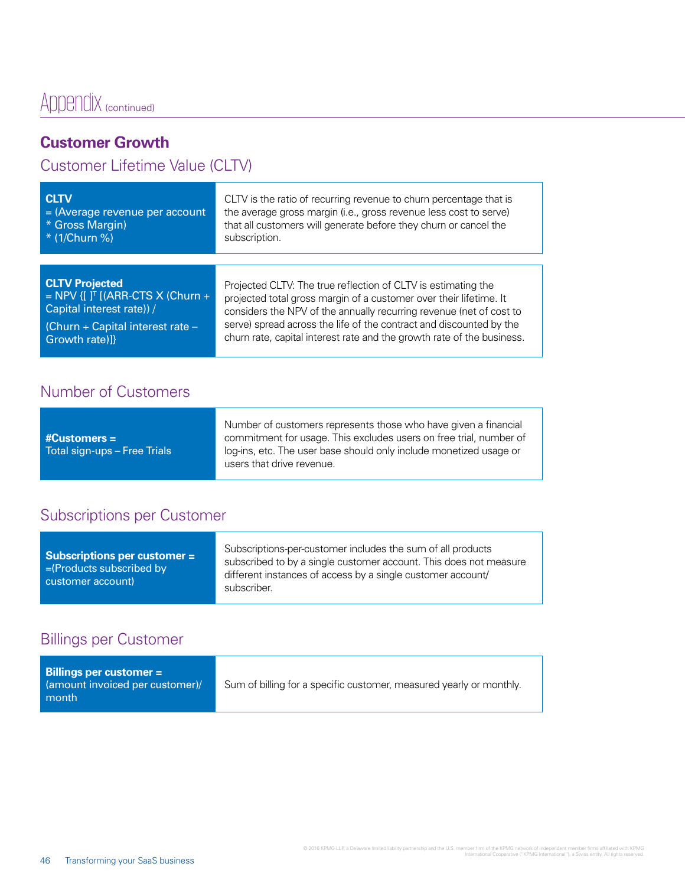# Appendix (continued)

## Customer Growth

### Customer Lifetime Value (CLTV)

| | |
|---|---|
| **CLTV** = (Average revenue per account * Gross Margin) * (1/Churn %) | CLTV is the ratio of recurring revenue to churn percentage that is the average gross margin (i.e., gross revenue less cost to serve) that all customers will generate before they churn or cancel the subscription. |

| | |
|---|---|
| **CLTV Projected** = NPV {[ ]$^T$ [(ARR-CTS X (Churn + Capital interest rate)) / (Churn + Capital interest rate – Growth rate)]} | Projected CLTV: The true reflection of CLTV is estimating the projected total gross margin of a customer over their lifetime. It considers the NPV of the annually recurring revenue (net of cost to serve) spread across the life of the contract and discounted by the churn rate, capital interest rate and the growth rate of the business. |

### Number of Customers

| | |
|---|---|
| **#Customers =** Total sign-ups – Free Trials | Number of customers represents those who have given a financial commitment for usage. This excludes users on free trial, number of log-ins, etc. The user base should only include monetized usage or users that drive revenue. |

### Subscriptions per Customer

| | |
|---|---|
| **Subscriptions per customer =** =(Products subscribed by customer account) | Subscriptions-per-customer includes the sum of all products subscribed to by a single customer account. This does not measure different instances of access by a single customer account/ subscriber. |

### Billings per Customer

| | |
|---|---|
| **Billings per customer =** (amount invoiced per customer)/ month | Sum of billing for a specific customer, measured yearly or monthly. |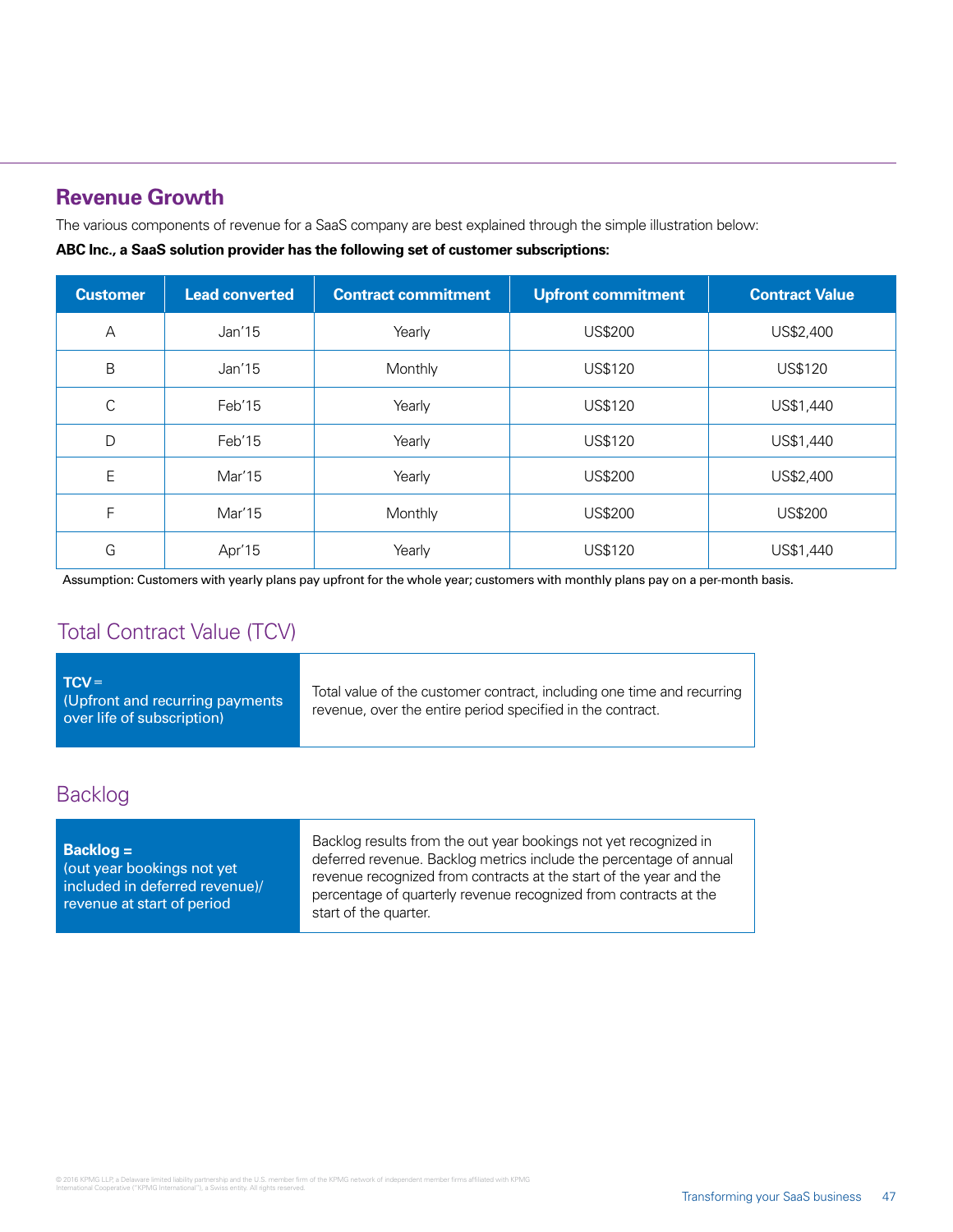## Revenue Growth

The various components of revenue for a SaaS company are best explained through the simple illustration below:

**ABC Inc., a SaaS solution provider has the following set of customer subscriptions:**

| Customer | Lead converted | Contract commitment | Upfront commitment | Contract Value |
|---|---|---|---|---|
| A | Jan'15 | Yearly | US$200 | US$2,400 |
| B | Jan'15 | Monthly | US$120 | US$120 |
| C | Feb'15 | Yearly | US$120 | US$1,440 |
| D | Feb'15 | Yearly | US$120 | US$1,440 |
| E | Mar'15 | Yearly | US$200 | US$2,400 |
| F | Mar'15 | Monthly | US$200 | US$200 |
| G | Apr'15 | Yearly | US$120 | US$1,440 |

Assumption: Customers with yearly plans pay upfront for the whole year; customers with monthly plans pay on a per-month basis.

### Total Contract Value (TCV)

| **TCV** = (Upfront and recurring payments over life of subscription) | Total value of the customer contract, including one time and recurring revenue, over the entire period specified in the contract. |
|---|---|

### Backlog

| **Backlog =** (out year bookings not yet included in deferred revenue)/ revenue at start of period | Backlog results from the out year bookings not yet recognized in deferred revenue. Backlog metrics include the percentage of annual revenue recognized from contracts at the start of the year and the percentage of quarterly revenue recognized from contracts at the start of the quarter. |
|---|---|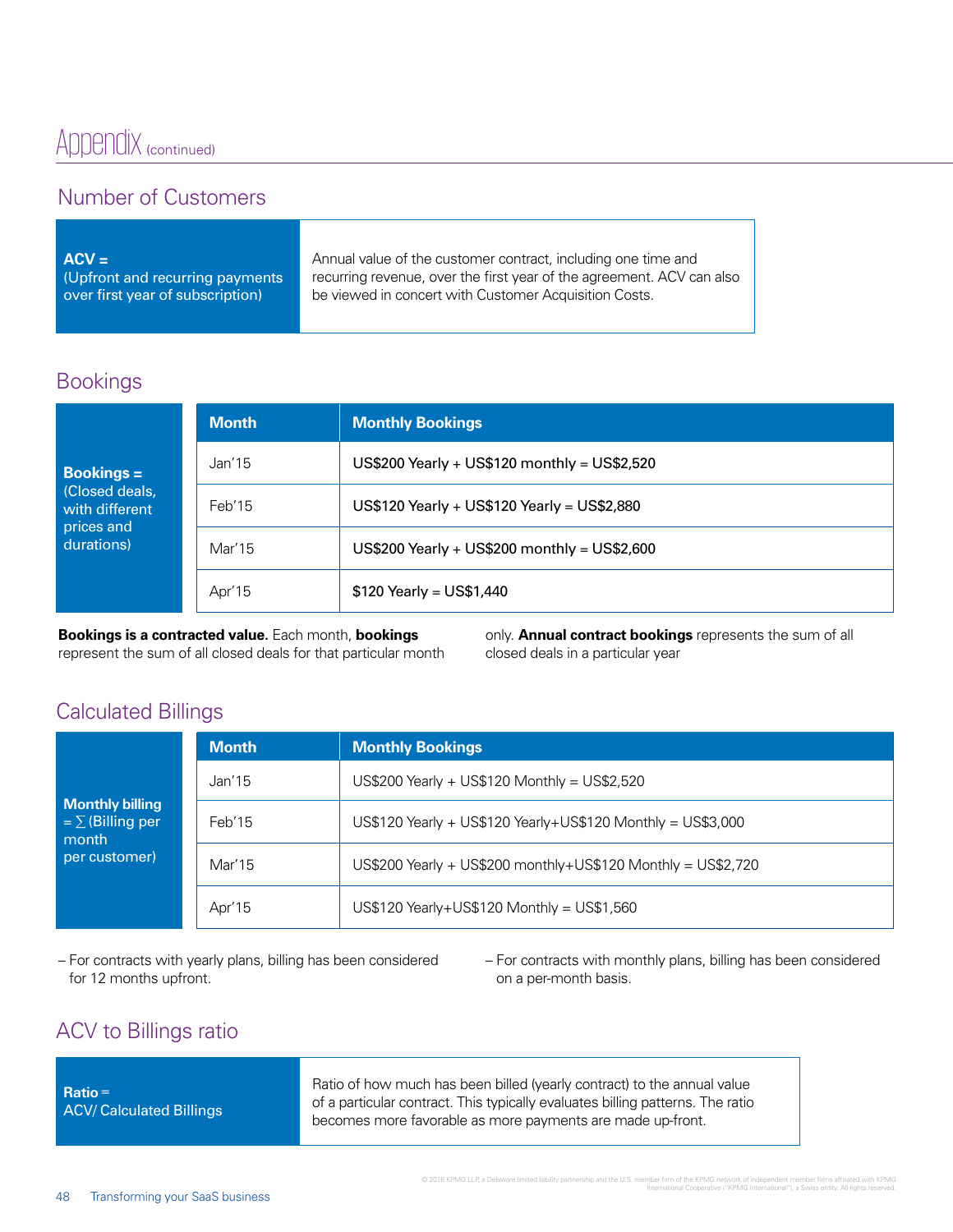# Appendix (continued)

## Number of Customers

| **ACV =** (Upfront and recurring payments over first year of subscription) | Annual value of the customer contract, including one time and recurring revenue, over the first year of the agreement. ACV can also be viewed in concert with Customer Acquisition Costs. |
|---|---|

## Bookings

**Bookings =** (Closed deals, with different prices and durations)

| Month | Monthly Bookings |
|---|---|
| Jan'15 | US$200 Yearly + US$120 monthly = US$2,520 |
| Feb'15 | US$120 Yearly + US$120 Yearly = US$2,880 |
| Mar'15 | US$200 Yearly + US$200 monthly = US$2,600 |
| Apr'15 | $120 Yearly = US$1,440 |

**Bookings is a contracted value.** Each month, **bookings** represent the sum of all closed deals for that particular month only. **Annual contract bookings** represents the sum of all closed deals in a particular year

## Calculated Billings

**Monthly billing** = ∑ (Billing per month per customer)

| Month | Monthly Bookings |
|---|---|
| Jan'15 | US$200 Yearly + US$120 Monthly = US$2,520 |
| Feb'15 | US$120 Yearly + US$120 Yearly+US$120 Monthly = US$3,000 |
| Mar'15 | US$200 Yearly + US$200 monthly+US$120 Monthly = US$2,720 |
| Apr'15 | US$120 Yearly+US$120 Monthly = US$1,560 |

- For contracts with yearly plans, billing has been considered for 12 months upfront.
- For contracts with monthly plans, billing has been considered on a per-month basis.

## ACV to Billings ratio

| **Ratio =** ACV/ Calculated Billings | Ratio of how much has been billed (yearly contract) to the annual value of a particular contract. This typically evaluates billing patterns. The ratio becomes more favorable as more payments are made up-front. |
|---|---|

© 2016 KPMG LLP, a Delaware limited liability partnership and the U.S. member firm of the KPMG network of independent member firms affiliated with KPMG International Cooperative ("KPMG International"), a Swiss entity. All rights reserved.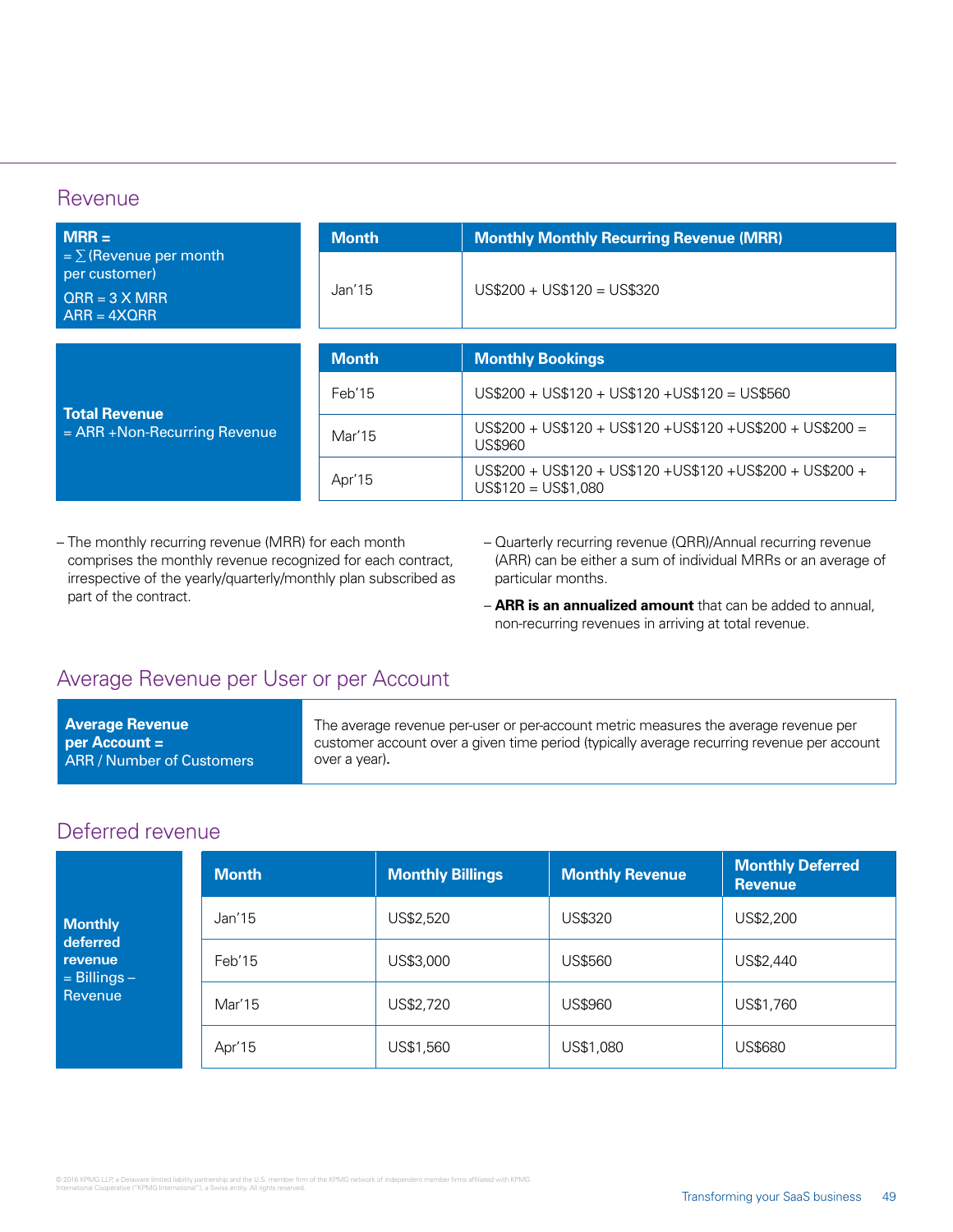## Revenue

| **MRR =**<br>= ∑ (Revenue per month per customer)<br>QRR = 3 X MRR<br>ARR = 4XQRR | **Month** | **Monthly Monthly Recurring Revenue (MRR)** |
|---|---|---|
| | Jan'15 | US$200 + US$120 = US$320 |

| **Total Revenue**<br>= ARR +Non-Recurring Revenue | **Month** | **Monthly Bookings** |
|---|---|---|
| | Feb'15 | US$200 + US$120 + US$120 +US$120 = US$560 |
| | Mar'15 | US$200 + US$120 + US$120 +US$120 +US$200 + US$200 = US$960 |
| | Apr'15 | US$200 + US$120 + US$120 +US$120 +US$200 + US$200 + US$120 = US$1,080 |

- The monthly recurring revenue (MRR) for each month comprises the monthly revenue recognized for each contract, irrespective of the yearly/quarterly/monthly plan subscribed as part of the contract.
- Quarterly recurring revenue (QRR)/Annual recurring revenue (ARR) can be either a sum of individual MRRs or an average of particular months.
- **ARR is an annualized amount** that can be added to annual, non-recurring revenues in arriving at total revenue.

## Average Revenue per User or per Account

| **Average Revenue per Account =**<br>ARR / Number of Customers | The average revenue per-user or per-account metric measures the average revenue per customer account over a given time period (typically average recurring revenue per account over a year). |
|---|---|

## Deferred revenue

| **Monthly deferred revenue**<br>= Billings – Revenue | **Month** | **Monthly Billings** | **Monthly Revenue** | **Monthly Deferred Revenue** |
|---|---|---|---|---|
| | Jan'15 | US$2,520 | US$320 | US$2,200 |
| | Feb'15 | US$3,000 | US$560 | US$2,440 |
| | Mar'15 | US$2,720 | US$960 | US$1,760 |
| | Apr'15 | US$1,560 | US$1,080 | US$680 |

© 2016 KPMG LLP, a Delaware limited liability partnership and the U.S. member firm of the KPMG network of independent member firms affiliated with KPMG International Cooperative ("KPMG International"), a Swiss entity. All rights reserved.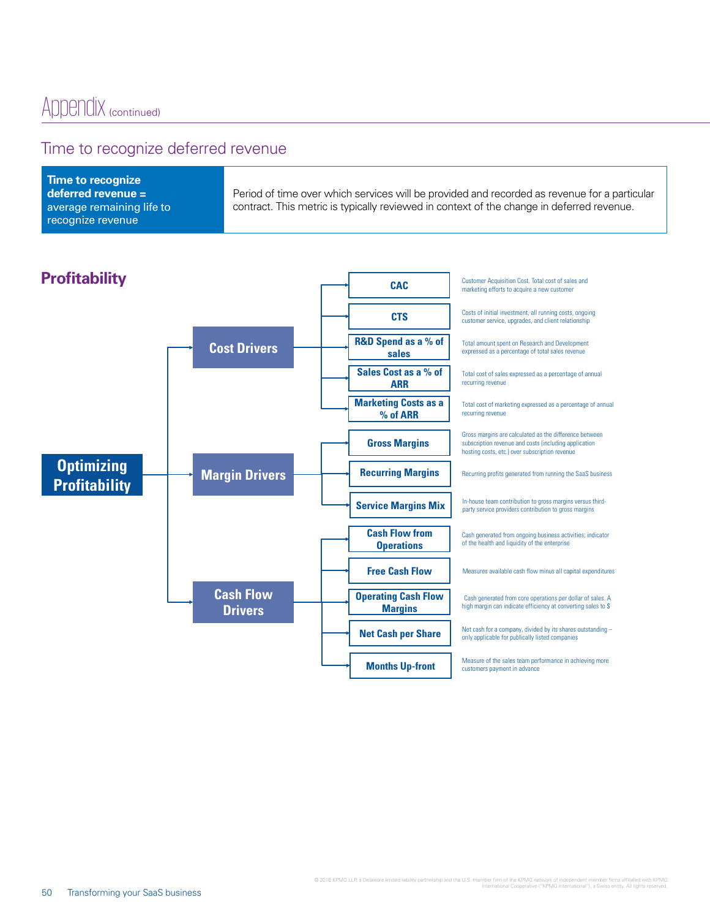# Appendix (continued)

## Time to recognize deferred revenue

| Time to recognize deferred revenue = average remaining life to recognize revenue | Period of time over which services will be provided and recorded as revenue for a particular contract. This metric is typically reviewed in context of the change in deferred revenue. |
|---|---|

## Profitability

**Optimizing Profitability**

- **Cost Drivers**
  - **CAC** — Customer Acquisition Cost. Total cost of sales and marketing efforts to acquire a new customer
  - **CTS** — Costs of initial investment, all running costs, ongoing customer service, upgrades, and client relationship
  - **R&D Spend as a % of sales** — Total amount spent on Research and Development expressed as a percentage of total sales revenue
  - **Sales Cost as a % of ARR** — Total cost of sales expressed as a percentage of annual recurring revenue
  - **Marketing Costs as a % of ARR** — Total cost of marketing expressed as a percentage of annual recurring revenue
- **Margin Drivers**
  - **Gross Margins** — Gross margins are calculated as the difference between subscription revenue and costs (including application hosting costs, etc.) over subscription revenue
  - **Recurring Margins** — Recurring profits generated from running the SaaS business
  - **Service Margins Mix** — In-house team contribution to gross margins versus third-party service providers contribution to gross margins
- **Cash Flow Drivers**
  - **Cash Flow from Operations** — Cash generated from ongoing business activities; indicator of the health and liquidity of the enterprise
  - **Free Cash Flow** — Measures available cash flow minus all capital expenditures
  - **Operating Cash Flow Margins** — Cash generated from core operations per dollar of sales. A high margin can indicate efficiency at converting sales to $
  - **Net Cash per Share** — Net cash for a company, divided by its shares outstanding – only applicable for publically listed companies
  - **Months Up-front** — Measure of the sales team performance in achieving more customers payment in advance

© 2016 KPMG LLP, a Delaware limited liability partnership and the U.S. member firm of the KPMG network of independent member firms affiliated with KPMG International Cooperative ("KPMG International"), a Swiss entity. All rights reserved.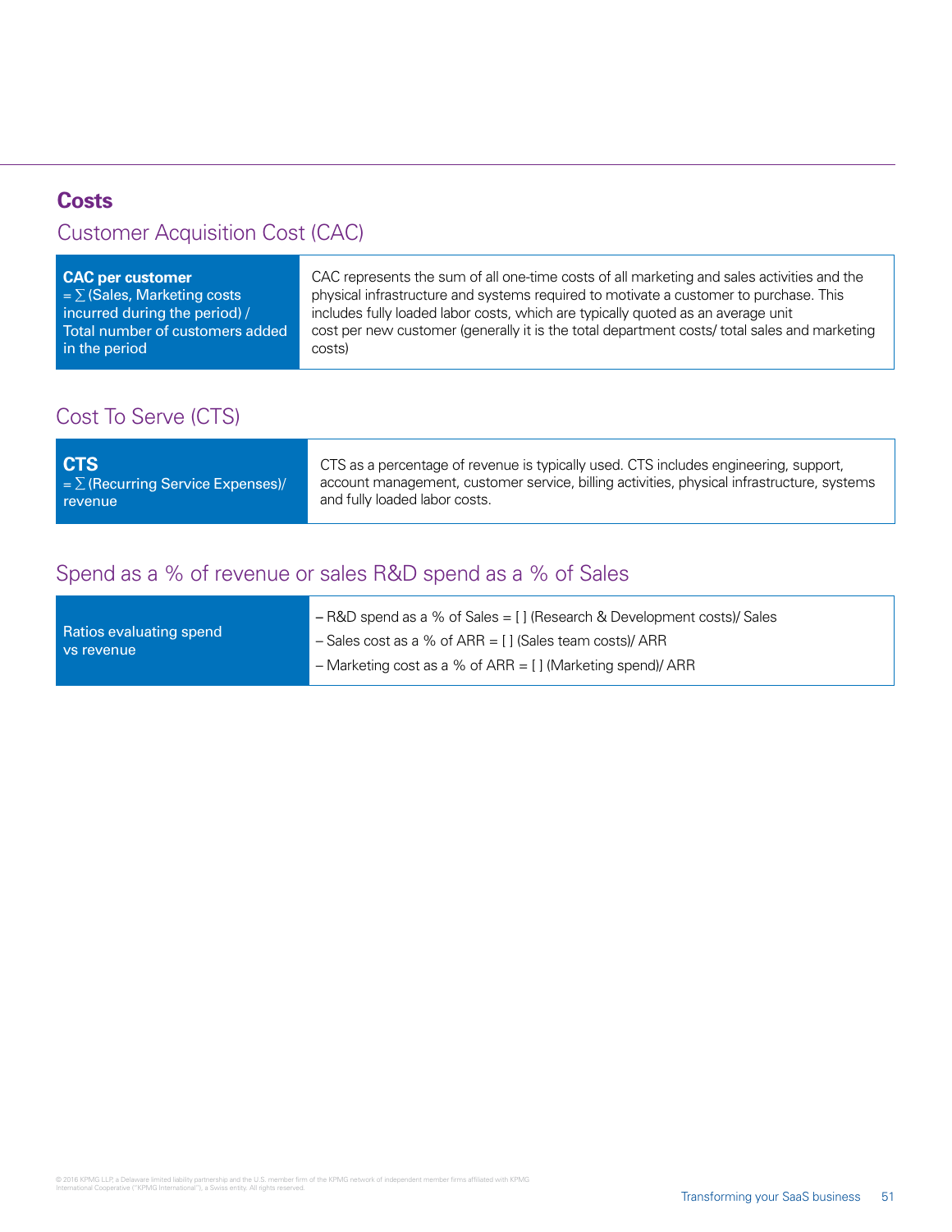## Costs

### Customer Acquisition Cost (CAC)

| | |
|---|---|
| **CAC per customer** = ∑ (Sales, Marketing costs incurred during the period) / Total number of customers added in the period | CAC represents the sum of all one-time costs of all marketing and sales activities and the physical infrastructure and systems required to motivate a customer to purchase. This includes fully loaded labor costs, which are typically quoted as an average unit cost per new customer (generally it is the total department costs/ total sales and marketing costs) |

### Cost To Serve (CTS)

| | |
|---|---|
| **CTS** = ∑ (Recurring Service Expenses)/ revenue | CTS as a percentage of revenue is typically used. CTS includes engineering, support, account management, customer service, billing activities, physical infrastructure, systems and fully loaded labor costs. |

### Spend as a % of revenue or sales R&D spend as a % of Sales

| | |
|---|---|
| Ratios evaluating spend vs revenue | – R&D spend as a % of Sales = [ ] (Research & Development costs)/ Sales<br>– Sales cost as a % of ARR = [ ] (Sales team costs)/ ARR<br>– Marketing cost as a % of ARR = [ ] (Marketing spend)/ ARR |

© 2016 KPMG LLP, a Delaware limited liability partnership and the U.S. member firm of the KPMG network of independent member firms affiliated with KPMG International Cooperative ("KPMG International"), a Swiss entity. All rights reserved.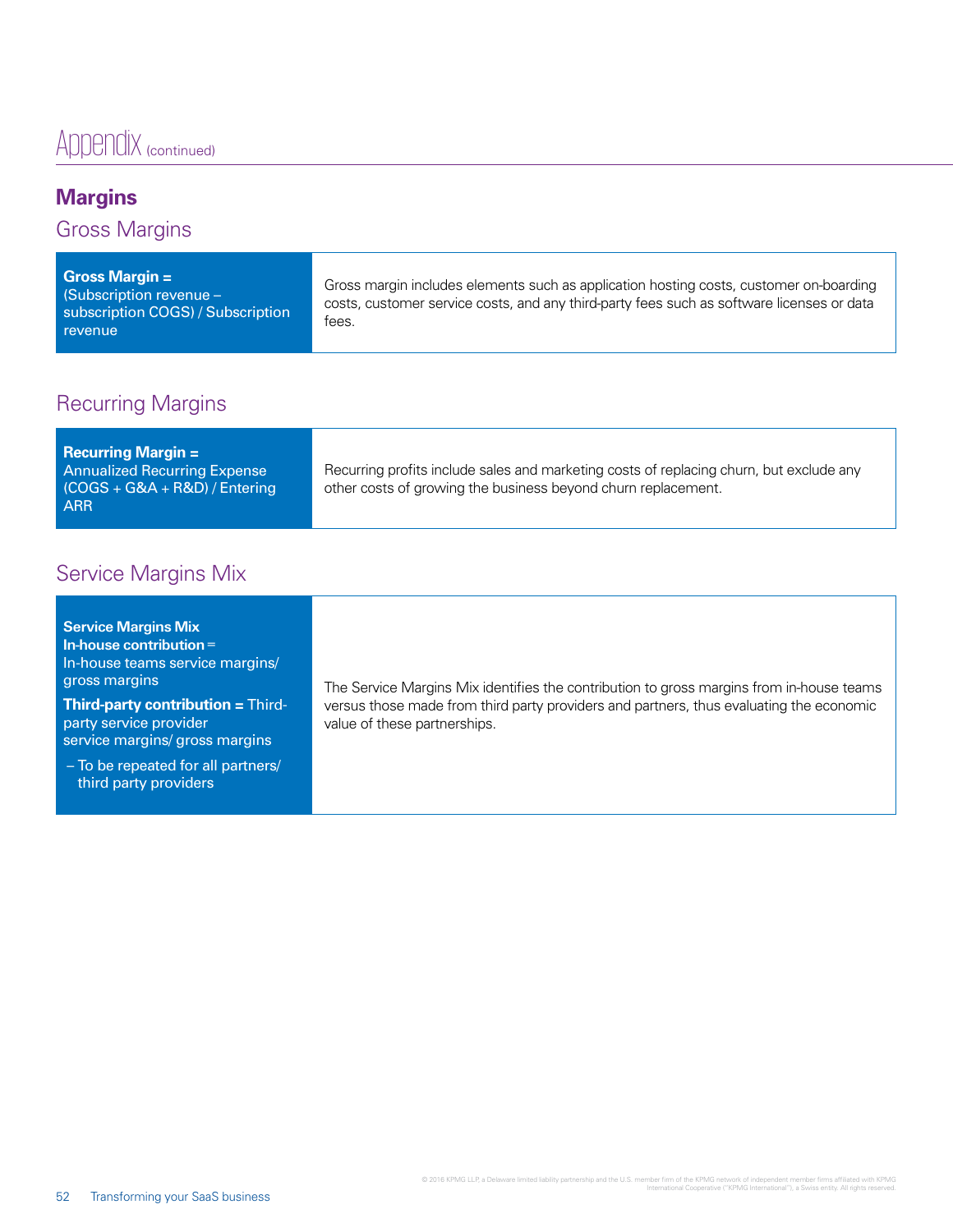# Appendix (continued)

## Margins

### Gross Margins

| **Gross Margin =** (Subscription revenue – subscription COGS) / Subscription revenue | Gross margin includes elements such as application hosting costs, customer on-boarding costs, customer service costs, and any third-party fees such as software licenses or data fees. |
|---|---|

### Recurring Margins

| **Recurring Margin =** Annualized Recurring Expense (COGS + G&A + R&D) / Entering ARR | Recurring profits include sales and marketing costs of replacing churn, but exclude any other costs of growing the business beyond churn replacement. |
|---|---|

### Service Margins Mix

| **Service Margins Mix** **In-house contribution** = In-house teams service margins/ gross margins<br>**Third-party contribution =** Third-party service provider service margins/ gross margins<br>– To be repeated for all partners/ third party providers | The Service Margins Mix identifies the contribution to gross margins from in-house teams versus those made from third party providers and partners, thus evaluating the economic value of these partnerships. |
|---|---|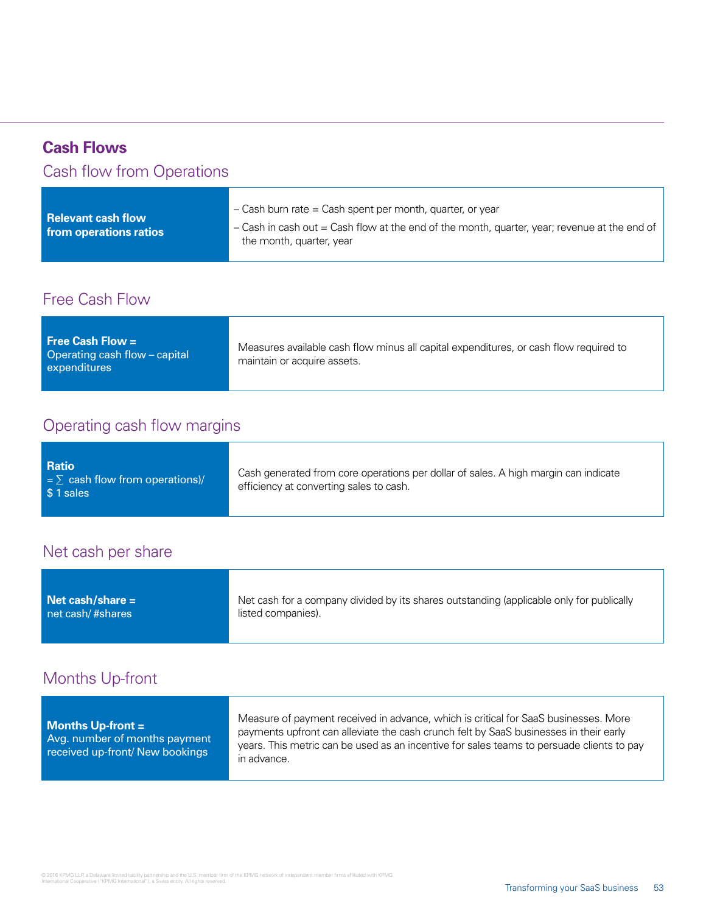## Cash Flows

### Cash flow from Operations

| **Relevant cash flow from operations ratios** | – Cash burn rate = Cash spent per month, quarter, or year<br>– Cash in cash out = Cash flow at the end of the month, quarter, year; revenue at the end of the month, quarter, year |
|---|---|

### Free Cash Flow

| **Free Cash Flow =** Operating cash flow – capital expenditures | Measures available cash flow minus all capital expenditures, or cash flow required to maintain or acquire assets. |
|---|---|

### Operating cash flow margins

| **Ratio** = ∑ cash flow from operations)/ $ 1 sales | Cash generated from core operations per dollar of sales. A high margin can indicate efficiency at converting sales to cash. |
|---|---|

### Net cash per share

| **Net cash/share =** net cash/ #shares | Net cash for a company divided by its shares outstanding (applicable only for publically listed companies). |
|---|---|

### Months Up-front

| **Months Up-front =** Avg. number of months payment received up-front/ New bookings | Measure of payment received in advance, which is critical for SaaS businesses. More payments upfront can alleviate the cash crunch felt by SaaS businesses in their early years. This metric can be used as an incentive for sales teams to persuade clients to pay in advance. |
|---|---|

© 2016 KPMG LLP, a Delaware limited liability partnership and the U.S. member firm of the KPMG network of independent member firms affiliated with KPMG International Cooperative ("KPMG International"), a Swiss entity. All rights reserved.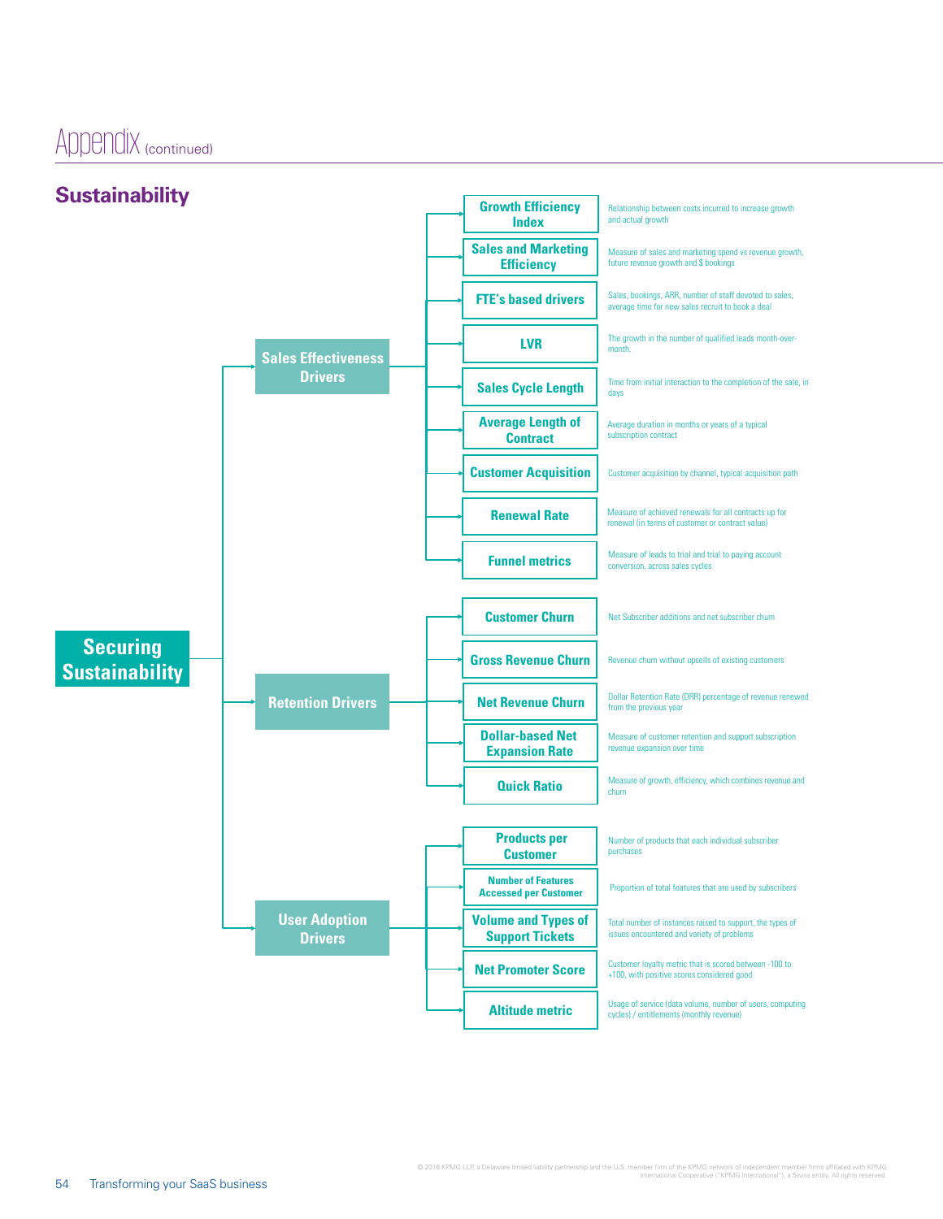# Appendix (continued)

## Sustainability

**Securing Sustainability**

### Sales Effectiveness Drivers

| Metric | Description |
|---|---|
| Growth Efficiency Index | Relationship between costs incurred to increase growth and actual growth |
| Sales and Marketing Efficiency | Measure of sales and marketing spend vs revenue growth, future revenue growth and $ bookings |
| FTE's based drivers | Sales, bookings, ARR, number of staff devoted to sales, average time for new sales recruit to book a deal |
| LVR | The growth in the number of qualified leads month-over-month. |
| Sales Cycle Length | Time from initial interaction to the completion of the sale, in days |
| Average Length of Contract | Average duration in months or years of a typical subscription contract |
| Customer Acquisition | Customer acquisition by channel, typical acquisition path |
| Renewal Rate | Measure of achieved renewals for all contracts up for renewal (in terms of customer or contract value) |
| Funnel metrics | Measure of leads to trial and trial to paying account conversion, across sales cycles |

### Retention Drivers

| Metric | Description |
|---|---|
| Customer Churn | Net Subscriber additions and net subscriber churn |
| Gross Revenue Churn | Revenue churn without upsells of existing customers |
| Net Revenue Churn | Dollar Retention Rate (DRR) percentage of revenue renewed from the previous year |
| Dollar-based Net Expansion Rate | Measure of customer retention and support subscription revenue expansion over time |
| Quick Ratio | Measure of growth, efficiency, which combines revenue and churn |

### User Adoption Drivers

| Metric | Description |
|---|---|
| Products per Customer | Number of products that each individual subscriber purchases |
| Number of Features Accessed per Customer | Proportion of total features that are used by subscribers |
| Volume and Types of Support Tickets | Total number of instances raised to support, the types of issues encountered and variety of problems |
| Net Promoter Score | Customer loyalty metric that is scored between -100 to +100, with positive scores considered good |
| Altitude metric | Usage of service (data volume, number of users, computing cycles) / entitlements (monthly revenue) |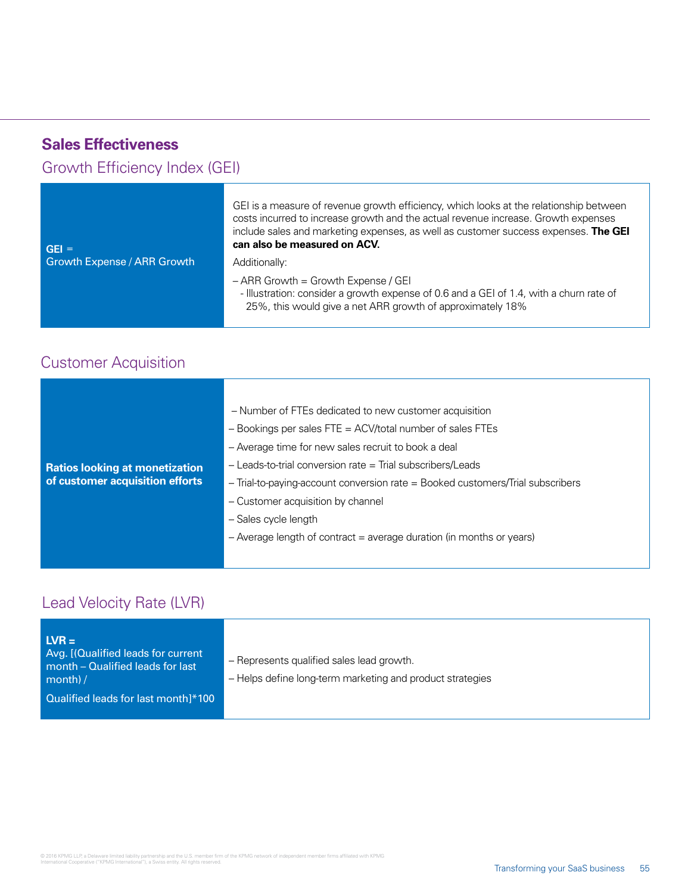## Sales Effectiveness

### Growth Efficiency Index (GEI)

| | |
|---|---|
| **GEI** = Growth Expense / ARR Growth | GEI is a measure of revenue growth efficiency, which looks at the relationship between costs incurred to increase growth and the actual revenue increase. Growth expenses include sales and marketing expenses, as well as customer success expenses. **The GEI can also be measured on ACV.** Additionally: – ARR Growth = Growth Expense / GEI - Illustration: consider a growth expense of 0.6 and a GEI of 1.4, with a churn rate of 25%, this would give a net ARR growth of approximately 18% |

### Customer Acquisition

| | |
|---|---|
| **Ratios looking at monetization of customer acquisition efforts** | – Number of FTEs dedicated to new customer acquisition – Bookings per sales FTE = ACV/total number of sales FTEs – Average time for new sales recruit to book a deal – Leads-to-trial conversion rate = Trial subscribers/Leads – Trial-to-paying-account conversion rate = Booked customers/Trial subscribers – Customer acquisition by channel – Sales cycle length – Average length of contract = average duration (in months or years) |

### Lead Velocity Rate (LVR)

| | |
|---|---|
| **LVR =** Avg. [(Qualified leads for current month – Qualified leads for last month) / Qualified leads for last month]*100 | – Represents qualified sales lead growth. – Helps define long-term marketing and product strategies |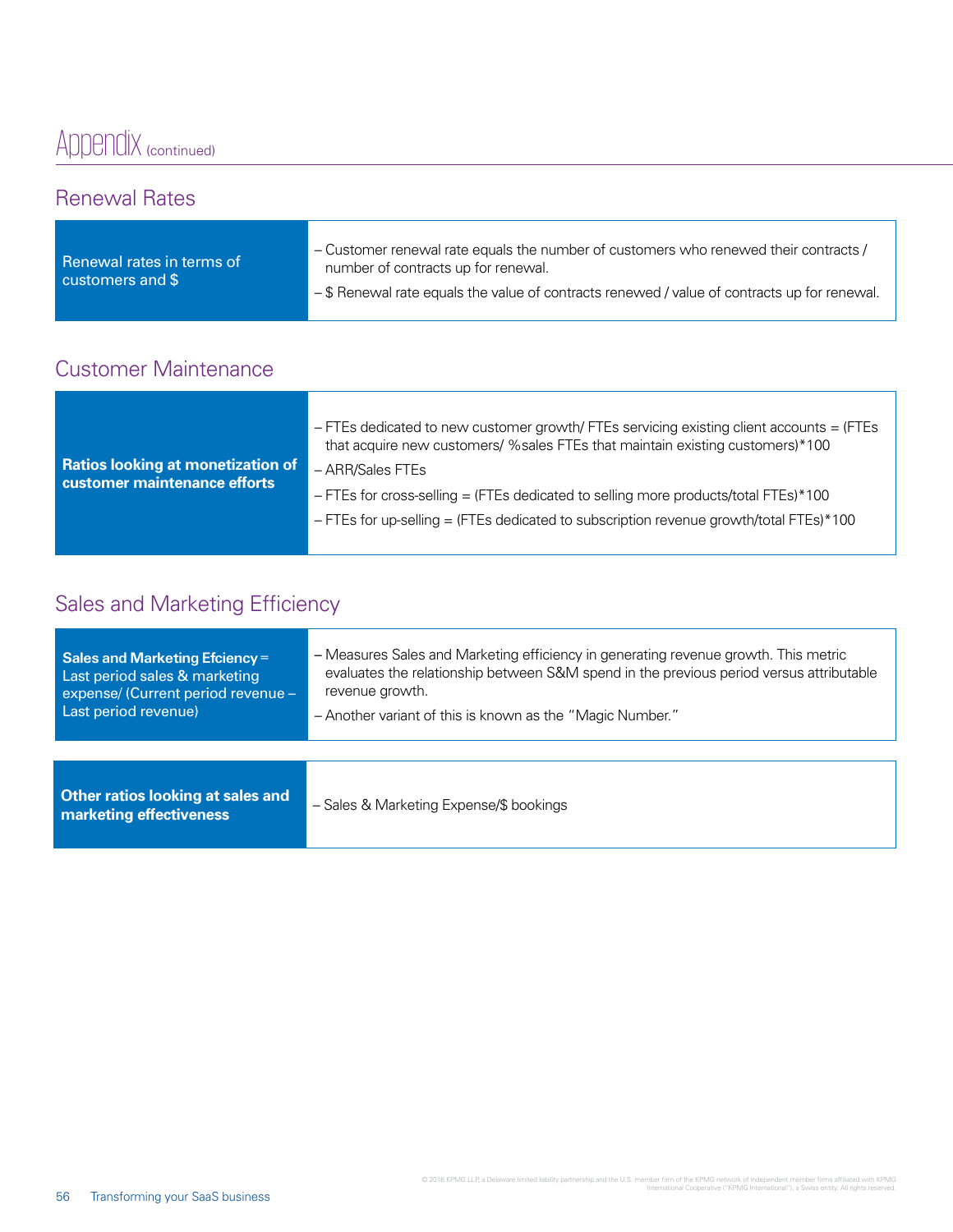# Appendix (continued)

## Renewal Rates

| Renewal rates in terms of customers and $ | – Customer renewal rate equals the number of customers who renewed their contracts / number of contracts up for renewal.<br>– $ Renewal rate equals the value of contracts renewed / value of contracts up for renewal. |
|---|---|

## Customer Maintenance

| **Ratios looking at monetization of customer maintenance efforts** | – FTEs dedicated to new customer growth/ FTEs servicing existing client accounts = (FTEs that acquire new customers/ %sales FTEs that maintain existing customers)*100<br>– ARR/Sales FTEs<br>– FTEs for cross-selling = (FTEs dedicated to selling more products/total FTEs)*100<br>– FTEs for up-selling = (FTEs dedicated to subscription revenue growth/total FTEs)*100 |
|---|---|

## Sales and Marketing Efficiency

| **Sales and Marketing Efciency** = Last period sales & marketing expense/ (Current period revenue – Last period revenue) | – Measures Sales and Marketing efficiency in generating revenue growth. This metric evaluates the relationship between S&M spend in the previous period versus attributable revenue growth.<br>– Another variant of this is known as the "Magic Number." |
|---|---|

| **Other ratios looking at sales and marketing effectiveness** | – Sales & Marketing Expense/$ bookings |
|---|---|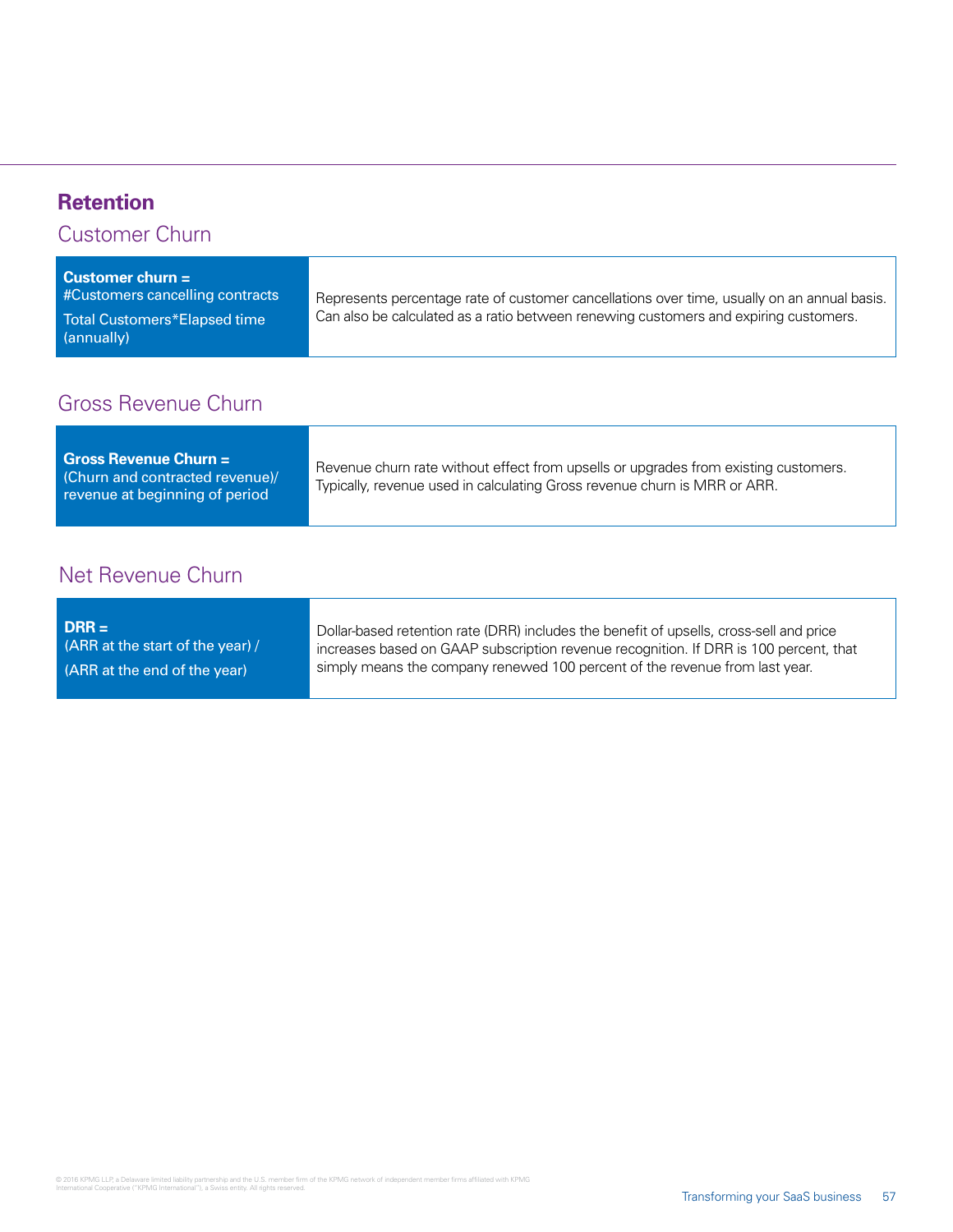## Retention

### Customer Churn

| **Customer churn =** #Customers cancelling contracts / Total Customers*Elapsed time (annually) | Represents percentage rate of customer cancellations over time, usually on an annual basis. Can also be calculated as a ratio between renewing customers and expiring customers. |
|---|---|

### Gross Revenue Churn

| **Gross Revenue Churn =** (Churn and contracted revenue)/ revenue at beginning of period | Revenue churn rate without effect from upsells or upgrades from existing customers. Typically, revenue used in calculating Gross revenue churn is MRR or ARR. |
|---|---|

### Net Revenue Churn

| **DRR =** (ARR at the start of the year) / (ARR at the end of the year) | Dollar-based retention rate (DRR) includes the benefit of upsells, cross-sell and price increases based on GAAP subscription revenue recognition. If DRR is 100 percent, that simply means the company renewed 100 percent of the revenue from last year. |
|---|---|

© 2016 KPMG LLP, a Delaware limited liability partnership and the U.S. member firm of the KPMG network of independent member firms affiliated with KPMG International Cooperative ("KPMG International"), a Swiss entity. All rights reserved.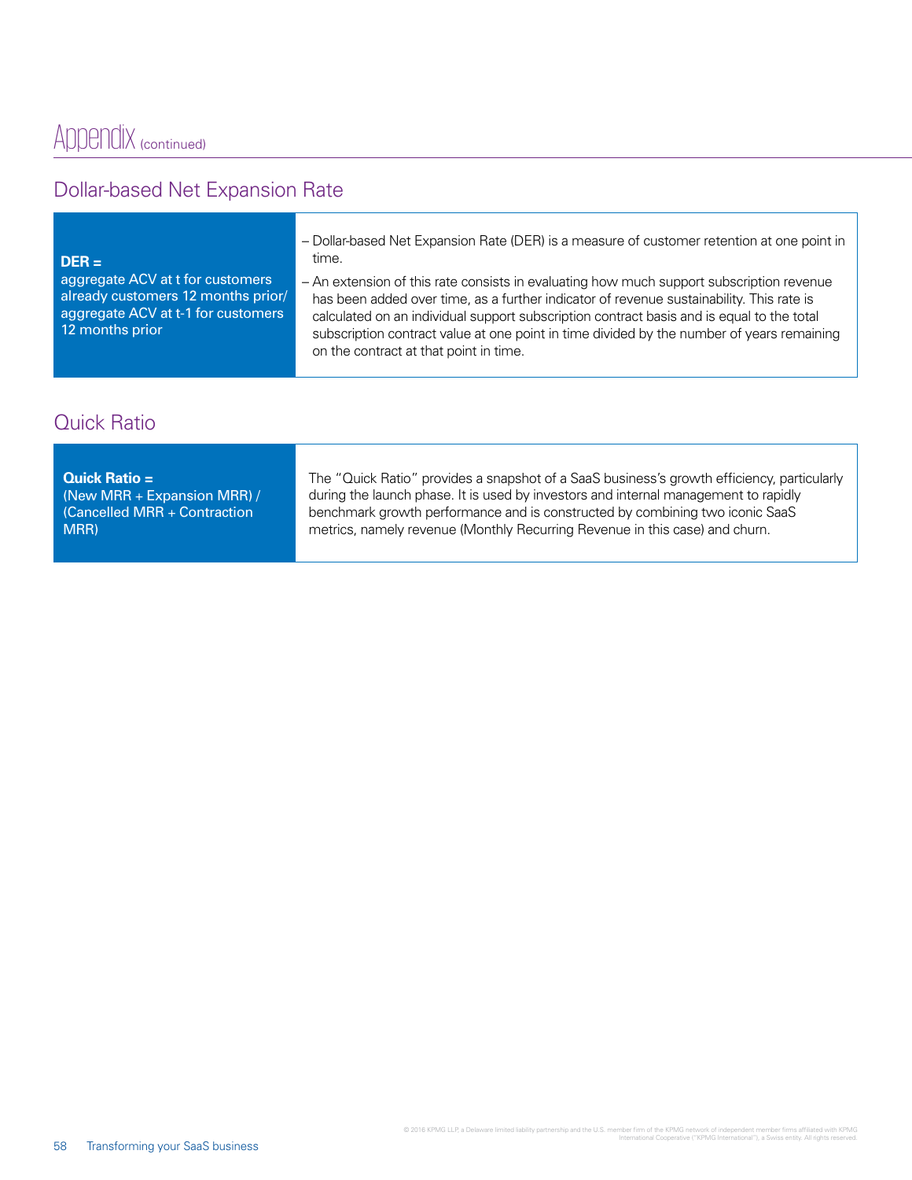# Appendix (continued)

## Dollar-based Net Expansion Rate

| **DER =** aggregate ACV at t for customers already customers 12 months prior/ aggregate ACV at t-1 for customers 12 months prior | – Dollar-based Net Expansion Rate (DER) is a measure of customer retention at one point in time.<br>– An extension of this rate consists in evaluating how much support subscription revenue has been added over time, as a further indicator of revenue sustainability. This rate is calculated on an individual support subscription contract basis and is equal to the total subscription contract value at one point in time divided by the number of years remaining on the contract at that point in time. |
|---|---|

## Quick Ratio

| **Quick Ratio =** (New MRR + Expansion MRR) / (Cancelled MRR + Contraction MRR) | The "Quick Ratio" provides a snapshot of a SaaS business's growth efficiency, particularly during the launch phase. It is used by investors and internal management to rapidly benchmark growth performance and is constructed by combining two iconic SaaS metrics, namely revenue (Monthly Recurring Revenue in this case) and churn. |
|---|---|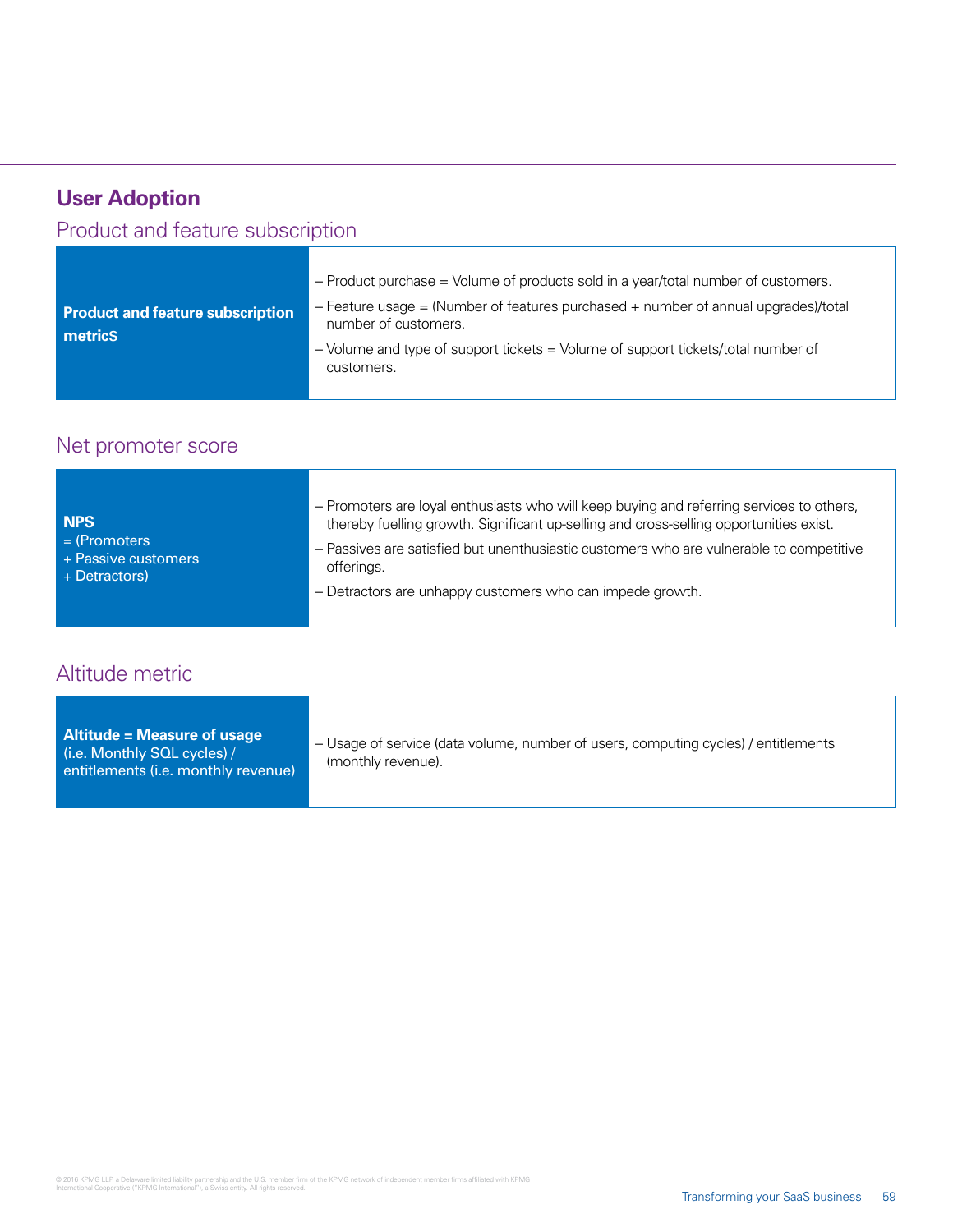# User Adoption

## Product and feature subscription

| **Product and feature subscription metricS** | – Product purchase = Volume of products sold in a year/total number of customers.<br>– Feature usage = (Number of features purchased + number of annual upgrades)/total number of customers.<br>– Volume and type of support tickets = Volume of support tickets/total number of customers. |
|---|---|

## Net promoter score

| **NPS**<br>= (Promoters<br>+ Passive customers<br>+ Detractors) | – Promoters are loyal enthusiasts who will keep buying and referring services to others, thereby fuelling growth. Significant up-selling and cross-selling opportunities exist.<br>– Passives are satisfied but unenthusiastic customers who are vulnerable to competitive offerings.<br>– Detractors are unhappy customers who can impede growth. |
|---|---|

## Altitude metric

| **Altitude = Measure of usage** (i.e. Monthly SQL cycles) / entitlements (i.e. monthly revenue) | – Usage of service (data volume, number of users, computing cycles) / entitlements (monthly revenue). |
|---|---|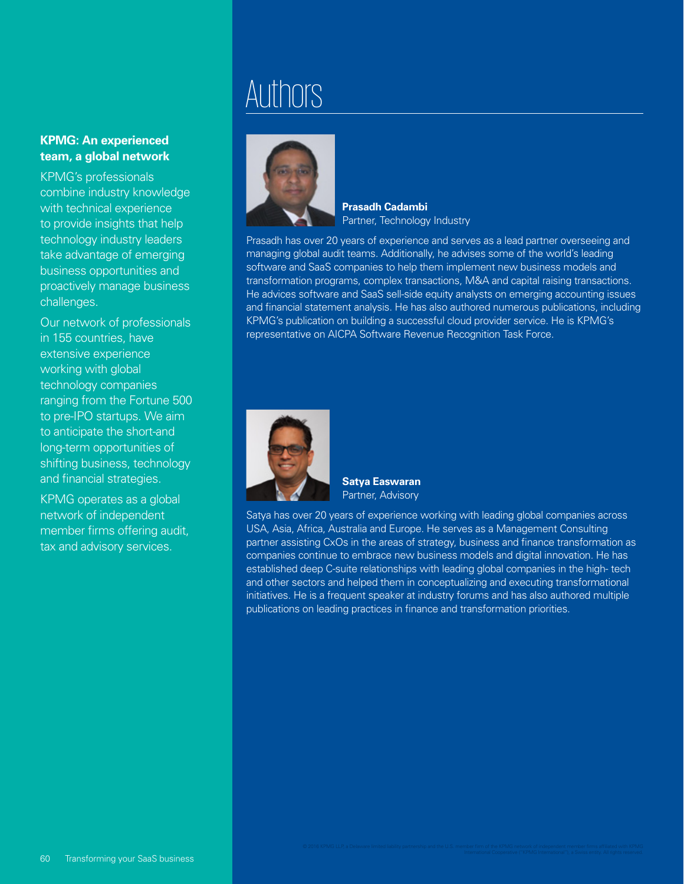# Authors

**Prasadh Cadambi**
Partner, Technology Industry

Prasadh has over 20 years of experience and serves as a lead partner overseeing and managing global audit teams. Additionally, he advises some of the world's leading software and SaaS companies to help them implement new business models and transformation programs, complex transactions, M&A and capital raising transactions. He advices software and SaaS sell-side equity analysts on emerging accounting issues and financial statement analysis. He has also authored numerous publications, including KPMG's publication on building a successful cloud provider service. He is KPMG's representative on AICPA Software Revenue Recognition Task Force.

**Satya Easwaran**
Partner, Advisory

Satya has over 20 years of experience working with leading global companies across USA, Asia, Africa, Australia and Europe. He serves as a Management Consulting partner assisting CxOs in the areas of strategy, business and finance transformation as companies continue to embrace new business models and digital innovation. He has established deep C-suite relationships with leading global companies in the high- tech and other sectors and helped them in conceptualizing and executing transformational initiatives. He is a frequent speaker at industry forums and has also authored multiple publications on leading practices in finance and transformation priorities.

**KPMG: An experienced team, a global network**

KPMG's professionals combine industry knowledge with technical experience to provide insights that help technology industry leaders take advantage of emerging business opportunities and proactively manage business challenges.

Our network of professionals in 155 countries, have extensive experience working with global technology companies ranging from the Fortune 500 to pre-IPO startups. We aim to anticipate the short-and long-term opportunities of shifting business, technology and financial strategies.

KPMG operates as a global network of independent member firms offering audit, tax and advisory services.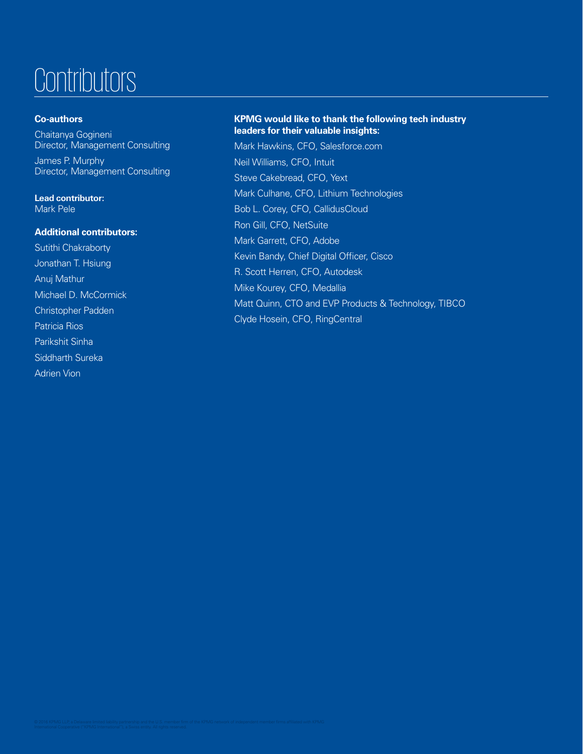# Contributors

**Co-authors**

Chaitanya Gogineni
Director, Management Consulting

James P. Murphy
Director, Management Consulting

**Lead contributor:**
Mark Pele

**Additional contributors:**

Sutithi Chakraborty

Jonathan T. Hsiung

Anuj Mathur

Michael D. McCormick

Christopher Padden

Patricia Rios

Parikshit Sinha

Siddharth Sureka

Adrien Vion

**KPMG would like to thank the following tech industry leaders for their valuable insights:**

Mark Hawkins, CFO, Salesforce.com

Neil Williams, CFO, Intuit

Steve Cakebread, CFO, Yext

Mark Culhane, CFO, Lithium Technologies

Bob L. Corey, CFO, CallidusCloud

Ron Gill, CFO, NetSuite

Mark Garrett, CFO, Adobe

Kevin Bandy, Chief Digital Officer, Cisco

R. Scott Herren, CFO, Autodesk

Mike Kourey, CFO, Medallia

Matt Quinn, CTO and EVP Products & Technology, TIBCO

Clyde Hosein, CFO, RingCentral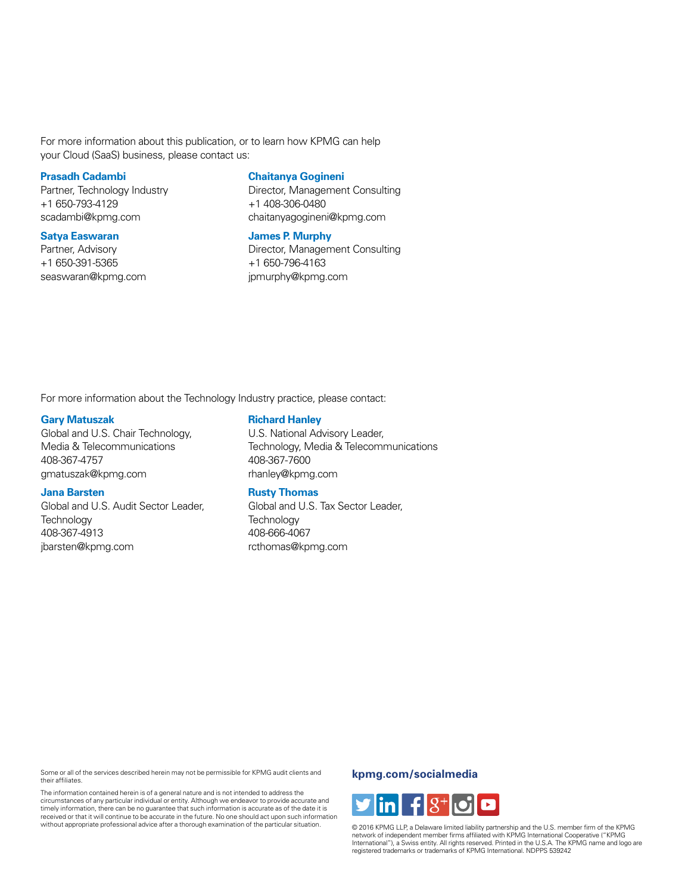For more information about this publication, or to learn how KPMG can help your Cloud (SaaS) business, please contact us:

**Prasadh Cadambi**
Partner, Technology Industry
+1 650-793-4129
scadambi@kpmg.com

**Satya Easwaran**
Partner, Advisory
+1 650-391-5365
seaswaran@kpmg.com

**Chaitanya Gogineni**
Director, Management Consulting
+1 408-306-0480
chaitanyagogineni@kpmg.com

**James P. Murphy**
Director, Management Consulting
+1 650-796-4163
jpmurphy@kpmg.com

For more information about the Technology Industry practice, please contact:

**Gary Matuszak**
Global and U.S. Chair Technology, Media & Telecommunications
408-367-4757
gmatuszak@kpmg.com

**Jana Barsten**
Global and U.S. Audit Sector Leader, Technology
408-367-4913
jbarsten@kpmg.com

**Richard Hanley**
U.S. National Advisory Leader, Technology, Media & Telecommunications
408-367-7600
rhanley@kpmg.com

**Rusty Thomas**
Global and U.S. Tax Sector Leader, Technology
408-666-4067
rcthomas@kpmg.com

Some or all of the services described herein may not be permissible for KPMG audit clients and their affiliates.

The information contained herein is of a general nature and is not intended to address the circumstances of any particular individual or entity. Although we endeavor to provide accurate and timely information, there can be no guarantee that such information is accurate as of the date it is received or that it will continue to be accurate in the future. No one should act upon such information without appropriate professional advice after a thorough examination of the particular situation.

**kpmg.com/socialmedia**

© 2016 KPMG LLP, a Delaware limited liability partnership and the U.S. member firm of the KPMG network of independent member firms affiliated with KPMG International Cooperative ("KPMG International"), a Swiss entity. All rights reserved. Printed in the U.S.A. The KPMG name and logo are registered trademarks or trademarks of KPMG International. NDPPS 539242